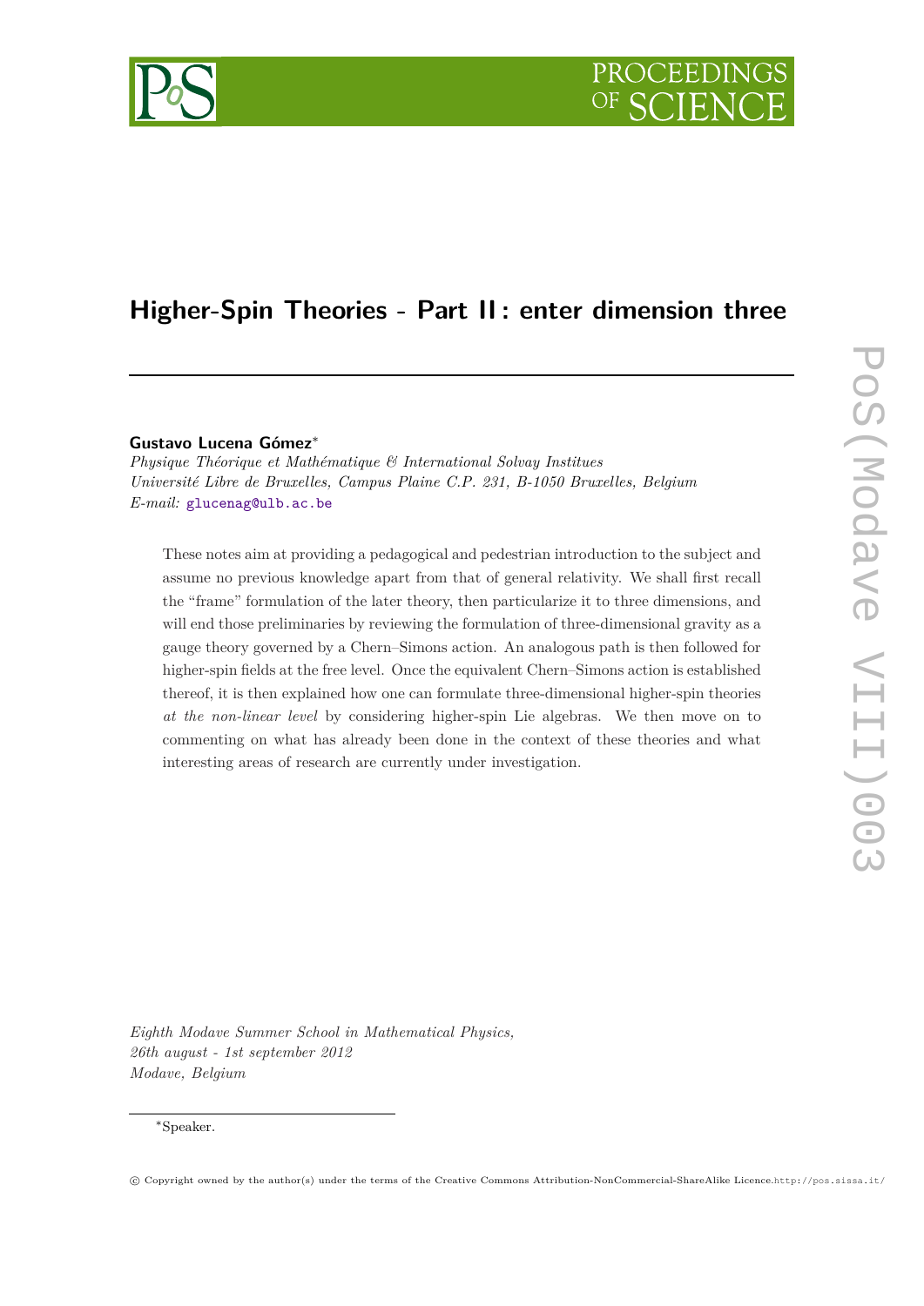# Higher-Spin Theories - Part II : enter dimension three

**Gustavo Lucena Gómez***

*Physique Théorique et Mathématique & International Solvay Institues*
*Université Libre de Bruxelles, Campus Plaine C.P. 231, B-1050 Bruxelles, Belgium*
*E-mail:* glucenag@ulb.ac.be

These notes aim at providing a pedagogical and pedestrian introduction to the subject and assume no previous knowledge apart from that of general relativity. We shall first recall the "frame" formulation of the later theory, then particularize it to three dimensions, and will end those preliminaries by reviewing the formulation of three-dimensional gravity as a gauge theory governed by a Chern–Simons action. An analogous path is then followed for higher-spin fields at the free level. Once the equivalent Chern–Simons action is established thereof, it is then explained how one can formulate three-dimensional higher-spin theories *at the non-linear level* by considering higher-spin Lie algebras. We then move on to commenting on what has already been done in the context of these theories and what interesting areas of research are currently under investigation.

*Eighth Modave Summer School in Mathematical Physics,*
*26th august - 1st september 2012*
*Modave, Belgium*

*Speaker.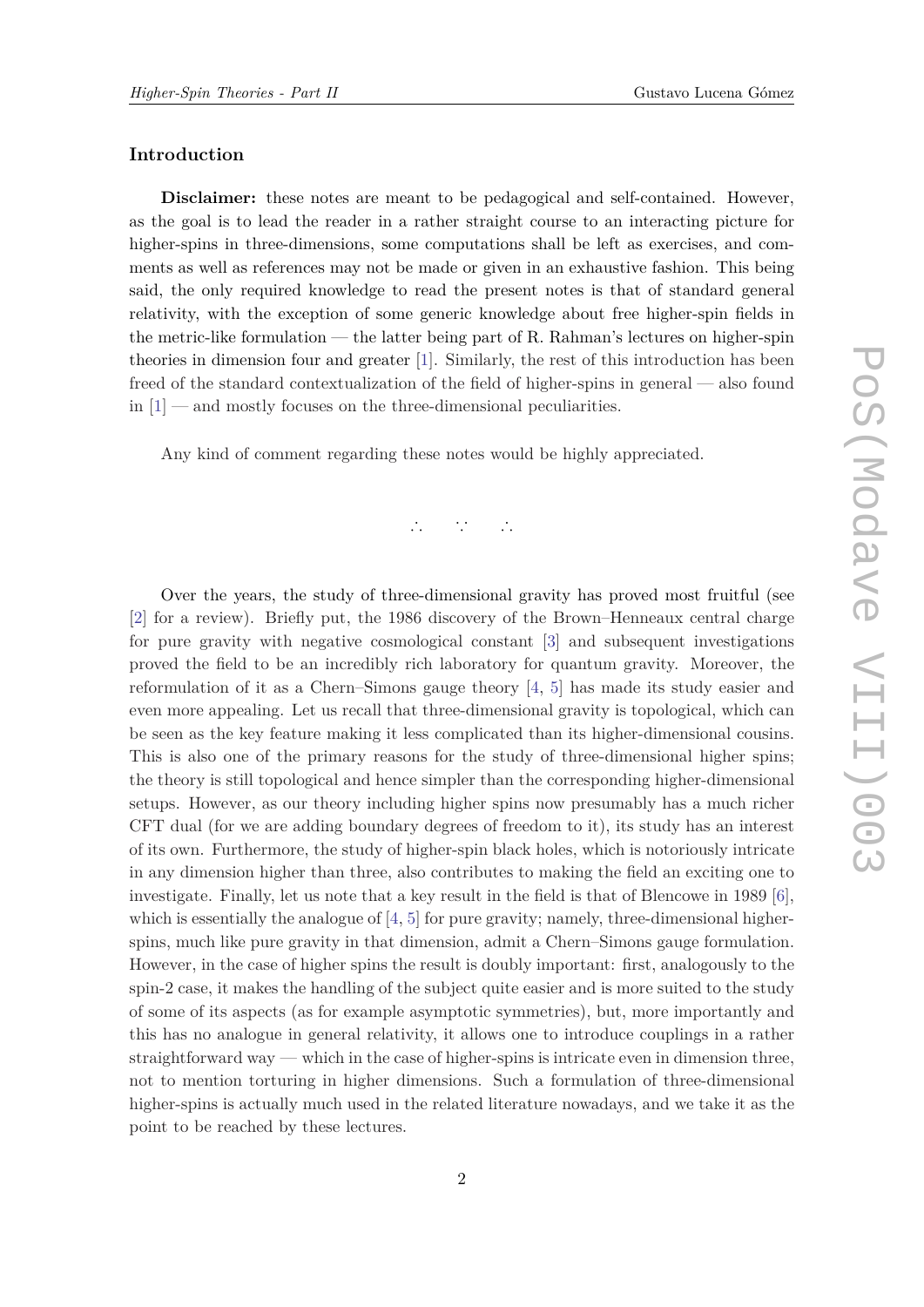## Introduction

**Disclaimer:** these notes are meant to be pedagogical and self-contained. However, as the goal is to lead the reader in a rather straight course to an interacting picture for higher-spins in three-dimensions, some computations shall be left as exercises, and comments as well as references may not be made or given in an exhaustive fashion. This being said, the only required knowledge to read the present notes is that of standard general relativity, with the exception of some generic knowledge about free higher-spin fields in the metric-like formulation — the latter being part of R. Rahman's lectures on higher-spin theories in dimension four and greater [1]. Similarly, the rest of this introduction has been freed of the standard contextualization of the field of higher-spins in general — also found in [1] — and mostly focuses on the three-dimensional peculiarities.

Any kind of comment regarding these notes would be highly appreciated.

∴ ∵ ∴

Over the years, the study of three-dimensional gravity has proved most fruitful (see [2] for a review). Briefly put, the 1986 discovery of the Brown–Henneaux central charge for pure gravity with negative cosmological constant [3] and subsequent investigations proved the field to be an incredibly rich laboratory for quantum gravity. Moreover, the reformulation of it as a Chern–Simons gauge theory [4, 5] has made its study easier and even more appealing. Let us recall that three-dimensional gravity is topological, which can be seen as the key feature making it less complicated than its higher-dimensional cousins. This is also one of the primary reasons for the study of three-dimensional higher spins; the theory is still topological and hence simpler than the corresponding higher-dimensional setups. However, as our theory including higher spins now presumably has a much richer CFT dual (for we are adding boundary degrees of freedom to it), its study has an interest of its own. Furthermore, the study of higher-spin black holes, which is notoriously intricate in any dimension higher than three, also contributes to making the field an exciting one to investigate. Finally, let us note that a key result in the field is that of Blencowe in 1989 [6], which is essentially the analogue of [4, 5] for pure gravity; namely, three-dimensional higher-spins, much like pure gravity in that dimension, admit a Chern–Simons gauge formulation. However, in the case of higher spins the result is doubly important: first, analogously to the spin-2 case, it makes the handling of the subject quite easier and is more suited to the study of some of its aspects (as for example asymptotic symmetries), but, more importantly and this has no analogue in general relativity, it allows one to introduce couplings in a rather straightforward way — which in the case of higher-spins is intricate even in dimension three, not to mention torturing in higher dimensions. Such a formulation of three-dimensional higher-spins is actually much used in the related literature nowadays, and we take it as the point to be reached by these lectures.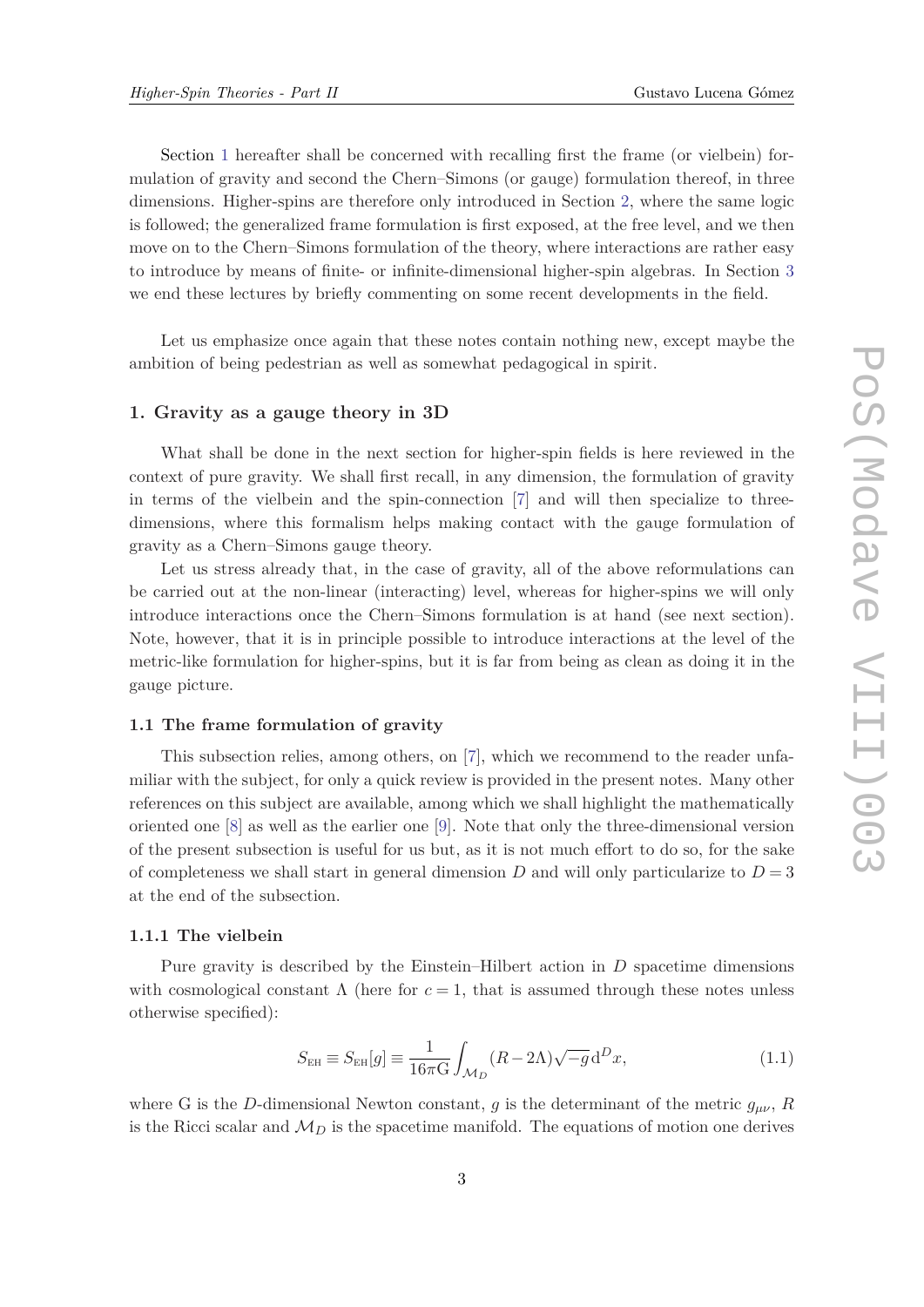Section 1 hereafter shall be concerned with recalling first the frame (or vielbein) formulation of gravity and second the Chern–Simons (or gauge) formulation thereof, in three dimensions. Higher-spins are therefore only introduced in Section 2, where the same logic is followed; the generalized frame formulation is first exposed, at the free level, and we then move on to the Chern–Simons formulation of the theory, where interactions are rather easy to introduce by means of finite- or infinite-dimensional higher-spin algebras. In Section 3 we end these lectures by briefly commenting on some recent developments in the field.

Let us emphasize once again that these notes contain nothing new, except maybe the ambition of being pedestrian as well as somewhat pedagogical in spirit.

## 1. Gravity as a gauge theory in 3D

What shall be done in the next section for higher-spin fields is here reviewed in the context of pure gravity. We shall first recall, in any dimension, the formulation of gravity in terms of the vielbein and the spin-connection [7] and will then specialize to three-dimensions, where this formalism helps making contact with the gauge formulation of gravity as a Chern–Simons gauge theory.

Let us stress already that, in the case of gravity, all of the above reformulations can be carried out at the non-linear (interacting) level, whereas for higher-spins we will only introduce interactions once the Chern–Simons formulation is at hand (see next section). Note, however, that it is in principle possible to introduce interactions at the level of the metric-like formulation for higher-spins, but it is far from being as clean as doing it in the gauge picture.

### 1.1 The frame formulation of gravity

This subsection relies, among others, on [7], which we recommend to the reader unfamiliar with the subject, for only a quick review is provided in the present notes. Many other references on this subject are available, among which we shall highlight the mathematically oriented one [8] as well as the earlier one [9]. Note that only the three-dimensional version of the present subsection is useful for us but, as it is not much effort to do so, for the sake of completeness we shall start in general dimension $D$ and will only particularize to $D = 3$ at the end of the subsection.

#### 1.1.1 The vielbein

Pure gravity is described by the Einstein–Hilbert action in $D$ spacetime dimensions with cosmological constant $\Lambda$ (here for $c = 1$, that is assumed through these notes unless otherwise specified):

$$S_{\text{EH}} \equiv S_{\text{EH}}[g] \equiv \frac{1}{16\pi \text{G}} \int_{\mathcal{M}_D} (R - 2\Lambda)\sqrt{-g}\, \mathrm{d}^D x, \tag{1.1}$$

where G is the $D$-dimensional Newton constant, $g$ is the determinant of the metric $g_{\mu\nu}$, $R$ is the Ricci scalar and $\mathcal{M}_D$ is the spacetime manifold. The equations of motion one derives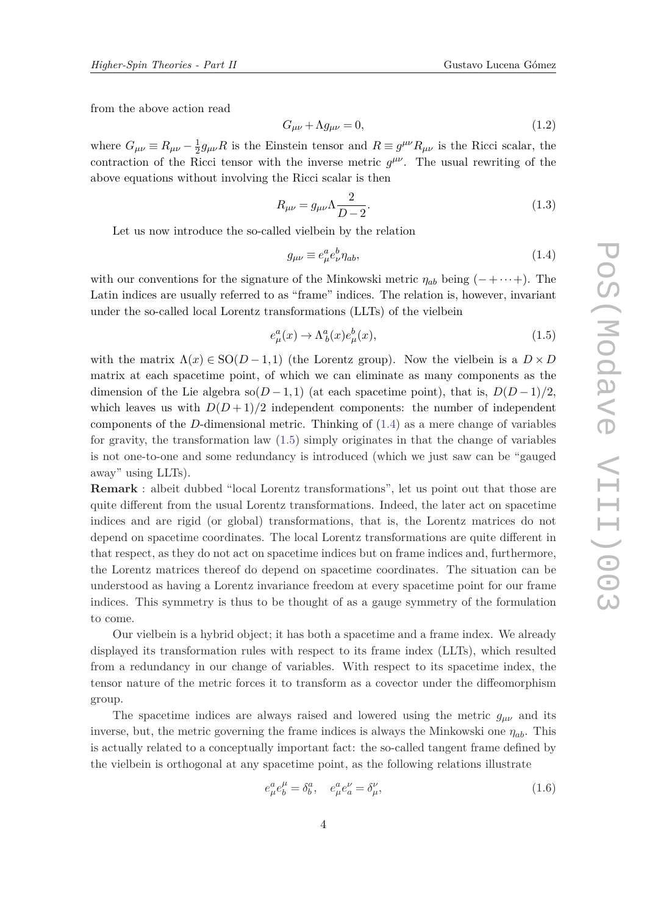from the above action read

$$G_{\mu\nu} + \Lambda g_{\mu\nu} = 0, \tag{1.2}$$

where $G_{\mu\nu} \equiv R_{\mu\nu} - \frac{1}{2} g_{\mu\nu} R$ is the Einstein tensor and $R \equiv g^{\mu\nu} R_{\mu\nu}$ is the Ricci scalar, the contraction of the Ricci tensor with the inverse metric $g^{\mu\nu}$. The usual rewriting of the above equations without involving the Ricci scalar is then

$$R_{\mu\nu} = g_{\mu\nu} \Lambda \frac{2}{D-2}. \tag{1.3}$$

Let us now introduce the so-called vielbein by the relation

$$g_{\mu\nu} \equiv e^a_\mu e^b_\nu \eta_{ab}, \tag{1.4}$$

with our conventions for the signature of the Minkowski metric $\eta_{ab}$ being $(-+\cdots+)$. The Latin indices are usually referred to as "frame" indices. The relation is, however, invariant under the so-called local Lorentz transformations (LLTs) of the vielbein

$$e^a_\mu(x) \to \Lambda^a_b(x) e^b_\mu(x), \tag{1.5}$$

with the matrix $\Lambda(x) \in \mathrm{SO}(D-1,1)$ (the Lorentz group). Now the vielbein is a $D \times D$ matrix at each spacetime point, of which we can eliminate as many components as the dimension of the Lie algebra $\mathrm{so}(D-1,1)$ (at each spacetime point), that is, $D(D-1)/2$, which leaves us with $D(D+1)/2$ independent components: the number of independent components of the $D$-dimensional metric. Thinking of (1.4) as a mere change of variables for gravity, the transformation law (1.5) simply originates in that the change of variables is not one-to-one and some redundancy is introduced (which we just saw can be "gauged away" using LLTs).

**Remark** : albeit dubbed "local Lorentz transformations", let us point out that those are quite different from the usual Lorentz transformations. Indeed, the later act on spacetime indices and are rigid (or global) transformations, that is, the Lorentz matrices do not depend on spacetime coordinates. The local Lorentz transformations are quite different in that respect, as they do not act on spacetime indices but on frame indices and, furthermore, the Lorentz matrices thereof do depend on spacetime coordinates. The situation can be understood as having a Lorentz invariance freedom at every spacetime point for our frame indices. This symmetry is thus to be thought of as a gauge symmetry of the formulation to come.

Our vielbein is a hybrid object; it has both a spacetime and a frame index. We already displayed its transformation rules with respect to its frame index (LLTs), which resulted from a redundancy in our change of variables. With respect to its spacetime index, the tensor nature of the metric forces it to transform as a covector under the diffeomorphism group.

The spacetime indices are always raised and lowered using the metric $g_{\mu\nu}$ and its inverse, but, the metric governing the frame indices is always the Minkowski one $\eta_{ab}$. This is actually related to a conceptually important fact: the so-called tangent frame defined by the vielbein is orthogonal at any spacetime point, as the following relations illustrate

$$e^a_\mu e^\mu_b = \delta^a_b, \quad e^a_\mu e^\nu_a = \delta^\nu_\mu, \tag{1.6}$$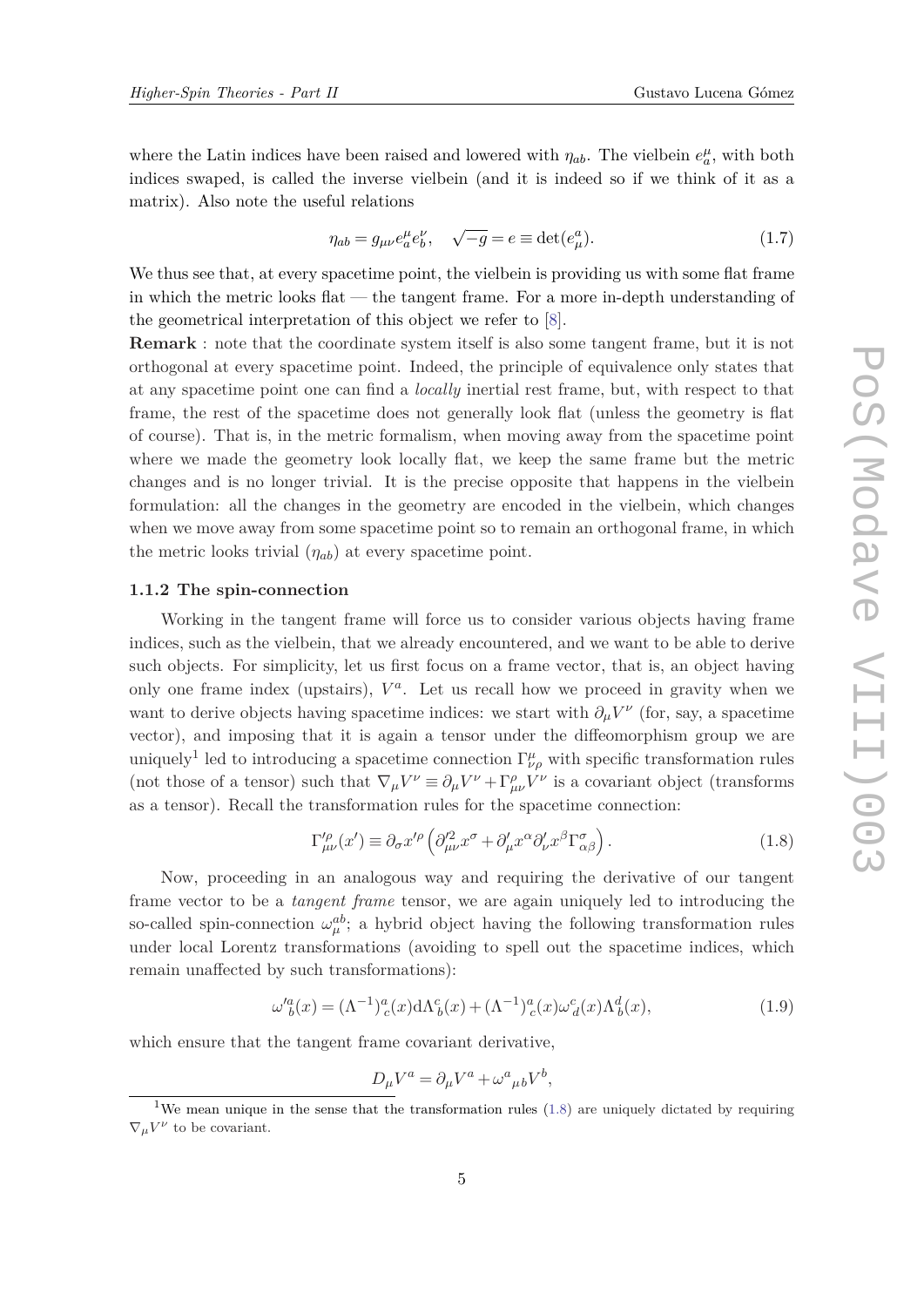where the Latin indices have been raised and lowered with $\eta_{ab}$. The vielbein $e^\mu_a$, with both indices swaped, is called the inverse vielbein (and it is indeed so if we think of it as a matrix). Also note the useful relations

$$\eta_{ab} = g_{\mu\nu} e^\mu_a e^\nu_b, \quad \sqrt{-g} = e \equiv \det(e^a_\mu). \tag{1.7}$$

We thus see that, at every spacetime point, the vielbein is providing us with some flat frame in which the metric looks flat — the tangent frame. For a more in-depth understanding of the geometrical interpretation of this object we refer to [8].

**Remark** : note that the coordinate system itself is also some tangent frame, but it is not orthogonal at every spacetime point. Indeed, the principle of equivalence only states that at any spacetime point one can find a *locally* inertial rest frame, but, with respect to that frame, the rest of the spacetime does not generally look flat (unless the geometry is flat of course). That is, in the metric formalism, when moving away from the spacetime point where we made the geometry look locally flat, we keep the same frame but the metric changes and is no longer trivial. It is the precise opposite that happens in the vielbein formulation: all the changes in the geometry are encoded in the vielbein, which changes when we move away from some spacetime point so to remain an orthogonal frame, in which the metric looks trivial ($\eta_{ab}$) at every spacetime point.

### 1.1.2 The spin-connection

Working in the tangent frame will force us to consider various objects having frame indices, such as the vielbein, that we already encountered, and we want to be able to derive such objects. For simplicity, let us first focus on a frame vector, that is, an object having only one frame index (upstairs), $V^a$. Let us recall how we proceed in gravity when we want to derive objects having spacetime indices: we start with $\partial_\mu V^\nu$ (for, say, a spacetime vector), and imposing that it is again a tensor under the diffeomorphism group we are uniquely[1] led to introducing a spacetime connection $\Gamma^\mu_{\nu\rho}$ with specific transformation rules (not those of a tensor) such that $\nabla_\mu V^\nu \equiv \partial_\mu V^\nu + \Gamma^\rho_{\mu\nu} V^\nu$ is a covariant object (transforms as a tensor). Recall the transformation rules for the spacetime connection:

$$\Gamma'^\rho_{\mu\nu}(x') \equiv \partial_\sigma x'^\rho \left( \partial'^2_{\mu\nu} x^\sigma + \partial'_\mu x^\alpha \partial'_\nu x^\beta \Gamma^\sigma_{\alpha\beta} \right). \tag{1.8}$$

Now, proceeding in an analogous way and requiring the derivative of our tangent frame vector to be a *tangent frame* tensor, we are again uniquely led to introducing the so-called spin-connection $\omega^{ab}_\mu$; a hybrid object having the following transformation rules under local Lorentz transformations (avoiding to spell out the spacetime indices, which remain unaffected by such transformations):

$$\omega'^a_{\ b}(x) = (\Lambda^{-1})^a_{\ c}(x) \mathrm{d}\Lambda^c_{\ b}(x) + (\Lambda^{-1})^a_{\ c}(x) \omega^c_{\ d}(x) \Lambda^d_{\ b}(x), \tag{1.9}$$

which ensure that the tangent frame covariant derivative,

$$D_\mu V^a = \partial_\mu V^a + \omega^a_{\ \mu b} V^b,$$

[1] We mean unique in the sense that the transformation rules (1.8) are uniquely dictated by requiring $\nabla_\mu V^\nu$ to be covariant.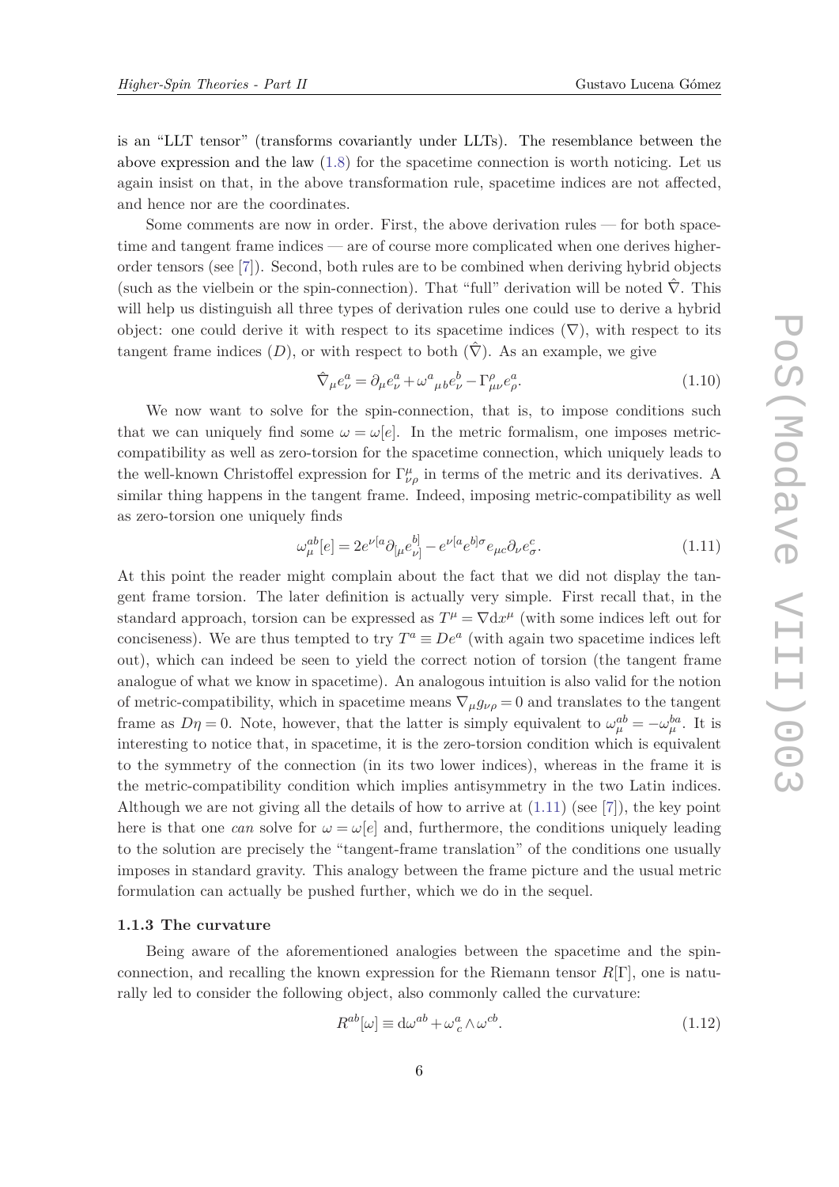is an “LLT tensor” (transforms covariantly under LLTs). The resemblance between the above expression and the law (1.8) for the spacetime connection is worth noticing. Let us again insist on that, in the above transformation rule, spacetime indices are not affected, and hence nor are the coordinates.

Some comments are now in order. First, the above derivation rules — for both spacetime and tangent frame indices — are of course more complicated when one derives higher-order tensors (see [7]). Second, both rules are to be combined when deriving hybrid objects (such as the vielbein or the spin-connection). That “full” derivation will be noted $\hat{\nabla}$. This will help us distinguish all three types of derivation rules one could use to derive a hybrid object: one could derive it with respect to its spacetime indices ($\nabla$), with respect to its tangent frame indices ($D$), or with respect to both ($\hat{\nabla}$). As an example, we give

$$\hat{\nabla}_\mu e^a_\nu = \partial_\mu e^a_\nu + \omega^a{}_{\mu b} e^b_\nu - \Gamma^\rho_{\mu\nu} e^a_\rho. \tag{1.10}$$

We now want to solve for the spin-connection, that is, to impose conditions such that we can uniquely find some $\omega = \omega[e]$. In the metric formalism, one imposes metric-compatibility as well as zero-torsion for the spacetime connection, which uniquely leads to the well-known Christoffel expression for $\Gamma^\mu_{\nu\rho}$ in terms of the metric and its derivatives. A similar thing happens in the tangent frame. Indeed, imposing metric-compatibility as well as zero-torsion one uniquely finds

$$\omega^{ab}_\mu[e] = 2e^{\nu[a}\partial_{[\mu}e^{b]}_{\nu]} - e^{\nu[a}e^{b]\sigma}e_{\mu c}\partial_\nu e^c_\sigma. \tag{1.11}$$

At this point the reader might complain about the fact that we did not display the tangent frame torsion. The later definition is actually very simple. First recall that, in the standard approach, torsion can be expressed as $T^\mu = \nabla \mathrm{d}x^\mu$ (with some indices left out for conciseness). We are thus tempted to try $T^a \equiv De^a$ (with again two spacetime indices left out), which can indeed be seen to yield the correct notion of torsion (the tangent frame analogue of what we know in spacetime). An analogous intuition is also valid for the notion of metric-compatibility, which in spacetime means $\nabla_\mu g_{\nu\rho} = 0$ and translates to the tangent frame as $D\eta = 0$. Note, however, that the latter is simply equivalent to $\omega^{ab}_\mu = -\omega^{ba}_\mu$. It is interesting to notice that, in spacetime, it is the zero-torsion condition which is equivalent to the symmetry of the connection (in its two lower indices), whereas in the frame it is the metric-compatibility condition which implies antisymmetry in the two Latin indices. Although we are not giving all the details of how to arrive at (1.11) (see [7]), the key point here is that one *can* solve for $\omega = \omega[e]$ and, furthermore, the conditions uniquely leading to the solution are precisely the “tangent-frame translation” of the conditions one usually imposes in standard gravity. This analogy between the frame picture and the usual metric formulation can actually be pushed further, which we do in the sequel.

### 1.1.3 The curvature

Being aware of the aforementioned analogies between the spacetime and the spin-connection, and recalling the known expression for the Riemann tensor $R[\Gamma]$, one is naturally led to consider the following object, also commonly called the curvature:

$$R^{ab}[\omega] \equiv \mathrm{d}\omega^{ab} + \omega^a{}_c \wedge \omega^{cb}. \tag{1.12}$$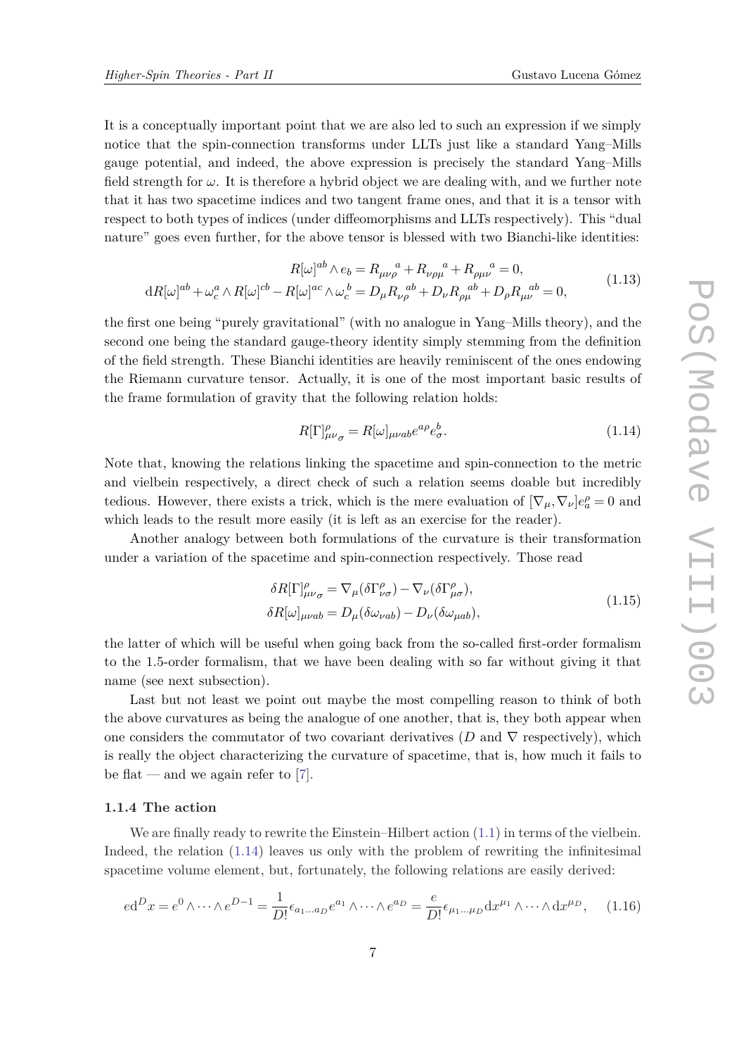It is a conceptually important point that we are also led to such an expression if we simply notice that the spin-connection transforms under LLTs just like a standard Yang–Mills gauge potential, and indeed, the above expression is precisely the standard Yang–Mills field strength for $\omega$. It is therefore a hybrid object we are dealing with, and we further note that it has two spacetime indices and two tangent frame ones, and that it is a tensor with respect to both types of indices (under diffeomorphisms and LLTs respectively). This "dual nature" goes even further, for the above tensor is blessed with two Bianchi-like identities:

$$
\begin{aligned}
R[\omega]^{ab} \wedge e_b &= R_{\mu\nu\rho}{}^{a} + R_{\nu\rho\mu}{}^{a} + R_{\rho\mu\nu}{}^{a} = 0, \\
\mathrm{d}R[\omega]^{ab} + \omega^{a}_{c} \wedge R[\omega]^{cb} - R[\omega]^{ac} \wedge \omega_{c}^{b} &= D_\mu R_{\nu\rho}{}^{ab} + D_\nu R_{\rho\mu}{}^{ab} + D_\rho R_{\mu\nu}{}^{ab} = 0,
\end{aligned}
\tag{1.13}
$$

the first one being "purely gravitational" (with no analogue in Yang–Mills theory), and the second one being the standard gauge-theory identity simply stemming from the definition of the field strength. These Bianchi identities are heavily reminiscent of the ones endowing the Riemann curvature tensor. Actually, it is one of the most important basic results of the frame formulation of gravity that the following relation holds:

$$
R[\Gamma]^{\rho}_{\mu\nu_\sigma} = R[\omega]_{\mu\nu ab} e^{a\rho} e^{b}_{\sigma}. \tag{1.14}
$$

Note that, knowing the relations linking the spacetime and spin-connection to the metric and vielbein respectively, a direct check of such a relation seems doable but incredibly tedious. However, there exists a trick, which is the mere evaluation of $[\nabla_\mu, \nabla_\nu] e^{\rho}_{a} = 0$ and which leads to the result more easily (it is left as an exercise for the reader).

Another analogy between both formulations of the curvature is their transformation under a variation of the spacetime and spin-connection respectively. Those read

$$
\begin{aligned}
\delta R[\Gamma]^{\rho}_{\mu\nu_\sigma} &= \nabla_\mu(\delta\Gamma^{\rho}_{\nu\sigma}) - \nabla_\nu(\delta\Gamma^{\rho}_{\mu\sigma}), \\
\delta R[\omega]_{\mu\nu ab} &= D_\mu(\delta\omega_{\nu ab}) - D_\nu(\delta\omega_{\mu ab}),
\end{aligned}
\tag{1.15}
$$

the latter of which will be useful when going back from the so-called first-order formalism to the 1.5-order formalism, that we have been dealing with so far without giving it that name (see next subsection).

Last but not least we point out maybe the most compelling reason to think of both the above curvatures as being the analogue of one another, that is, they both appear when one considers the commutator of two covariant derivatives ($D$ and $\nabla$ respectively), which is really the object characterizing the curvature of spacetime, that is, how much it fails to be flat — and we again refer to [7].

### 1.1.4 The action

We are finally ready to rewrite the Einstein–Hilbert action (1.1) in terms of the vielbein. Indeed, the relation (1.14) leaves us only with the problem of rewriting the infinitesimal spacetime volume element, but, fortunately, the following relations are easily derived:

$$
e\mathrm{d}^D x = e^0 \wedge \cdots \wedge e^{D-1} = \frac{1}{D!}\epsilon_{a_1 \dots a_D} e^{a_1} \wedge \cdots \wedge e^{a_D} = \frac{e}{D!}\epsilon_{\mu_1 \dots \mu_D} \mathrm{d}x^{\mu_1} \wedge \cdots \wedge \mathrm{d}x^{\mu_D}, \tag{1.16}
$$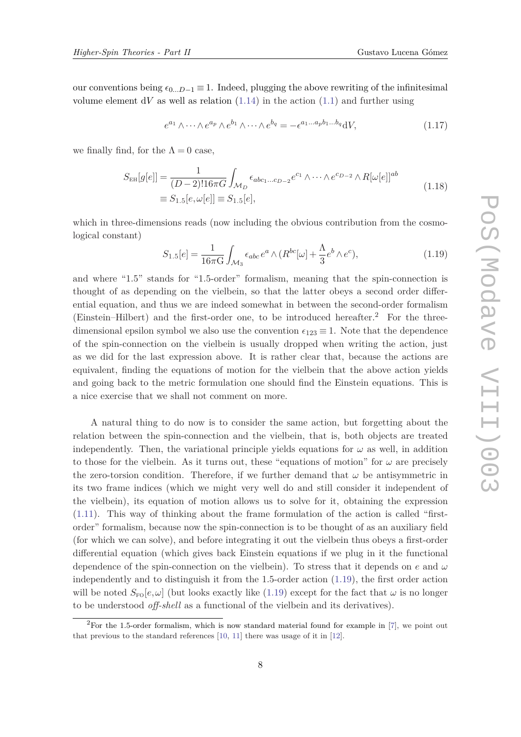our conventions being $\epsilon_{0\dots D-1} \equiv 1$. Indeed, plugging the above rewriting of the infinitesimal volume element $\mathrm{d}V$ as well as relation (1.14) in the action (1.1) and further using

$$e^{a_1} \wedge \dots \wedge e^{a_p} \wedge e^{b_1} \wedge \dots \wedge e^{b_q} = -\epsilon^{a_1 \dots a_p b_1 \dots b_q} \mathrm{d}V, \tag{1.17}$$

we finally find, for the $\Lambda = 0$ case,

$$\begin{aligned} S_{\text{EH}}[g[e]] &= \frac{1}{(D-2)!16\pi G} \int_{\mathcal{M}_D} \epsilon_{abc_1 \dots c_{D-2}} e^{c_1} \wedge \dots \wedge e^{c_{D-2}} \wedge R[\omega[e]]^{ab} \\ &\equiv S_{1.5}[e, \omega[e]] \equiv S_{1.5}[e], \end{aligned} \tag{1.18}$$

which in three-dimensions reads (now including the obvious contribution from the cosmological constant)

$$S_{1.5}[e] = \frac{1}{16\pi \mathrm{G}} \int_{\mathcal{M}_3} \epsilon_{abc}\, e^a \wedge (R^{bc}[\omega] + \frac{\Lambda}{3} e^b \wedge e^c), \tag{1.19}$$

and where "1.5" stands for "1.5-order" formalism, meaning that the spin-connection is thought of as depending on the vielbein, so that the latter obeys a second order differential equation, and thus we are indeed somewhat in between the second-order formalism (Einstein–Hilbert) and the first-order one, to be introduced hereafter.[2] For the three-dimensional epsilon symbol we also use the convention $\epsilon_{123} \equiv 1$. Note that the dependence of the spin-connection on the vielbein is usually dropped when writing the action, just as we did for the last expression above. It is rather clear that, because the actions are equivalent, finding the equations of motion for the vielbein that the above action yields and going back to the metric formulation one should find the Einstein equations. This is a nice exercise that we shall not comment on more.

A natural thing to do now is to consider the same action, but forgetting about the relation between the spin-connection and the vielbein, that is, both objects are treated independently. Then, the variational principle yields equations for $\omega$ as well, in addition to those for the vielbein. As it turns out, these "equations of motion" for $\omega$ are precisely the zero-torsion condition. Therefore, if we further demand that $\omega$ be antisymmetric in its two frame indices (which we might very well do and still consider it independent of the vielbein), its equation of motion allows us to solve for it, obtaining the expression (1.11). This way of thinking about the frame formulation of the action is called "first-order" formalism, because now the spin-connection is to be thought of as an auxiliary field (for which we can solve), and before integrating it out the vielbein thus obeys a first-order differential equation (which gives back Einstein equations if we plug in it the functional dependence of the spin-connection on the vielbein). To stress that it depends on $e$ and $\omega$ independently and to distinguish it from the 1.5-order action (1.19), the first order action will be noted $S_{\text{FO}}[e, \omega]$ (but looks exactly like (1.19) except for the fact that $\omega$ is no longer to be understood *off-shell* as a functional of the vielbein and its derivatives).

[2] For the 1.5-order formalism, which is now standard material found for example in [7], we point out that previous to the standard references [10, 11] there was usage of it in [12].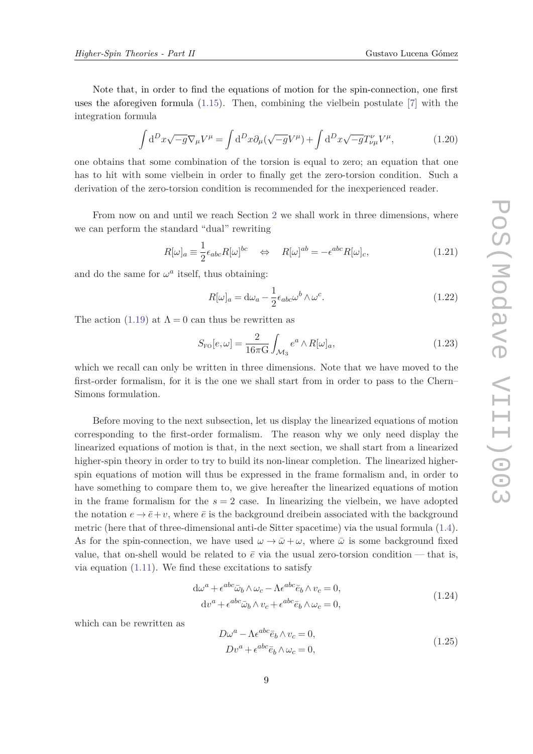Note that, in order to find the equations of motion for the spin-connection, one first uses the aforegiven formula (1.15). Then, combining the vielbein postulate [7] with the integration formula

$$\int \mathrm{d}^D x \sqrt{-g} \nabla_\mu V^\mu = \int \mathrm{d}^D x \partial_\mu (\sqrt{-g} V^\mu) + \int \mathrm{d}^D x \sqrt{-g} T^\nu_{\nu\mu} V^\mu, \tag{1.20}$$

one obtains that some combination of the torsion is equal to zero; an equation that one has to hit with some vielbein in order to finally get the zero-torsion condition. Such a derivation of the zero-torsion condition is recommended for the inexperienced reader.

From now on and until we reach Section 2 we shall work in three dimensions, where we can perform the standard "dual" rewriting

$$R[\omega]_a \equiv \frac{1}{2} \epsilon_{abc} R[\omega]^{bc} \quad \Leftrightarrow \quad R[\omega]^{ab} = -\epsilon^{abc} R[\omega]_c, \tag{1.21}$$

and do the same for $\omega^a$ itself, thus obtaining:

$$R[\omega]_a = \mathrm{d}\omega_a - \frac{1}{2} \epsilon_{abc} \omega^b \wedge \omega^c. \tag{1.22}$$

The action (1.19) at $\Lambda = 0$ can thus be rewritten as

$$S_{\text{FO}}[e, \omega] = \frac{2}{16\pi \mathrm{G}} \int_{\mathcal{M}_3} e^a \wedge R[\omega]_a, \tag{1.23}$$

which we recall can only be written in three dimensions. Note that we have moved to the first-order formalism, for it is the one we shall start from in order to pass to the Chern–Simons formulation.

Before moving to the next subsection, let us display the linearized equations of motion corresponding to the first-order formalism. The reason why we only need display the linearized equations of motion is that, in the next section, we shall start from a linearized higher-spin theory in order to try to build its non-linear completion. The linearized higher-spin equations of motion will thus be expressed in the frame formalism and, in order to have something to compare them to, we give hereafter the linearized equations of motion in the frame formalism for the $s = 2$ case. In linearizing the vielbein, we have adopted the notation $e \to \bar{e} + v$, where $\bar{e}$ is the background dreibein associated with the background metric (here that of three-dimensional anti-de Sitter spacetime) via the usual formula (1.4). As for the spin-connection, we have used $\omega \to \bar{\omega} + \omega$, where $\bar{\omega}$ is some background fixed value, that on-shell would be related to $\bar{e}$ via the usual zero-torsion condition — that is, via equation (1.11). We find these excitations to satisfy

$$\begin{aligned} \mathrm{d}\omega^a + \epsilon^{abc} \bar{\omega}_b \wedge \omega_c - \Lambda \epsilon^{abc} \bar{e}_b \wedge v_c &= 0, \\ \mathrm{d}v^a + \epsilon^{abc} \bar{\omega}_b \wedge v_c + \epsilon^{abc} \bar{e}_b \wedge \omega_c &= 0, \end{aligned} \tag{1.24}$$

which can be rewritten as

$$\begin{aligned} D\omega^a - \Lambda \epsilon^{abc} \bar{e}_b \wedge v_c &= 0, \\ Dv^a + \epsilon^{abc} \bar{e}_b \wedge \omega_c &= 0, \end{aligned} \tag{1.25}$$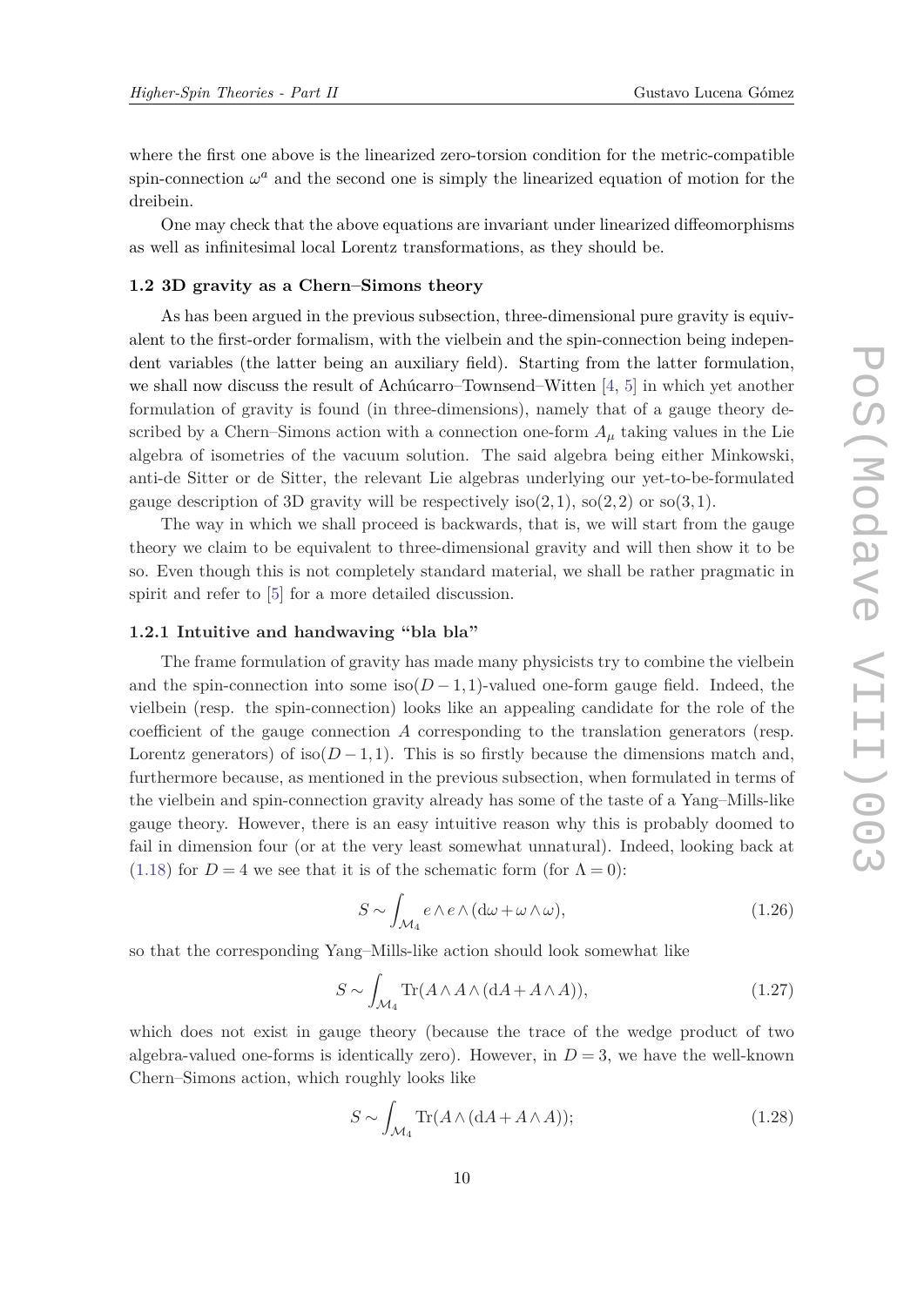where the first one above is the linearized zero-torsion condition for the metric-compatible spin-connection $\omega^a$ and the second one is simply the linearized equation of motion for the dreibein.

One may check that the above equations are invariant under linearized diffeomorphisms as well as infinitesimal local Lorentz transformations, as they should be.

### 1.2 3D gravity as a Chern–Simons theory

As has been argued in the previous subsection, three-dimensional pure gravity is equivalent to the first-order formalism, with the vielbein and the spin-connection being independent variables (the latter being an auxiliary field). Starting from the latter formulation, we shall now discuss the result of Achúcarro–Townsend–Witten [4, 5] in which yet another formulation of gravity is found (in three-dimensions), namely that of a gauge theory described by a Chern–Simons action with a connection one-form $A_\mu$ taking values in the Lie algebra of isometries of the vacuum solution. The said algebra being either Minkowski, anti-de Sitter or de Sitter, the relevant Lie algebras underlying our yet-to-be-formulated gauge description of 3D gravity will be respectively $\mathrm{iso}(2,1)$, $\mathrm{so}(2,2)$ or $\mathrm{so}(3,1)$.

The way in which we shall proceed is backwards, that is, we will start from the gauge theory we claim to be equivalent to three-dimensional gravity and will then show it to be so. Even though this is not completely standard material, we shall be rather pragmatic in spirit and refer to [5] for a more detailed discussion.

#### 1.2.1 Intuitive and handwaving "bla bla"

The frame formulation of gravity has made many physicists try to combine the vielbein and the spin-connection into some $\mathrm{iso}(D-1,1)$-valued one-form gauge field. Indeed, the vielbein (resp. the spin-connection) looks like an appealing candidate for the role of the coefficient of the gauge connection $A$ corresponding to the translation generators (resp. Lorentz generators) of $\mathrm{iso}(D-1,1)$. This is so firstly because the dimensions match and, furthermore because, as mentioned in the previous subsection, when formulated in terms of the vielbein and spin-connection gravity already has some of the taste of a Yang–Mills-like gauge theory. However, there is an easy intuitive reason why this is probably doomed to fail in dimension four (or at the very least somewhat unnatural). Indeed, looking back at (1.18) for $D=4$ we see that it is of the schematic form (for $\Lambda = 0$):

$$S \sim \int_{\mathcal{M}_4} e \wedge e \wedge (\mathrm{d}\omega + \omega \wedge \omega), \tag{1.26}$$

so that the corresponding Yang–Mills-like action should look somewhat like

$$S \sim \int_{\mathcal{M}_4} \mathrm{Tr}(A \wedge A \wedge (\mathrm{d}A + A \wedge A)), \tag{1.27}$$

which does not exist in gauge theory (because the trace of the wedge product of two algebra-valued one-forms is identically zero). However, in $D=3$, we have the well-known Chern–Simons action, which roughly looks like

$$S \sim \int_{\mathcal{M}_4} \mathrm{Tr}(A \wedge (\mathrm{d}A + A \wedge A)); \tag{1.28}$$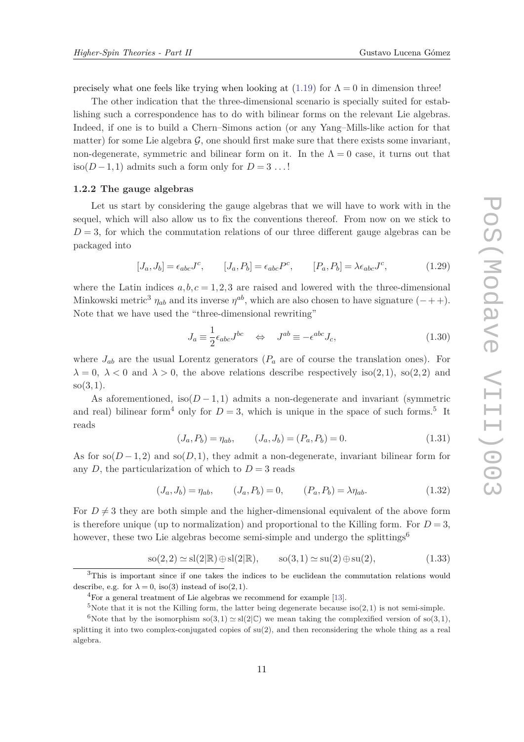precisely what one feels like trying when looking at (1.19) for $\Lambda = 0$ in dimension three!

The other indication that the three-dimensional scenario is specially suited for establishing such a correspondence has to do with bilinear forms on the relevant Lie algebras. Indeed, if one is to build a Chern–Simons action (or any Yang–Mills-like action for that matter) for some Lie algebra $\mathcal{G}$, one should first make sure that there exists some invariant, non-degenerate, symmetric and bilinear form on it. In the $\Lambda = 0$ case, it turns out that $\text{iso}(D-1,1)$ admits such a form only for $D = 3$ …!

### 1.2.2 The gauge algebras

Let us start by considering the gauge algebras that we will have to work with in the sequel, which will also allow us to fix the conventions thereof. From now on we stick to $D = 3$, for which the commutation relations of our three different gauge algebras can be packaged into

$$[J_a, J_b] = \epsilon_{abc} J^c, \qquad [J_a, P_b] = \epsilon_{abc} P^c, \qquad [P_a, P_b] = \lambda \epsilon_{abc} J^c, \tag{1.29}$$

where the Latin indices $a, b, c = 1, 2, 3$ are raised and lowered with the three-dimensional Minkowski metric[3] $\eta_{ab}$ and its inverse $\eta^{ab}$, which are also chosen to have signature $(-++)$. Note that we have used the "three-dimensional rewriting"

$$J_a \equiv \frac{1}{2} \epsilon_{abc} J^{bc} \quad \Leftrightarrow \quad J^{ab} \equiv -\epsilon^{abc} J_c, \tag{1.30}$$

where $J_{ab}$ are the usual Lorentz generators ($P_a$ are of course the translation ones). For $\lambda = 0$, $\lambda < 0$ and $\lambda > 0$, the above relations describe respectively $\text{iso}(2,1)$, $\text{so}(2,2)$ and $\text{so}(3,1)$.

As aforementioned, $\text{iso}(D-1,1)$ admits a non-degenerate and invariant (symmetric and real) bilinear form[4] only for $D = 3$, which is unique in the space of such forms.[5] It reads

$$(J_a, P_b) = \eta_{ab}, \qquad (J_a, J_b) = (P_a, P_b) = 0. \tag{1.31}$$

As for $\text{so}(D-1,2)$ and $\text{so}(D,1)$, they admit a non-degenerate, invariant bilinear form for any $D$, the particularization of which to $D = 3$ reads

$$(J_a, J_b) = \eta_{ab}, \qquad (J_a, P_b) = 0, \qquad (P_a, P_b) = \lambda \eta_{ab}. \tag{1.32}$$

For $D \neq 3$ they are both simple and the higher-dimensional equivalent of the above form is therefore unique (up to normalization) and proportional to the Killing form. For $D = 3$, however, these two Lie algebras become semi-simple and undergo the splittings[6]

$$\text{so}(2,2) \simeq \text{sl}(2|\mathbb{R}) \oplus \text{sl}(2|\mathbb{R}), \qquad \text{so}(3,1) \simeq \text{su}(2) \oplus \text{su}(2), \tag{1.33}$$

[3] This is important since if one takes the indices to be euclidean the commutation relations would describe, e.g. for $\lambda = 0$, $\text{iso}(3)$ instead of $\text{iso}(2,1)$.

[4] For a general treatment of Lie algebras we recommend for example [13].

[5] Note that it is not the Killing form, the latter being degenerate because $\text{iso}(2,1)$ is not semi-simple.

[6] Note that by the isomorphism $\text{so}(3,1) \simeq \text{sl}(2|\mathbb{C})$ we mean taking the complexified version of $\text{so}(3,1)$, splitting it into two complex-conjugated copies of $\text{su}(2)$, and then reconsidering the whole thing as a real algebra.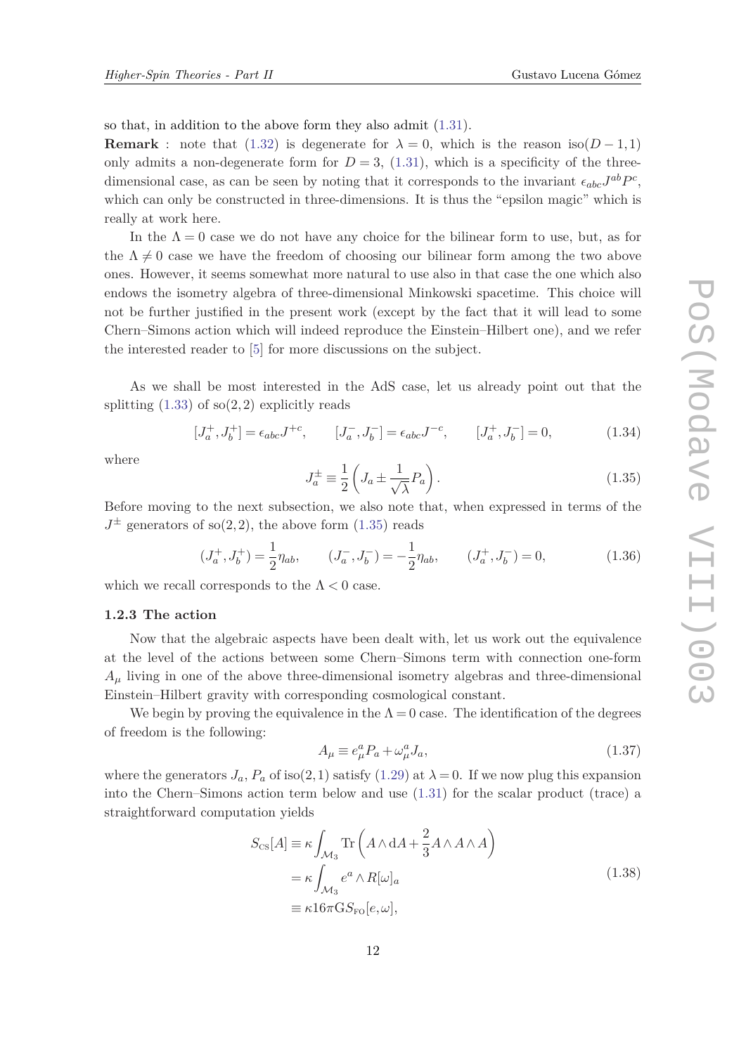so that, in addition to the above form they also admit (1.31).

**Remark** : note that (1.32) is degenerate for $\lambda = 0$, which is the reason iso$(D-1,1)$ only admits a non-degenerate form for $D = 3$, (1.31), which is a specificity of the three-dimensional case, as can be seen by noting that it corresponds to the invariant $\epsilon_{abc}J^{ab}P^c$, which can only be constructed in three-dimensions. It is thus the "epsilon magic" which is really at work here.

In the $\Lambda = 0$ case we do not have any choice for the bilinear form to use, but, as for the $\Lambda \neq 0$ case we have the freedom of choosing our bilinear form among the two above ones. However, it seems somewhat more natural to use also in that case the one which also endows the isometry algebra of three-dimensional Minkowski spacetime. This choice will not be further justified in the present work (except by the fact that it will lead to some Chern–Simons action which will indeed reproduce the Einstein–Hilbert one), and we refer the interested reader to [5] for more discussions on the subject.

As we shall be most interested in the AdS case, let us already point out that the splitting (1.33) of so$(2,2)$ explicitly reads

$$[J_a^+, J_b^+] = \epsilon_{abc} J^{+c}, \qquad [J_a^-, J_b^-] = \epsilon_{abc} J^{-c}, \qquad [J_a^+, J_b^-] = 0, \tag{1.34}$$

where

$$J_a^{\pm} \equiv \frac{1}{2}\left(J_a \pm \frac{1}{\sqrt{\lambda}} P_a\right). \tag{1.35}$$

Before moving to the next subsection, we also note that, when expressed in terms of the $J^{\pm}$ generators of so$(2,2)$, the above form (1.35) reads

$$(J_a^+, J_b^+) = \frac{1}{2}\eta_{ab}, \qquad (J_a^-, J_b^-) = -\frac{1}{2}\eta_{ab}, \qquad (J_a^+, J_b^-) = 0, \tag{1.36}$$

which we recall corresponds to the $\Lambda < 0$ case.

### 1.2.3 The action

Now that the algebraic aspects have been dealt with, let us work out the equivalence at the level of the actions between some Chern–Simons term with connection one-form $A_\mu$ living in one of the above three-dimensional isometry algebras and three-dimensional Einstein–Hilbert gravity with corresponding cosmological constant.

We begin by proving the equivalence in the $\Lambda = 0$ case. The identification of the degrees of freedom is the following:

$$A_\mu \equiv e_\mu^a P_a + \omega_\mu^a J_a, \tag{1.37}$$

where the generators $J_a$, $P_a$ of iso$(2,1)$ satisfy (1.29) at $\lambda = 0$. If we now plug this expansion into the Chern–Simons action term below and use (1.31) for the scalar product (trace) a straightforward computation yields

$$\begin{aligned} S_{\text{CS}}[A] &\equiv \kappa \int_{\mathcal{M}_3} \text{Tr}\left(A \wedge \text{d}A + \frac{2}{3} A \wedge A \wedge A\right) \\ &= \kappa \int_{\mathcal{M}_3} e^a \wedge R[\omega]_a \\ &\equiv \kappa 16\pi G S_{\text{FO}}[e, \omega], \end{aligned} \tag{1.38}$$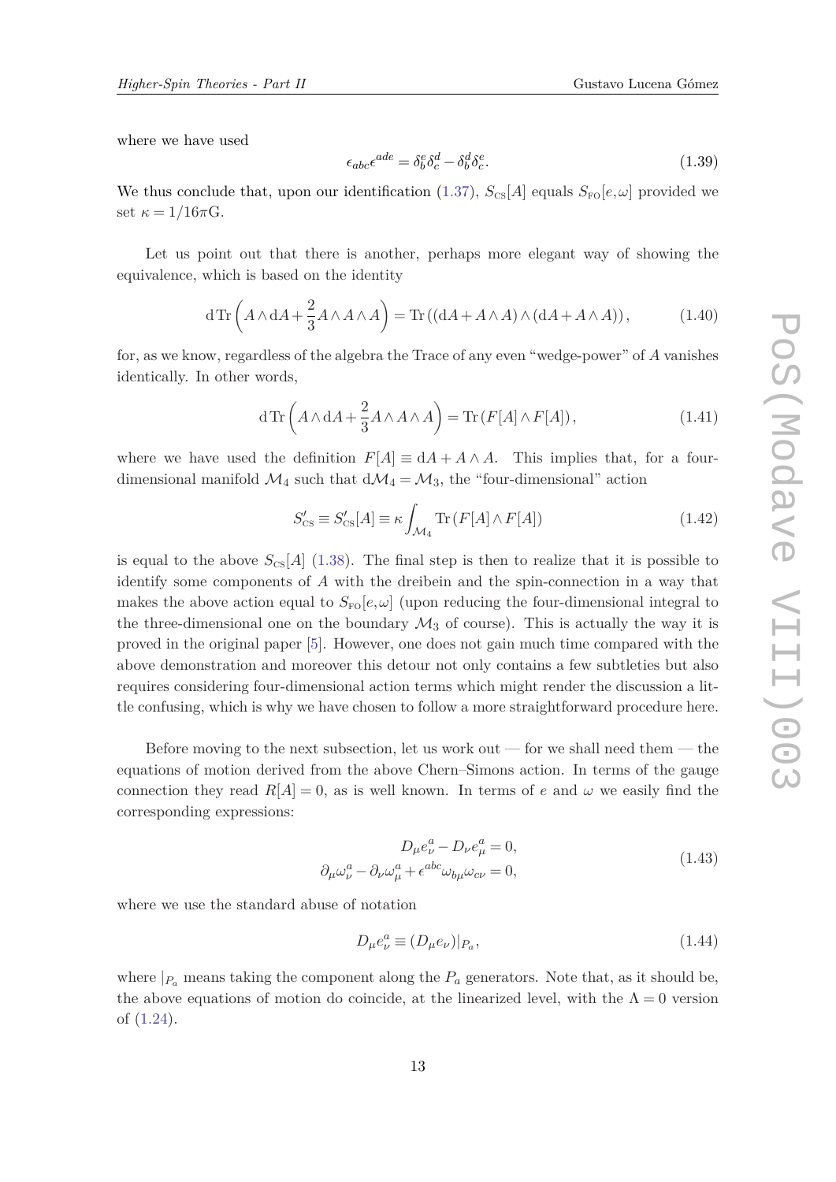where we have used

$$\epsilon_{abc}\epsilon^{ade} = \delta_b^e \delta_c^d - \delta_b^d \delta_c^e. \tag{1.39}$$

We thus conclude that, upon our identification (1.37), $S_{\text{CS}}[A]$ equals $S_{\text{FO}}[e,\omega]$ provided we set $\kappa = 1/16\pi\text{G}$.

Let us point out that there is another, perhaps more elegant way of showing the equivalence, which is based on the identity

$$\mathrm{d}\,\mathrm{Tr}\left(A \wedge \mathrm{d}A + \frac{2}{3} A \wedge A \wedge A\right) = \mathrm{Tr}\left((\mathrm{d}A + A \wedge A) \wedge (\mathrm{d}A + A \wedge A)\right), \tag{1.40}$$

for, as we know, regardless of the algebra the Trace of any even "wedge-power" of $A$ vanishes identically. In other words,

$$\mathrm{d}\,\mathrm{Tr}\left(A \wedge \mathrm{d}A + \frac{2}{3} A \wedge A \wedge A\right) = \mathrm{Tr}\left(F[A] \wedge F[A]\right), \tag{1.41}$$

where we have used the definition $F[A] \equiv \mathrm{d}A + A \wedge A$. This implies that, for a four-dimensional manifold $\mathcal{M}_4$ such that $\mathrm{d}\mathcal{M}_4 = \mathcal{M}_3$, the "four-dimensional" action

$$S'_{\text{CS}} \equiv S'_{\text{CS}}[A] \equiv \kappa \int_{\mathcal{M}_4} \mathrm{Tr}\left(F[A] \wedge F[A]\right) \tag{1.42}$$

is equal to the above $S_{\text{CS}}[A]$ (1.38). The final step is then to realize that it is possible to identify some components of $A$ with the dreibein and the spin-connection in a way that makes the above action equal to $S_{\text{FO}}[e,\omega]$ (upon reducing the four-dimensional integral to the three-dimensional one on the boundary $\mathcal{M}_3$ of course). This is actually the way it is proved in the original paper [5]. However, one does not gain much time compared with the above demonstration and moreover this detour not only contains a few subtleties but also requires considering four-dimensional action terms which might render the discussion a little confusing, which is why we have chosen to follow a more straightforward procedure here.

Before moving to the next subsection, let us work out — for we shall need them — the equations of motion derived from the above Chern–Simons action. In terms of the gauge connection they read $R[A] = 0$, as is well known. In terms of $e$ and $\omega$ we easily find the corresponding expressions:

$$\begin{aligned} D_\mu e_\nu^a - D_\nu e_\mu^a &= 0, \\ \partial_\mu \omega_\nu^a - \partial_\nu \omega_\mu^a + \epsilon^{abc} \omega_{b\mu} \omega_{c\nu} &= 0, \end{aligned} \tag{1.43}$$

where we use the standard abuse of notation

$$D_\mu e_\nu^a \equiv (D_\mu e_\nu)|_{P_a}, \tag{1.44}$$

where $|_{P_a}$ means taking the component along the $P_a$ generators. Note that, as it should be, the above equations of motion do coincide, at the linearized level, with the $\Lambda = 0$ version of (1.24).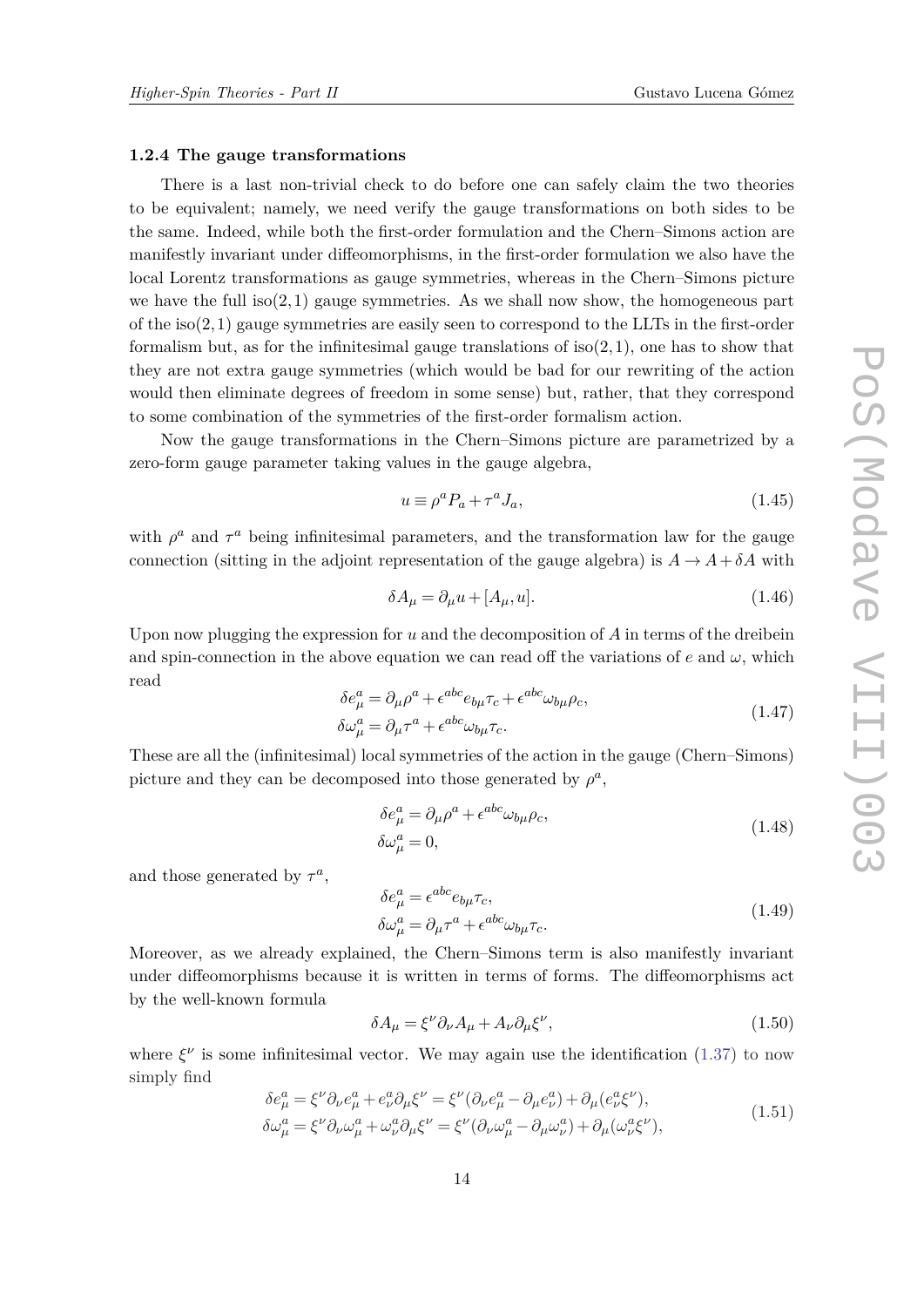### 1.2.4 The gauge transformations

There is a last non-trivial check to do before one can safely claim the two theories to be equivalent; namely, we need verify the gauge transformations on both sides to be the same. Indeed, while both the first-order formulation and the Chern–Simons action are manifestly invariant under diffeomorphisms, in the first-order formulation we also have the local Lorentz transformations as gauge symmetries, whereas in the Chern–Simons picture we have the full $\mathrm{iso}(2,1)$ gauge symmetries. As we shall now show, the homogeneous part of the $\mathrm{iso}(2,1)$ gauge symmetries are easily seen to correspond to the LLTs in the first-order formalism but, as for the infinitesimal gauge translations of $\mathrm{iso}(2,1)$, one has to show that they are not extra gauge symmetries (which would be bad for our rewriting of the action would then eliminate degrees of freedom in some sense) but, rather, that they correspond to some combination of the symmetries of the first-order formalism action.

Now the gauge transformations in the Chern–Simons picture are parametrized by a zero-form gauge parameter taking values in the gauge algebra,

$$u \equiv \rho^a P_a + \tau^a J_a, \tag{1.45}$$

with $\rho^a$ and $\tau^a$ being infinitesimal parameters, and the transformation law for the gauge connection (sitting in the adjoint representation of the gauge algebra) is $A \to A + \delta A$ with

$$\delta A_\mu = \partial_\mu u + [A_\mu, u]. \tag{1.46}$$

Upon now plugging the expression for $u$ and the decomposition of $A$ in terms of the dreibein and spin-connection in the above equation we can read off the variations of $e$ and $\omega$, which read

$$\begin{aligned} \delta e^a_\mu &= \partial_\mu \rho^a + \epsilon^{abc} e_{b\mu} \tau_c + \epsilon^{abc} \omega_{b\mu} \rho_c, \\ \delta \omega^a_\mu &= \partial_\mu \tau^a + \epsilon^{abc} \omega_{b\mu} \tau_c. \end{aligned} \tag{1.47}$$

These are all the (infinitesimal) local symmetries of the action in the gauge (Chern–Simons) picture and they can be decomposed into those generated by $\rho^a$,

$$\begin{aligned} \delta e^a_\mu &= \partial_\mu \rho^a + \epsilon^{abc} \omega_{b\mu} \rho_c, \\ \delta \omega^a_\mu &= 0, \end{aligned} \tag{1.48}$$

and those generated by $\tau^a$,

$$\begin{aligned} \delta e^a_\mu &= \epsilon^{abc} e_{b\mu} \tau_c, \\ \delta \omega^a_\mu &= \partial_\mu \tau^a + \epsilon^{abc} \omega_{b\mu} \tau_c. \end{aligned} \tag{1.49}$$

Moreover, as we already explained, the Chern–Simons term is also manifestly invariant under diffeomorphisms because it is written in terms of forms. The diffeomorphisms act by the well-known formula

$$\delta A_\mu = \xi^\nu \partial_\nu A_\mu + A_\nu \partial_\mu \xi^\nu, \tag{1.50}$$

where $\xi^\nu$ is some infinitesimal vector. We may again use the identification (1.37) to now simply find

$$\begin{aligned} \delta e^a_\mu &= \xi^\nu \partial_\nu e^a_\mu + e^a_\nu \partial_\mu \xi^\nu = \xi^\nu (\partial_\nu e^a_\mu - \partial_\mu e^a_\nu) + \partial_\mu (e^a_\nu \xi^\nu), \\ \delta \omega^a_\mu &= \xi^\nu \partial_\nu \omega^a_\mu + \omega^a_\nu \partial_\mu \xi^\nu = \xi^\nu (\partial_\nu \omega^a_\mu - \partial_\mu \omega^a_\nu) + \partial_\mu (\omega^a_\nu \xi^\nu), \end{aligned} \tag{1.51}$$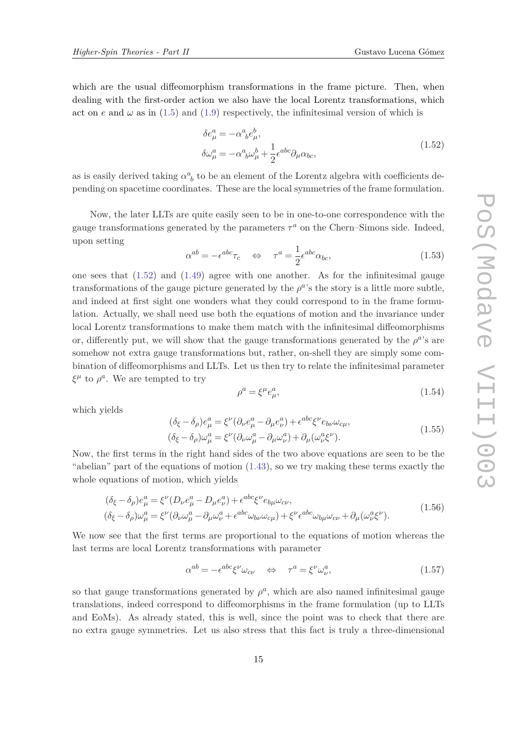which are the usual diffeomorphism transformations in the frame picture. Then, when dealing with the first-order action we also have the local Lorentz transformations, which act on $e$ and $\omega$ as in (1.5) and (1.9) respectively, the infinitesimal version of which is

$$\begin{aligned}
\delta e^a_\mu &= -\alpha^a{}_b e^b_\mu, \\
\delta \omega^a_\mu &= -\alpha^a{}_b \omega^b_\mu + \frac{1}{2}\epsilon^{abc}\partial_\mu \alpha_{bc},
\end{aligned} \tag{1.52}$$

as is easily derived taking $\alpha^a{}_b$ to be an element of the Lorentz algebra with coefficients depending on spacetime coordinates. These are the local symmetries of the frame formulation.

Now, the later LLTs are quite easily seen to be in one-to-one correspondence with the gauge transformations generated by the parameters $\tau^a$ on the Chern–Simons side. Indeed, upon setting

$$\alpha^{ab} = -\epsilon^{abc}\tau_c \quad \Leftrightarrow \quad \tau^a = \frac{1}{2}\epsilon^{abc}\alpha_{bc}, \tag{1.53}$$

one sees that (1.52) and (1.49) agree with one another. As for the infinitesimal gauge transformations of the gauge picture generated by the $\rho^a$'s the story is a little more subtle, and indeed at first sight one wonders what they could correspond to in the frame formulation. Actually, we shall need use both the equations of motion and the invariance under local Lorentz transformations to make them match with the infinitesimal diffeomorphisms or, differently put, we will show that the gauge transformations generated by the $\rho^a$'s are somehow not extra gauge transformations but, rather, on-shell they are simply some combination of diffeomorphisms and LLTs. Let us then try to relate the infinitesimal parameter $\xi^\mu$ to $\rho^a$. We are tempted to try

$$\rho^a = \xi^\mu e^a_\mu, \tag{1.54}$$

which yields

$$\begin{aligned}
(\delta_\xi - \delta_\rho) e^a_\mu &= \xi^\nu(\partial_\nu e^a_\mu - \partial_\mu e^a_\nu) + \epsilon^{abc}\xi^\nu e_{b\nu}\omega_{c\mu}, \\
(\delta_\xi - \delta_\rho) \omega^a_\mu &= \xi^\nu(\partial_\nu \omega^a_\mu - \partial_\mu \omega^a_\nu) + \partial_\mu(\omega^a_\nu \xi^\nu).
\end{aligned} \tag{1.55}$$

Now, the first terms in the right hand sides of the two above equations are seen to be the "abelian" part of the equations of motion (1.43), so we try making these terms exactly the whole equations of motion, which yields

$$\begin{aligned}
(\delta_\xi - \delta_\rho) e^a_\mu &= \xi^\nu(D_\nu e^a_\mu - D_\mu e^a_\nu) + \epsilon^{abc}\xi^\nu e_{b\mu}\omega_{c\nu}, \\
(\delta_\xi - \delta_\rho) \omega^a_\mu &= \xi^\nu(\partial_\nu \omega^a_\mu - \partial_\mu \omega^a_\nu + \epsilon^{abc}\omega_{b\nu}\omega_{c\mu}) + \xi^\nu \epsilon^{abc}\omega_{b\mu}\omega_{c\nu} + \partial_\mu(\omega^a_\nu \xi^\nu).
\end{aligned} \tag{1.56}$$

We now see that the first terms are proportional to the equations of motion whereas the last terms are local Lorentz transformations with parameter

$$\alpha^{ab} = -\epsilon^{abc}\xi^\nu \omega_{c\nu} \quad \Leftrightarrow \quad \tau^a = \xi^\nu \omega^a_\nu, \tag{1.57}$$

so that gauge transformations generated by $\rho^a$, which are also named infinitesimal gauge translations, indeed correspond to diffeomorphisms in the frame formulation (up to LLTs and EoMs). As already stated, this is well, since the point was to check that there are no extra gauge symmetries. Let us also stress that this fact is truly a three-dimensional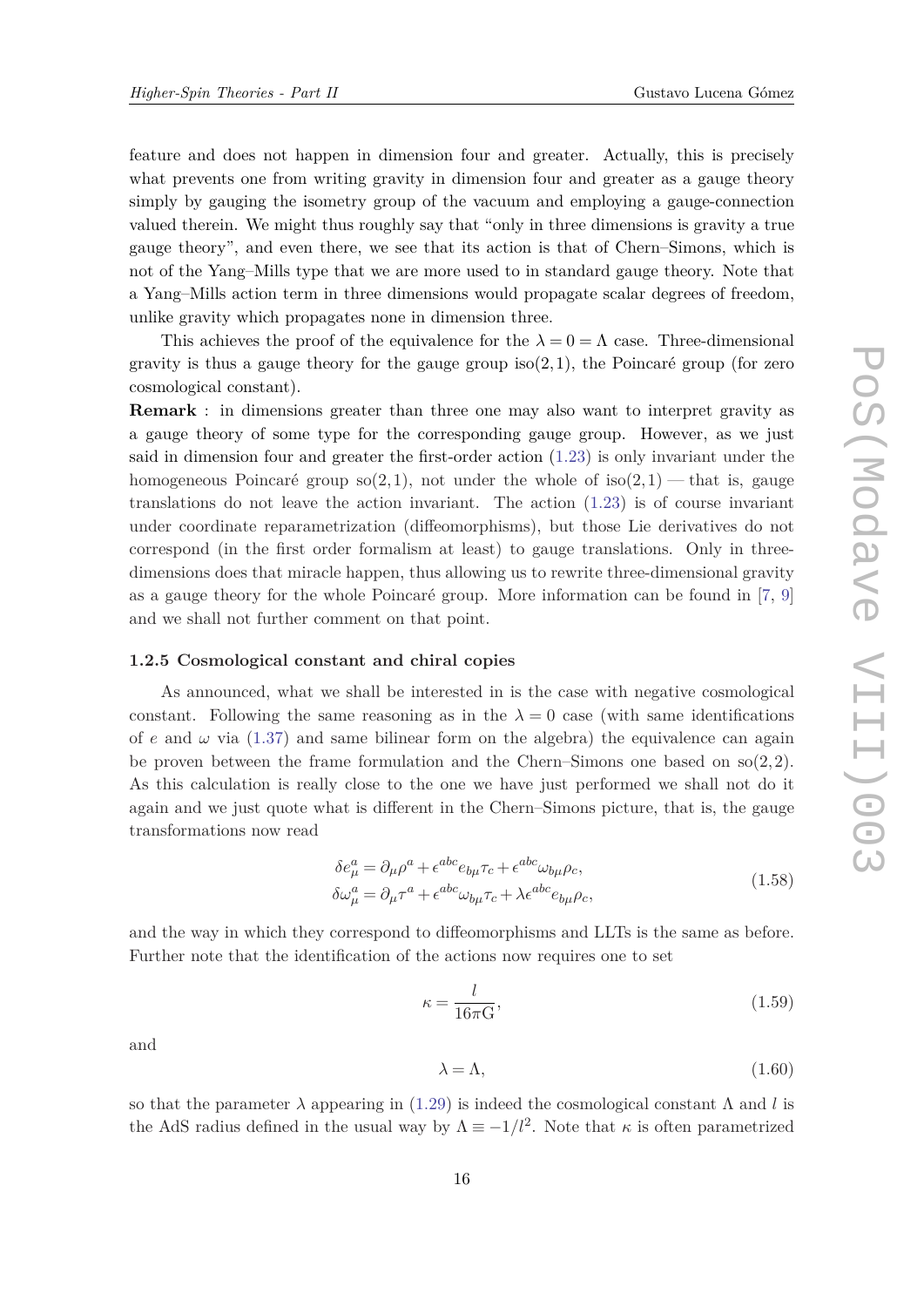feature and does not happen in dimension four and greater. Actually, this is precisely what prevents one from writing gravity in dimension four and greater as a gauge theory simply by gauging the isometry group of the vacuum and employing a gauge-connection valued therein. We might thus roughly say that "only in three dimensions is gravity a true gauge theory", and even there, we see that its action is that of Chern–Simons, which is not of the Yang–Mills type that we are more used to in standard gauge theory. Note that a Yang–Mills action term in three dimensions would propagate scalar degrees of freedom, unlike gravity which propagates none in dimension three.

This achieves the proof of the equivalence for the $\lambda = 0 = \Lambda$ case. Three-dimensional gravity is thus a gauge theory for the gauge group $\mathrm{iso}(2,1)$, the Poincaré group (for zero cosmological constant).

**Remark** : in dimensions greater than three one may also want to interpret gravity as a gauge theory of some type for the corresponding gauge group. However, as we just said in dimension four and greater the first-order action (1.23) is only invariant under the homogeneous Poincaré group $\mathrm{so}(2,1)$, not under the whole of $\mathrm{iso}(2,1)$ — that is, gauge translations do not leave the action invariant. The action (1.23) is of course invariant under coordinate reparametrization (diffeomorphisms), but those Lie derivatives do not correspond (in the first order formalism at least) to gauge translations. Only in three-dimensions does that miracle happen, thus allowing us to rewrite three-dimensional gravity as a gauge theory for the whole Poincaré group. More information can be found in [7, 9] and we shall not further comment on that point.

### 1.2.5 Cosmological constant and chiral copies

As announced, what we shall be interested in is the case with negative cosmological constant. Following the same reasoning as in the $\lambda = 0$ case (with same identifications of $e$ and $\omega$ via (1.37) and same bilinear form on the algebra) the equivalence can again be proven between the frame formulation and the Chern–Simons one based on $\mathrm{so}(2,2)$. As this calculation is really close to the one we have just performed we shall not do it again and we just quote what is different in the Chern–Simons picture, that is, the gauge transformations now read

$$
\begin{aligned}
\delta e^a_\mu &= \partial_\mu \rho^a + \epsilon^{abc} e_{b\mu} \tau_c + \epsilon^{abc} \omega_{b\mu} \rho_c, \\
\delta \omega^a_\mu &= \partial_\mu \tau^a + \epsilon^{abc} \omega_{b\mu} \tau_c + \lambda \epsilon^{abc} e_{b\mu} \rho_c,
\end{aligned}
\tag{1.58}
$$

and the way in which they correspond to diffeomorphisms and LLTs is the same as before. Further note that the identification of the actions now requires one to set

$$
\kappa = \frac{l}{16\pi \mathrm{G}},
\tag{1.59}
$$

and

$$
\lambda = \Lambda,
\tag{1.60}
$$

so that the parameter $\lambda$ appearing in (1.29) is indeed the cosmological constant $\Lambda$ and $l$ is the AdS radius defined in the usual way by $\Lambda \equiv -1/l^2$. Note that $\kappa$ is often parametrized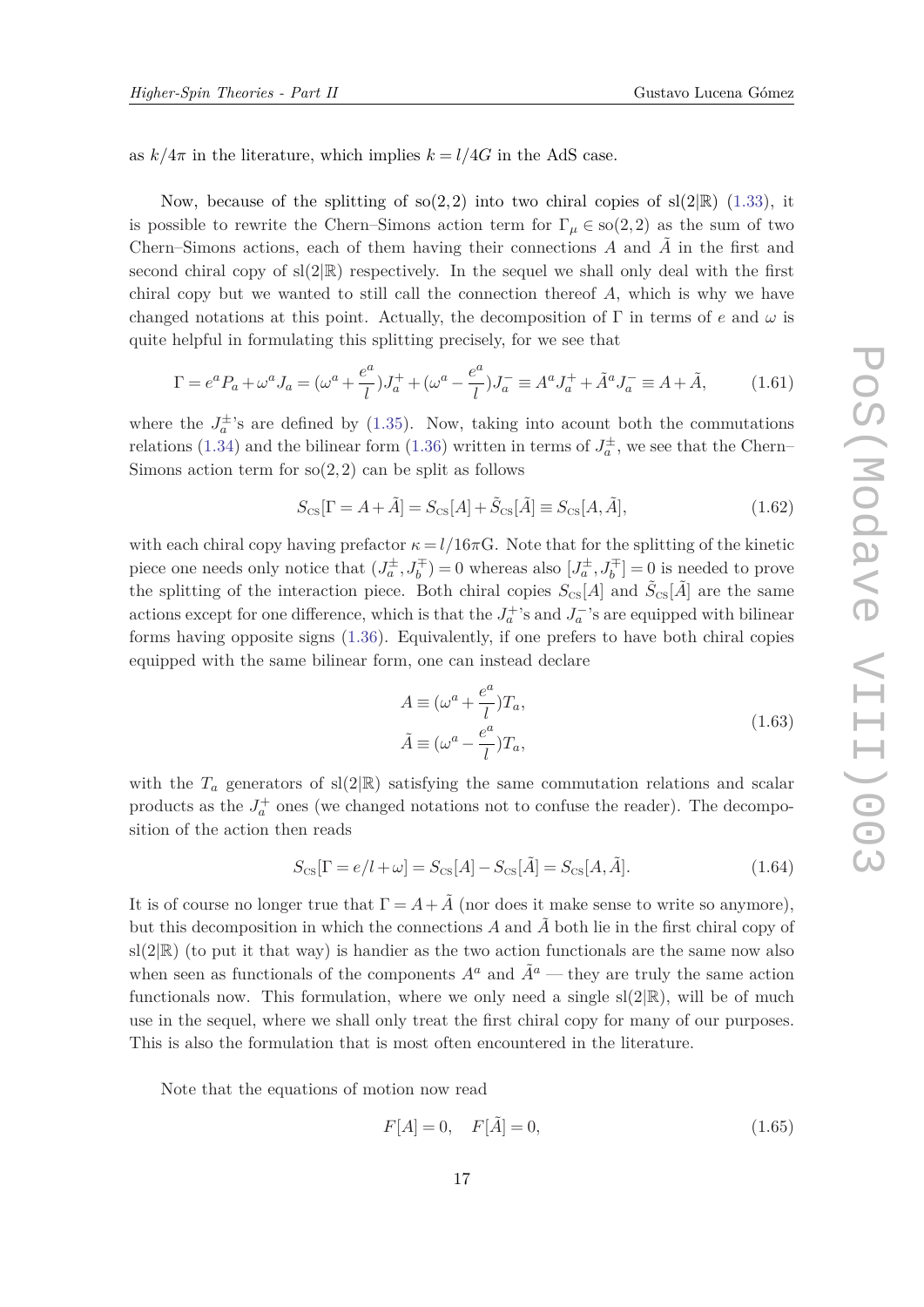as $k/4\pi$ in the literature, which implies $k = l/4G$ in the AdS case.

Now, because of the splitting of so$(2,2)$ into two chiral copies of sl$(2|\mathbb{R})$ (1.33), it is possible to rewrite the Chern–Simons action term for $\Gamma_\mu \in \text{so}(2,2)$ as the sum of two Chern–Simons actions, each of them having their connections $A$ and $\tilde{A}$ in the first and second chiral copy of sl$(2|\mathbb{R})$ respectively. In the sequel we shall only deal with the first chiral copy but we wanted to still call the connection thereof $A$, which is why we have changed notations at this point. Actually, the decomposition of $\Gamma$ in terms of $e$ and $\omega$ is quite helpful in formulating this splitting precisely, for we see that

$$\Gamma = e^a P_a + \omega^a J_a = (\omega^a + \frac{e^a}{l}) J_a^+ + (\omega^a - \frac{e^a}{l}) J_a^- \equiv A^a J_a^+ + \tilde{A}^a J_a^- \equiv A + \tilde{A}, \tag{1.61}$$

where the $J_a^\pm$'s are defined by (1.35). Now, taking into acount both the commutations relations (1.34) and the bilinear form (1.36) written in terms of $J_a^\pm$, we see that the Chern–Simons action term for so$(2,2)$ can be split as follows

$$S_{\text{CS}}[\Gamma = A + \tilde{A}] = S_{\text{CS}}[A] + \tilde{S}_{\text{CS}}[\tilde{A}] \equiv S_{\text{CS}}[A, \tilde{A}], \tag{1.62}$$

with each chiral copy having prefactor $\kappa = l/16\pi\text{G}$. Note that for the splitting of the kinetic piece one needs only notice that $(J_a^\pm, J_b^\mp) = 0$ whereas also $[J_a^\pm, J_b^\mp] = 0$ is needed to prove the splitting of the interaction piece. Both chiral copies $S_{\text{CS}}[A]$ and $\tilde{S}_{\text{CS}}[\tilde{A}]$ are the same actions except for one difference, which is that the $J_a^+$'s and $J_a^-$'s are equipped with bilinear forms having opposite signs (1.36). Equivalently, if one prefers to have both chiral copies equipped with the same bilinear form, one can instead declare

$$\begin{aligned} A &\equiv (\omega^a + \frac{e^a}{l}) T_a, \\ \tilde{A} &\equiv (\omega^a - \frac{e^a}{l}) T_a, \end{aligned} \tag{1.63}$$

with the $T_a$ generators of sl$(2|\mathbb{R})$ satisfying the same commutation relations and scalar products as the $J_a^+$ ones (we changed notations not to confuse the reader). The decomposition of the action then reads

$$S_{\text{CS}}[\Gamma = e/l + \omega] = S_{\text{CS}}[A] - S_{\text{CS}}[\tilde{A}] = S_{\text{CS}}[A, \tilde{A}]. \tag{1.64}$$

It is of course no longer true that $\Gamma = A + \tilde{A}$ (nor does it make sense to write so anymore), but this decomposition in which the connections $A$ and $\tilde{A}$ both lie in the first chiral copy of sl$(2|\mathbb{R})$ (to put it that way) is handier as the two action functionals are the same now also when seen as functionals of the components $A^a$ and $\tilde{A}^a$ — they are truly the same action functionals now. This formulation, where we only need a single sl$(2|\mathbb{R})$, will be of much use in the sequel, where we shall only treat the first chiral copy for many of our purposes. This is also the formulation that is most often encountered in the literature.

Note that the equations of motion now read

$$F[A] = 0, \quad F[\tilde{A}] = 0, \tag{1.65}$$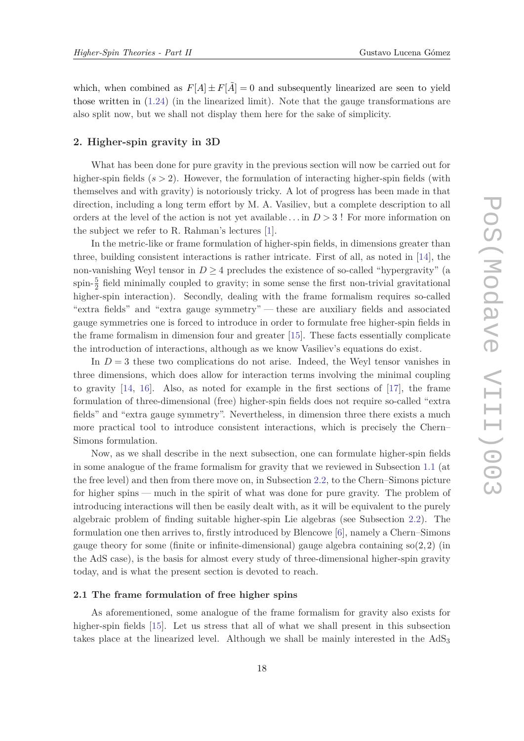which, when combined as $F[A] \pm F[\tilde{A}] = 0$ and subsequently linearized are seen to yield those written in (1.24) (in the linearized limit). Note that the gauge transformations are also split now, but we shall not display them here for the sake of simplicity.

## 2. Higher-spin gravity in 3D

What has been done for pure gravity in the previous section will now be carried out for higher-spin fields ($s > 2$). However, the formulation of interacting higher-spin fields (with themselves and with gravity) is notoriously tricky. A lot of progress has been made in that direction, including a long term effort by M. A. Vasiliev, but a complete description to all orders at the level of the action is not yet available . . . in $D > 3$ ! For more information on the subject we refer to R. Rahman's lectures [1].

In the metric-like or frame formulation of higher-spin fields, in dimensions greater than three, building consistent interactions is rather intricate. First of all, as noted in [14], the non-vanishing Weyl tensor in $D \geq 4$ precludes the existence of so-called "hypergravity" (a spin-$\frac{5}{2}$ field minimally coupled to gravity; in some sense the first non-trivial gravitational higher-spin interaction). Secondly, dealing with the frame formalism requires so-called "extra fields" and "extra gauge symmetry" — these are auxiliary fields and associated gauge symmetries one is forced to introduce in order to formulate free higher-spin fields in the frame formalism in dimension four and greater [15]. These facts essentially complicate the introduction of interactions, although as we know Vasiliev's equations do exist.

In $D = 3$ these two complications do not arise. Indeed, the Weyl tensor vanishes in three dimensions, which does allow for interaction terms involving the minimal coupling to gravity [14, 16]. Also, as noted for example in the first sections of [17], the frame formulation of three-dimensional (free) higher-spin fields does not require so-called "extra fields" and "extra gauge symmetry". Nevertheless, in dimension three there exists a much more practical tool to introduce consistent interactions, which is precisely the Chern–Simons formulation.

Now, as we shall describe in the next subsection, one can formulate higher-spin fields in some analogue of the frame formalism for gravity that we reviewed in Subsection 1.1 (at the free level) and then from there move on, in Subsection 2.2, to the Chern–Simons picture for higher spins — much in the spirit of what was done for pure gravity. The problem of introducing interactions will then be easily dealt with, as it will be equivalent to the purely algebraic problem of finding suitable higher-spin Lie algebras (see Subsection 2.2). The formulation one then arrives to, firstly introduced by Blencowe [6], namely a Chern–Simons gauge theory for some (finite or infinite-dimensional) gauge algebra containing $\mathrm{so}(2,2)$ (in the AdS case), is the basis for almost every study of three-dimensional higher-spin gravity today, and is what the present section is devoted to reach.

### 2.1 The frame formulation of free higher spins

As aforementioned, some analogue of the frame formalism for gravity also exists for higher-spin fields [15]. Let us stress that all of what we shall present in this subsection takes place at the linearized level. Although we shall be mainly interested in the $\mathrm{AdS}_3$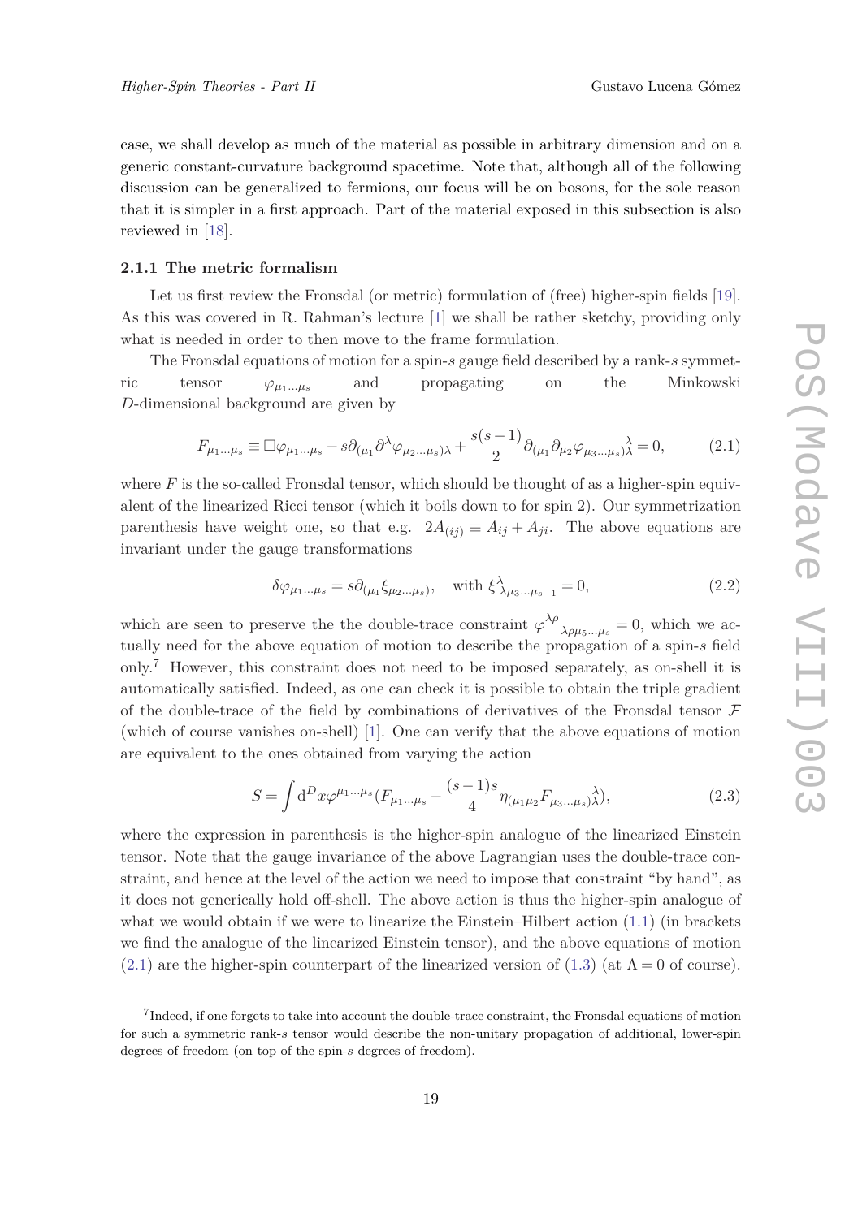case, we shall develop as much of the material as possible in arbitrary dimension and on a generic constant-curvature background spacetime. Note that, although all of the following discussion can be generalized to fermions, our focus will be on bosons, for the sole reason that it is simpler in a first approach. Part of the material exposed in this subsection is also reviewed in [18].

### 2.1.1 The metric formalism

Let us first review the Fronsdal (or metric) formulation of (free) higher-spin fields [19]. As this was covered in R. Rahman's lecture [1] we shall be rather sketchy, providing only what is needed in order to then move to the frame formulation.

The Fronsdal equations of motion for a spin-$s$ gauge field described by a rank-$s$ symmetric tensor $\varphi_{\mu_1\dots\mu_s}$ and propagating on the Minkowski $D$-dimensional background are given by

$$F_{\mu_1\dots\mu_s} \equiv \Box\varphi_{\mu_1\dots\mu_s} - s\partial_{(\mu_1}\partial^\lambda\varphi_{\mu_2\dots\mu_s)\lambda} + \frac{s(s-1)}{2}\partial_{(\mu_1}\partial_{\mu_2}\varphi_{\mu_3\dots\mu_s)\lambda}{}^{\lambda} = 0, \tag{2.1}$$

where $F$ is the so-called Fronsdal tensor, which should be thought of as a higher-spin equivalent of the linearized Ricci tensor (which it boils down to for spin 2). Our symmetrization parenthesis have weight one, so that e.g. $2A_{(ij)} \equiv A_{ij} + A_{ji}$. The above equations are invariant under the gauge transformations

$$\delta\varphi_{\mu_1\dots\mu_s} = s\partial_{(\mu_1}\xi_{\mu_2\dots\mu_s)}, \quad \text{with } \xi^\lambda{}_{\lambda\mu_3\dots\mu_{s-1}} = 0, \tag{2.2}$$

which are seen to preserve the the double-trace constraint $\varphi^{\lambda\rho}{}_{\lambda\rho\mu_5\dots\mu_s} = 0$, which we actually need for the above equation of motion to describe the propagation of a spin-$s$ field only.[7] However, this constraint does not need to be imposed separately, as on-shell it is automatically satisfied. Indeed, as one can check it is possible to obtain the triple gradient of the double-trace of the field by combinations of derivatives of the Fronsdal tensor $\mathcal{F}$ (which of course vanishes on-shell) [1]. One can verify that the above equations of motion are equivalent to the ones obtained from varying the action

$$S = \int \mathrm{d}^D x \varphi^{\mu_1\dots\mu_s}\Big(F_{\mu_1\dots\mu_s} - \frac{(s-1)s}{4}\eta_{(\mu_1\mu_2}F_{\mu_3\dots\mu_s)\lambda}{}^{\lambda}\Big), \tag{2.3}$$

where the expression in parenthesis is the higher-spin analogue of the linearized Einstein tensor. Note that the gauge invariance of the above Lagrangian uses the double-trace constraint, and hence at the level of the action we need to impose that constraint "by hand", as it does not generically hold off-shell. The above action is thus the higher-spin analogue of what we would obtain if we were to linearize the Einstein–Hilbert action (1.1) (in brackets we find the analogue of the linearized Einstein tensor), and the above equations of motion (2.1) are the higher-spin counterpart of the linearized version of (1.3) (at $\Lambda = 0$ of course).

[7] Indeed, if one forgets to take into account the double-trace constraint, the Fronsdal equations of motion for such a symmetric rank-$s$ tensor would describe the non-unitary propagation of additional, lower-spin degrees of freedom (on top of the spin-$s$ degrees of freedom).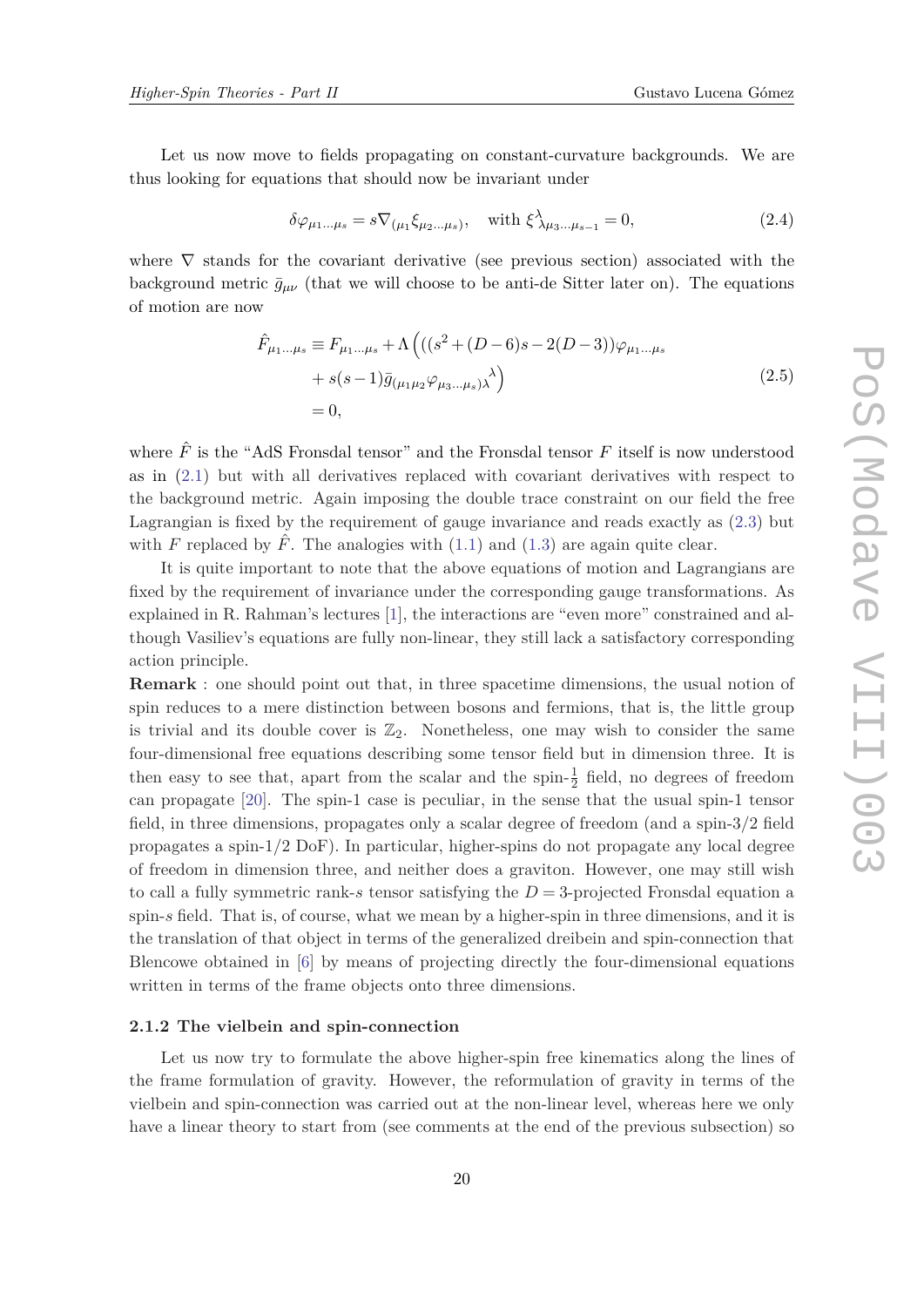Let us now move to fields propagating on constant-curvature backgrounds. We are thus looking for equations that should now be invariant under

$$\delta\varphi_{\mu_1\ldots\mu_s} = s\nabla_{(\mu_1}\xi_{\mu_2\ldots\mu_s)}, \quad \text{with } \xi^{\lambda}{}_{\lambda\mu_3\ldots\mu_{s-1}} = 0, \tag{2.4}$$

where $\nabla$ stands for the covariant derivative (see previous section) associated with the background metric $\bar{g}_{\mu\nu}$ (that we will choose to be anti-de Sitter later on). The equations of motion are now

$$\begin{aligned}
\hat{F}_{\mu_1\ldots\mu_s} &\equiv F_{\mu_1\ldots\mu_s} + \Lambda\Big(\big((s^2+(D-6)s-2(D-3)\big)\varphi_{\mu_1\ldots\mu_s} \\
&\quad + s(s-1)\bar{g}_{(\mu_1\mu_2}\varphi_{\mu_3\ldots\mu_s)\lambda}{}^{\lambda}\Big) \\
&= 0,
\end{aligned} \tag{2.5}$$

where $\hat{F}$ is the "AdS Fronsdal tensor" and the Fronsdal tensor $F$ itself is now understood as in (2.1) but with all derivatives replaced with covariant derivatives with respect to the background metric. Again imposing the double trace constraint on our field the free Lagrangian is fixed by the requirement of gauge invariance and reads exactly as (2.3) but with $F$ replaced by $\hat{F}$. The analogies with (1.1) and (1.3) are again quite clear.

It is quite important to note that the above equations of motion and Lagrangians are fixed by the requirement of invariance under the corresponding gauge transformations. As explained in R. Rahman's lectures [1], the interactions are "even more" constrained and although Vasiliev's equations are fully non-linear, they still lack a satisfactory corresponding action principle.

**Remark** : one should point out that, in three spacetime dimensions, the usual notion of spin reduces to a mere distinction between bosons and fermions, that is, the little group is trivial and its double cover is $\mathbb{Z}_2$. Nonetheless, one may wish to consider the same four-dimensional free equations describing some tensor field but in dimension three. It is then easy to see that, apart from the scalar and the spin-$\frac{1}{2}$ field, no degrees of freedom can propagate [20]. The spin-1 case is peculiar, in the sense that the usual spin-1 tensor field, in three dimensions, propagates only a scalar degree of freedom (and a spin-3/2 field propagates a spin-1/2 DoF). In particular, higher-spins do not propagate any local degree of freedom in dimension three, and neither does a graviton. However, one may still wish to call a fully symmetric rank-$s$ tensor satisfying the $D=3$-projected Fronsdal equation a spin-$s$ field. That is, of course, what we mean by a higher-spin in three dimensions, and it is the translation of that object in terms of the generalized dreibein and spin-connection that Blencowe obtained in [6] by means of projecting directly the four-dimensional equations written in terms of the frame objects onto three dimensions.

### 2.1.2 The vielbein and spin-connection

Let us now try to formulate the above higher-spin free kinematics along the lines of the frame formulation of gravity. However, the reformulation of gravity in terms of the vielbein and spin-connection was carried out at the non-linear level, whereas here we only have a linear theory to start from (see comments at the end of the previous subsection) so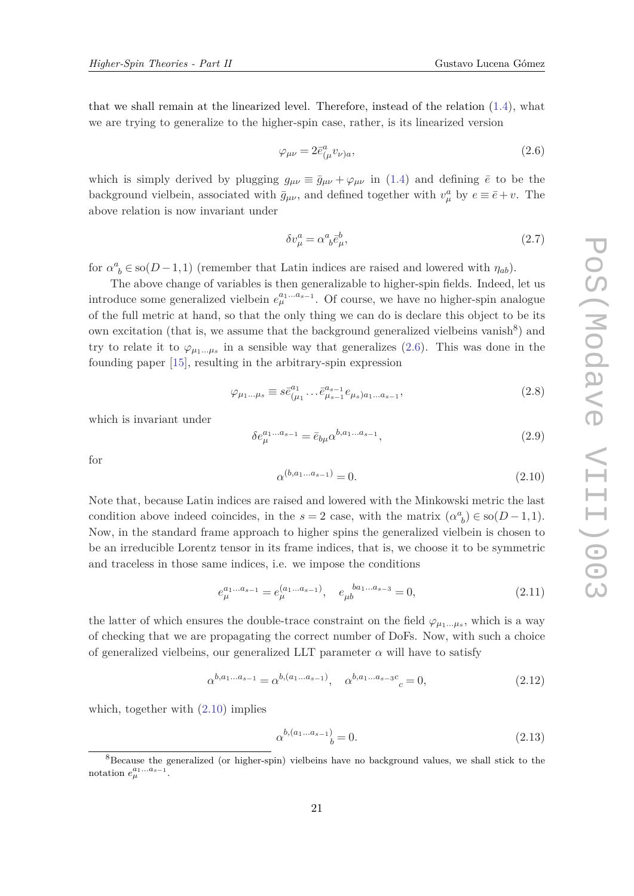that we shall remain at the linearized level. Therefore, instead of the relation (1.4), what we are trying to generalize to the higher-spin case, rather, is its linearized version

$$\varphi_{\mu\nu} = 2\bar{e}^{a}_{(\mu} v_{\nu)a}, \tag{2.6}$$

which is simply derived by plugging $g_{\mu\nu} \equiv \bar{g}_{\mu\nu} + \varphi_{\mu\nu}$ in (1.4) and defining $\bar{e}$ to be the background vielbein, associated with $\bar{g}_{\mu\nu}$, and defined together with $v^a_\mu$ by $e \equiv \bar{e} + v$. The above relation is now invariant under

$$\delta v^a_\mu = \alpha^a{}_b \bar{e}^b_\mu, \tag{2.7}$$

for $\alpha^a{}_b \in \mathrm{so}(D-1,1)$ (remember that Latin indices are raised and lowered with $\eta_{ab}$).

The above change of variables is then generalizable to higher-spin fields. Indeed, let us introduce some generalized vielbein $e^{a_1 \ldots a_{s-1}}_\mu$. Of course, we have no higher-spin analogue of the full metric at hand, so that the only thing we can do is declare this object to be its own excitation (that is, we assume that the background generalized vielbeins vanish[8]) and try to relate it to $\varphi_{\mu_1 \ldots \mu_s}$ in a sensible way that generalizes (2.6). This was done in the founding paper [15], resulting in the arbitrary-spin expression

$$\varphi_{\mu_1 \ldots \mu_s} \equiv s \bar{e}^{a_1}_{(\mu_1} \ldots \bar{e}^{a_{s-1}}_{\mu_{s-1}} e_{\mu_s) a_1 \ldots a_{s-1}}, \tag{2.8}$$

which is invariant under

$$\delta e^{a_1 \ldots a_{s-1}}_\mu = \bar{e}_{b\mu} \alpha^{b, a_1 \ldots a_{s-1}}, \tag{2.9}$$

for

$$\alpha^{(b, a_1 \ldots a_{s-1})} = 0. \tag{2.10}$$

Note that, because Latin indices are raised and lowered with the Minkowski metric the last condition above indeed coincides, in the $s=2$ case, with the matrix $(\alpha^a{}_b) \in \mathrm{so}(D-1,1)$. Now, in the standard frame approach to higher spins the generalized vielbein is chosen to be an irreducible Lorentz tensor in its frame indices, that is, we choose it to be symmetric and traceless in those same indices, i.e. we impose the conditions

$$e^{a_1 \ldots a_{s-1}}_\mu = e^{(a_1 \ldots a_{s-1})}_\mu, \quad e_{\mu b}{}^{b a_1 \ldots a_{s-3}} = 0, \tag{2.11}$$

the latter of which ensures the double-trace constraint on the field $\varphi_{\mu_1 \ldots \mu_s}$, which is a way of checking that we are propagating the correct number of DoFs. Now, with such a choice of generalized vielbeins, our generalized LLT parameter $\alpha$ will have to satisfy

$$\alpha^{b, a_1 \ldots a_{s-1}} = \alpha^{b, (a_1 \ldots a_{s-1})}, \quad \alpha^{b, a_1 \ldots a_{s-3} c}{}_c = 0, \tag{2.12}$$

which, together with (2.10) implies

$$\alpha^{b, (a_1 \ldots a_{s-1})}{}_b = 0. \tag{2.13}$$

---

[8] Because the generalized (or higher-spin) vielbeins have no background values, we shall stick to the notation $e^{a_1 \ldots a_{s-1}}_\mu$.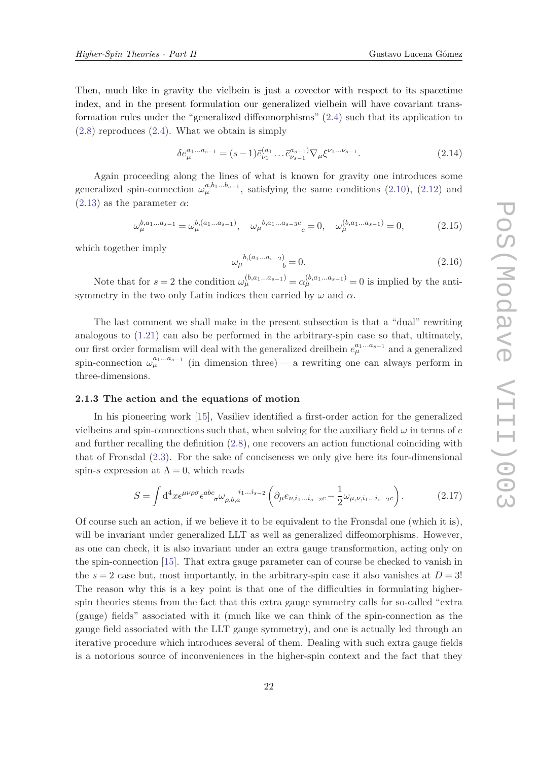Then, much like in gravity the vielbein is just a covector with respect to its spacetime index, and in the present formulation our generalized vielbein will have covariant transformation rules under the "generalized diffeomorphisms" (2.4) such that its application to (2.8) reproduces (2.4). What we obtain is simply

$$\delta e_\mu^{a_1 \dots a_{s-1}} = (s-1) \bar{e}_{\nu_1}^{(a_1} \dots \bar{e}_{\nu_{s-1}}^{a_{s-1})} \nabla_\mu \xi^{\nu_1 \dots \nu_{s-1}}. \tag{2.14}$$

Again proceeding along the lines of what is known for gravity one introduces some generalized spin-connection $\omega_\mu^{a, b_1 \dots b_{s-1}}$, satisfying the same conditions (2.10), (2.12) and (2.13) as the parameter $\alpha$:

$$\omega_\mu^{b, a_1 \dots a_{s-1}} = \omega_\mu^{b, (a_1 \dots a_{s-1})}, \quad \omega_\mu{}^{b, a_1 \dots a_{s-3} c}{}_c = 0, \quad \omega_\mu^{(b, a_1 \dots a_{s-1})} = 0, \tag{2.15}$$

which together imply

$$\omega_\mu{}^{b, (a_1 \dots a_{s-2})}{}_b = 0. \tag{2.16}$$

Note that for $s = 2$ the condition $\omega_\mu^{(b, a_1 \dots a_{s-1})} = \alpha_\mu^{(b, a_1 \dots a_{s-1})} = 0$ is implied by the antisymmetry in the two only Latin indices then carried by $\omega$ and $\alpha$.

The last comment we shall make in the present subsection is that a "dual" rewriting analogous to (1.21) can also be performed in the arbitrary-spin case so that, ultimately, our first order formalism will deal with the generalized dreilbein $e_\mu^{a_1 \dots a_{s-1}}$ and a generalized spin-connection $\omega_\mu^{a_1 \dots a_{s-1}}$ (in dimension three) — a rewriting one can always perform in three-dimensions.

### 2.1.3 The action and the equations of motion

In his pioneering work [15], Vasiliev identified a first-order action for the generalized vielbeins and spin-connections such that, when solving for the auxiliary field $\omega$ in terms of $e$ and further recalling the definition (2.8), one recovers an action functional coinciding with that of Fronsdal (2.3). For the sake of conciseness we only give here its four-dimensional spin-$s$ expression at $\Lambda = 0$, which reads

$$S = \int \mathrm{d}^4 x \epsilon^{\mu\nu\rho\sigma} \epsilon^{abc}{}_\sigma \omega_{\rho, b, a}{}^{i_1 \dots i_{s-2}} \left( \partial_\mu e_{\nu, i_1 \dots i_{s-2} c} - \frac{1}{2} \omega_{\mu, \nu, i_1 \dots i_{s-2} c} \right). \tag{2.17}$$

Of course such an action, if we believe it to be equivalent to the Fronsdal one (which it is), will be invariant under generalized LLT as well as generalized diffeomorphisms. However, as one can check, it is also invariant under an extra gauge transformation, acting only on the spin-connection [15]. That extra gauge parameter can of course be checked to vanish in the $s = 2$ case but, most importantly, in the arbitrary-spin case it also vanishes at $D = 3$! The reason why this is a key point is that one of the difficulties in formulating higher-spin theories stems from the fact that this extra gauge symmetry calls for so-called "extra (gauge) fields" associated with it (much like we can think of the spin-connection as the gauge field associated with the LLT gauge symmetry), and one is actually led through an iterative procedure which introduces several of them. Dealing with such extra gauge fields is a notorious source of inconveniences in the higher-spin context and the fact that they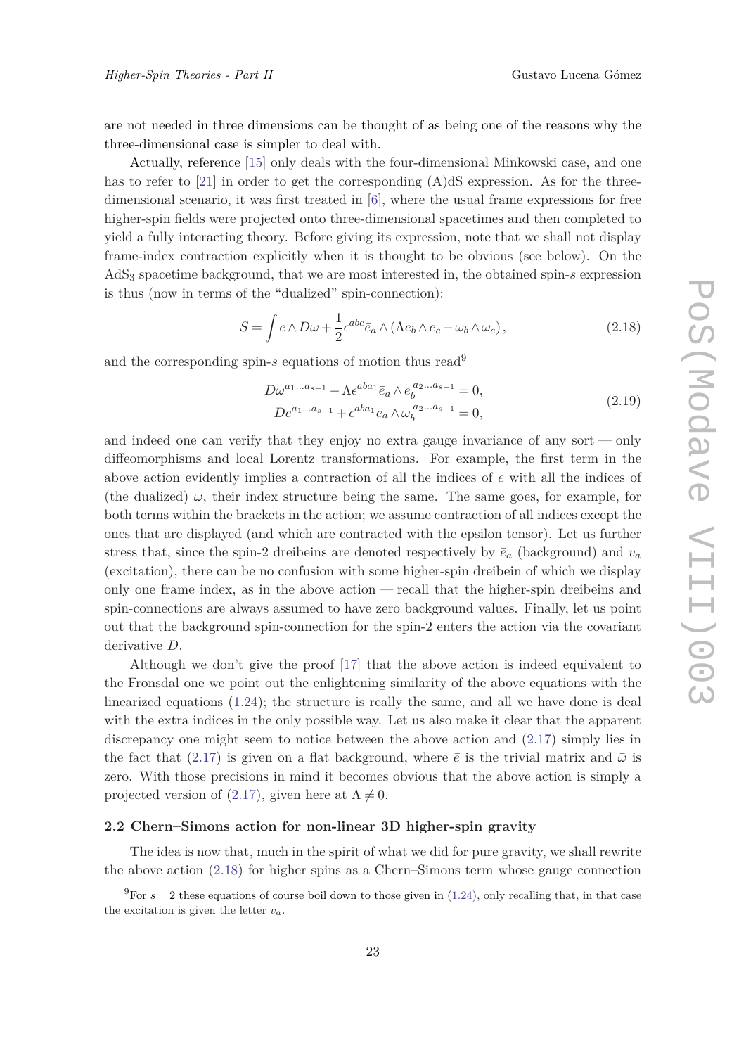are not needed in three dimensions can be thought of as being one of the reasons why the three-dimensional case is simpler to deal with.

Actually, reference [15] only deals with the four-dimensional Minkowski case, and one has to refer to [21] in order to get the corresponding (A)dS expression. As for the three-dimensional scenario, it was first treated in [6], where the usual frame expressions for free higher-spin fields were projected onto three-dimensional spacetimes and then completed to yield a fully interacting theory. Before giving its expression, note that we shall not display frame-index contraction explicitly when it is thought to be obvious (see below). On the $\text{AdS}_3$ spacetime background, that we are most interested in, the obtained spin-$s$ expression is thus (now in terms of the "dualized" spin-connection):

$$S = \int e \wedge D\omega + \frac{1}{2}\epsilon^{abc}\bar{e}_a \wedge (\Lambda e_b \wedge e_c - \omega_b \wedge \omega_c)\,, \tag{2.18}$$

and the corresponding spin-$s$ equations of motion thus read[9]

$$\begin{aligned} D\omega^{a_1 \dots a_{s-1}} - \Lambda \epsilon^{aba_1}\bar{e}_a \wedge e_b^{\;a_2 \dots a_{s-1}} &= 0, \\ De^{a_1 \dots a_{s-1}} + \epsilon^{aba_1}\bar{e}_a \wedge \omega_b^{\;a_2 \dots a_{s-1}} &= 0, \end{aligned} \tag{2.19}$$

and indeed one can verify that they enjoy no extra gauge invariance of any sort — only diffeomorphisms and local Lorentz transformations. For example, the first term in the above action evidently implies a contraction of all the indices of $e$ with all the indices of (the dualized) $\omega$, their index structure being the same. The same goes, for example, for both terms within the brackets in the action; we assume contraction of all indices except the ones that are displayed (and which are contracted with the epsilon tensor). Let us further stress that, since the spin-2 dreibeins are denoted respectively by $\bar{e}_a$ (background) and $v_a$ (excitation), there can be no confusion with some higher-spin dreibein of which we display only one frame index, as in the above action — recall that the higher-spin dreibeins and spin-connections are always assumed to have zero background values. Finally, let us point out that the background spin-connection for the spin-2 enters the action via the covariant derivative $D$.

Although we don't give the proof [17] that the above action is indeed equivalent to the Fronsdal one we point out the enlightening similarity of the above equations with the linearized equations (1.24); the structure is really the same, and all we have done is deal with the extra indices in the only possible way. Let us also make it clear that the apparent discrepancy one might seem to notice between the above action and (2.17) simply lies in the fact that (2.17) is given on a flat background, where $\bar{e}$ is the trivial matrix and $\bar{\omega}$ is zero. With those precisions in mind it becomes obvious that the above action is simply a projected version of (2.17), given here at $\Lambda \neq 0$.

### 2.2 Chern–Simons action for non-linear 3D higher-spin gravity

The idea is now that, much in the spirit of what we did for pure gravity, we shall rewrite the above action (2.18) for higher spins as a Chern–Simons term whose gauge connection

[9] For $s = 2$ these equations of course boil down to those given in (1.24), only recalling that, in that case the excitation is given the letter $v_a$.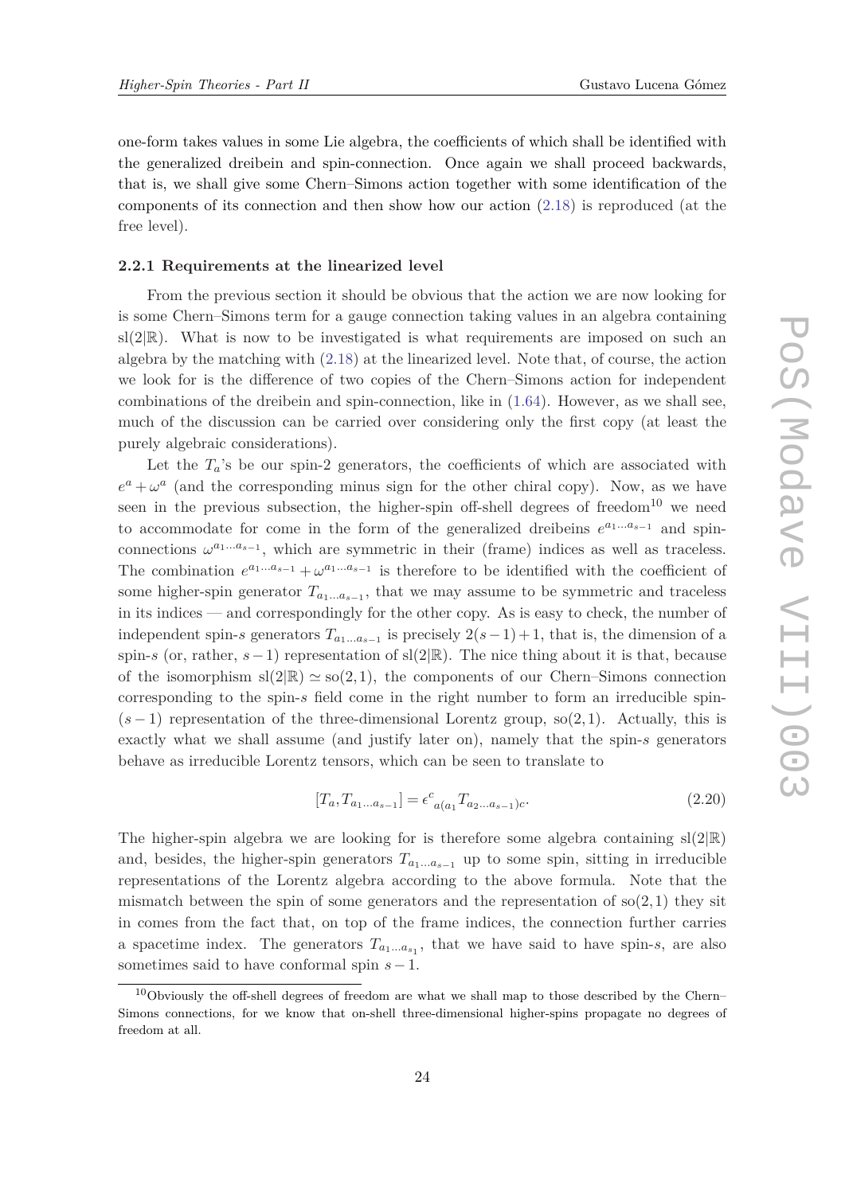one-form takes values in some Lie algebra, the coefficients of which shall be identified with the generalized dreibein and spin-connection. Once again we shall proceed backwards, that is, we shall give some Chern–Simons action together with some identification of the components of its connection and then show how our action (2.18) is reproduced (at the free level).

### 2.2.1 Requirements at the linearized level

From the previous section it should be obvious that the action we are now looking for is some Chern–Simons term for a gauge connection taking values in an algebra containing $\mathrm{sl}(2|\mathbb{R})$. What is now to be investigated is what requirements are imposed on such an algebra by the matching with (2.18) at the linearized level. Note that, of course, the action we look for is the difference of two copies of the Chern–Simons action for independent combinations of the dreibein and spin-connection, like in (1.64). However, as we shall see, much of the discussion can be carried over considering only the first copy (at least the purely algebraic considerations).

Let the $T_a$'s be our spin-2 generators, the coefficients of which are associated with $e^a + \omega^a$ (and the corresponding minus sign for the other chiral copy). Now, as we have seen in the previous subsection, the higher-spin off-shell degrees of freedom[10] we need to accommodate for come in the form of the generalized dreibeins $e^{a_1 \ldots a_{s-1}}$ and spin-connections $\omega^{a_1 \ldots a_{s-1}}$, which are symmetric in their (frame) indices as well as traceless. The combination $e^{a_1 \ldots a_{s-1}} + \omega^{a_1 \ldots a_{s-1}}$ is therefore to be identified with the coefficient of some higher-spin generator $T_{a_1 \ldots a_{s-1}}$, that we may assume to be symmetric and traceless in its indices — and correspondingly for the other copy. As is easy to check, the number of independent spin-$s$ generators $T_{a_1 \ldots a_{s-1}}$ is precisely $2(s-1)+1$, that is, the dimension of a spin-$s$ (or, rather, $s-1$) representation of $\mathrm{sl}(2|\mathbb{R})$. The nice thing about it is that, because of the isomorphism $\mathrm{sl}(2|\mathbb{R}) \simeq \mathrm{so}(2,1)$, the components of our Chern–Simons connection corresponding to the spin-$s$ field come in the right number to form an irreducible spin-$(s-1)$ representation of the three-dimensional Lorentz group, $\mathrm{so}(2,1)$. Actually, this is exactly what we shall assume (and justify later on), namely that the spin-$s$ generators behave as irreducible Lorentz tensors, which can be seen to translate to

$$[T_a, T_{a_1 \ldots a_{s-1}}] = \epsilon^c{}_{a(a_1} T_{a_2 \ldots a_{s-1})c}. \tag{2.20}$$

The higher-spin algebra we are looking for is therefore some algebra containing $\mathrm{sl}(2|\mathbb{R})$ and, besides, the higher-spin generators $T_{a_1 \ldots a_{s-1}}$ up to some spin, sitting in irreducible representations of the Lorentz algebra according to the above formula. Note that the mismatch between the spin of some generators and the representation of $\mathrm{so}(2,1)$ they sit in comes from the fact that, on top of the frame indices, the connection further carries a spacetime index. The generators $T_{a_1 \ldots a_{s_1}}$, that we have said to have spin-$s$, are also sometimes said to have conformal spin $s-1$.

[10] Obviously the off-shell degrees of freedom are what we shall map to those described by the Chern–Simons connections, for we know that on-shell three-dimensional higher-spins propagate no degrees of freedom at all.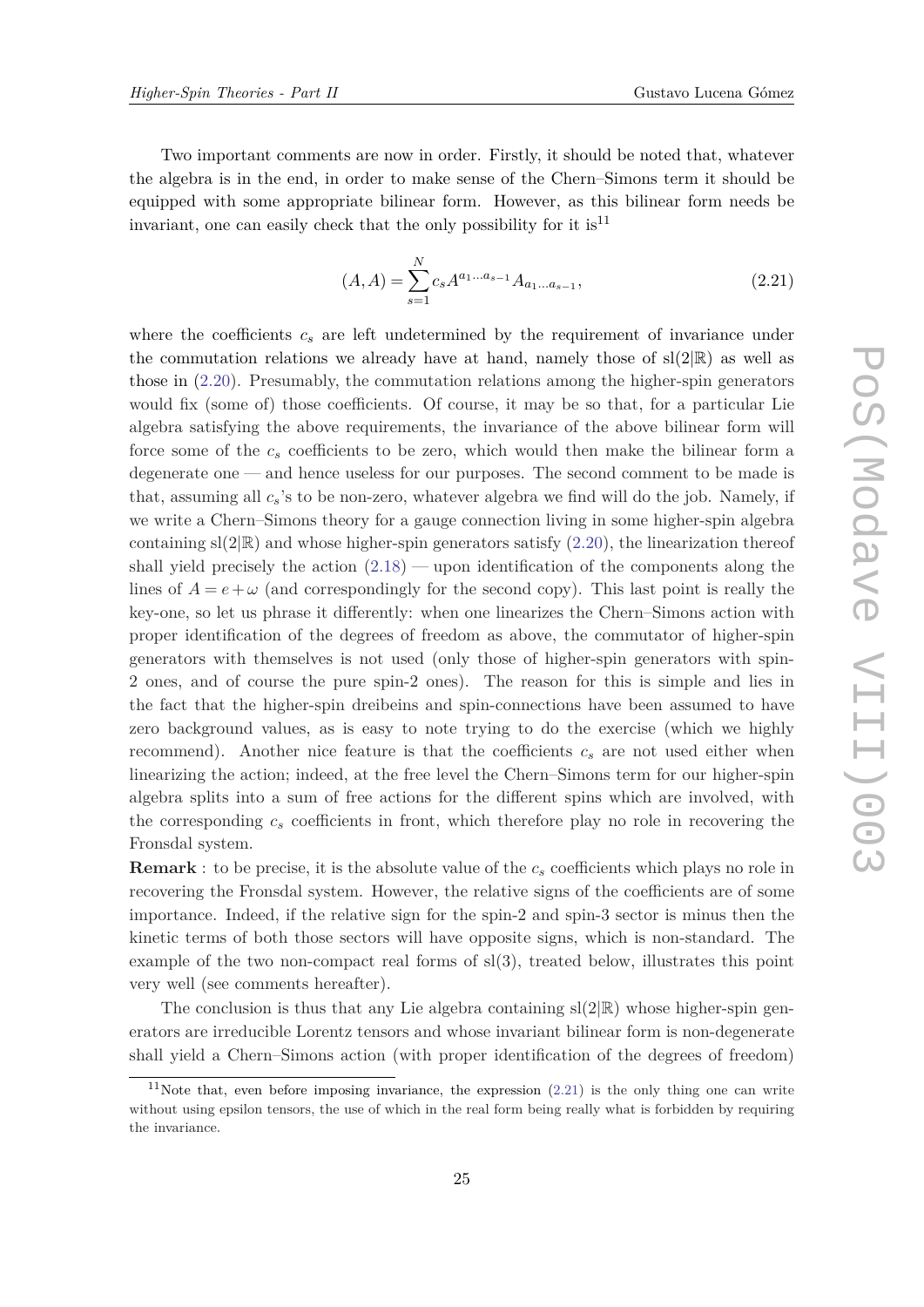Two important comments are now in order. Firstly, it should be noted that, whatever the algebra is in the end, in order to make sense of the Chern–Simons term it should be equipped with some appropriate bilinear form. However, as this bilinear form needs be invariant, one can easily check that the only possibility for it is[11]

$$(A,A) = \sum_{s=1}^{N} c_s A^{a_1 \dots a_{s-1}} A_{a_1 \dots a_{s-1}}, \tag{2.21}$$

where the coefficients $c_s$ are left undetermined by the requirement of invariance under the commutation relations we already have at hand, namely those of $\mathrm{sl}(2|\mathbb{R})$ as well as those in (2.20). Presumably, the commutation relations among the higher-spin generators would fix (some of) those coefficients. Of course, it may be so that, for a particular Lie algebra satisfying the above requirements, the invariance of the above bilinear form will force some of the $c_s$ coefficients to be zero, which would then make the bilinear form a degenerate one — and hence useless for our purposes. The second comment to be made is that, assuming all $c_s$'s to be non-zero, whatever algebra we find will do the job. Namely, if we write a Chern–Simons theory for a gauge connection living in some higher-spin algebra containing $\mathrm{sl}(2|\mathbb{R})$ and whose higher-spin generators satisfy (2.20), the linearization thereof shall yield precisely the action (2.18) — upon identification of the components along the lines of $A = e + \omega$ (and correspondingly for the second copy). This last point is really the key-one, so let us phrase it differently: when one linearizes the Chern–Simons action with proper identification of the degrees of freedom as above, the commutator of higher-spin generators with themselves is not used (only those of higher-spin generators with spin-2 ones, and of course the pure spin-2 ones). The reason for this is simple and lies in the fact that the higher-spin dreibeins and spin-connections have been assumed to have zero background values, as is easy to note trying to do the exercise (which we highly recommend). Another nice feature is that the coefficients $c_s$ are not used either when linearizing the action; indeed, at the free level the Chern–Simons term for our higher-spin algebra splits into a sum of free actions for the different spins which are involved, with the corresponding $c_s$ coefficients in front, which therefore play no role in recovering the Fronsdal system.

**Remark** : to be precise, it is the absolute value of the $c_s$ coefficients which plays no role in recovering the Fronsdal system. However, the relative signs of the coefficients are of some importance. Indeed, if the relative sign for the spin-2 and spin-3 sector is minus then the kinetic terms of both those sectors will have opposite signs, which is non-standard. The example of the two non-compact real forms of sl(3), treated below, illustrates this point very well (see comments hereafter).

The conclusion is thus that any Lie algebra containing $\mathrm{sl}(2|\mathbb{R})$ whose higher-spin generators are irreducible Lorentz tensors and whose invariant bilinear form is non-degenerate shall yield a Chern–Simons action (with proper identification of the degrees of freedom)

[11] Note that, even before imposing invariance, the expression (2.21) is the only thing one can write without using epsilon tensors, the use of which in the real form being really what is forbidden by requiring the invariance.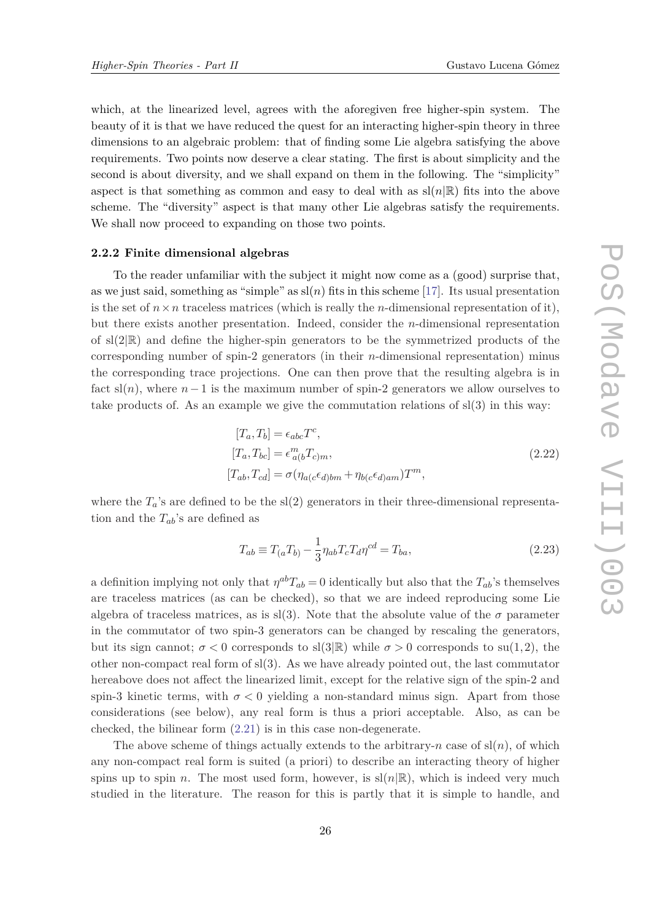which, at the linearized level, agrees with the aforegiven free higher-spin system. The beauty of it is that we have reduced the quest for an interacting higher-spin theory in three dimensions to an algebraic problem: that of finding some Lie algebra satisfying the above requirements. Two points now deserve a clear stating. The first is about simplicity and the second is about diversity, and we shall expand on them in the following. The "simplicity" aspect is that something as common and easy to deal with as $\mathrm{sl}(n|\mathbb{R})$ fits into the above scheme. The "diversity" aspect is that many other Lie algebras satisfy the requirements. We shall now proceed to expanding on those two points.

### 2.2.2 Finite dimensional algebras

To the reader unfamiliar with the subject it might now come as a (good) surprise that, as we just said, something as "simple" as $\mathrm{sl}(n)$ fits in this scheme [17]. Its usual presentation is the set of $n \times n$ traceless matrices (which is really the $n$-dimensional representation of it), but there exists another presentation. Indeed, consider the $n$-dimensional representation of $\mathrm{sl}(2|\mathbb{R})$ and define the higher-spin generators to be the symmetrized products of the corresponding number of spin-2 generators (in their $n$-dimensional representation) minus the corresponding trace projections. One can then prove that the resulting algebra is in fact $\mathrm{sl}(n)$, where $n-1$ is the maximum number of spin-2 generators we allow ourselves to take products of. As an example we give the commutation relations of $\mathrm{sl}(3)$ in this way:

$$
\begin{aligned}
[T_a, T_b] &= \epsilon_{abc} T^c, \\
[T_a, T_{bc}] &= \epsilon^m_{\ a(b} T_{c)m}, \\
[T_{ab}, T_{cd}] &= \sigma(\eta_{a(c}\epsilon_{d)bm} + \eta_{b(c}\epsilon_{d)am}) T^m,
\end{aligned}
\tag{2.22}
$$

where the $T_a$'s are defined to be the $\mathrm{sl}(2)$ generators in their three-dimensional representation and the $T_{ab}$'s are defined as

$$
T_{ab} \equiv T_{(a}T_{b)} - \frac{1}{3}\eta_{ab} T_c T_d \eta^{cd} = T_{ba},
\tag{2.23}
$$

a definition implying not only that $\eta^{ab}T_{ab} = 0$ identically but also that the $T_{ab}$'s themselves are traceless matrices (as can be checked), so that we are indeed reproducing some Lie algebra of traceless matrices, as is $\mathrm{sl}(3)$. Note that the absolute value of the $\sigma$ parameter in the commutator of two spin-3 generators can be changed by rescaling the generators, but its sign cannot; $\sigma < 0$ corresponds to $\mathrm{sl}(3|\mathbb{R})$ while $\sigma > 0$ corresponds to $\mathrm{su}(1,2)$, the other non-compact real form of $\mathrm{sl}(3)$. As we have already pointed out, the last commutator hereabove does not affect the linearized limit, except for the relative sign of the spin-2 and spin-3 kinetic terms, with $\sigma < 0$ yielding a non-standard minus sign. Apart from those considerations (see below), any real form is thus a priori acceptable. Also, as can be checked, the bilinear form (2.21) is in this case non-degenerate.

The above scheme of things actually extends to the arbitrary-$n$ case of $\mathrm{sl}(n)$, of which any non-compact real form is suited (a priori) to describe an interacting theory of higher spins up to spin $n$. The most used form, however, is $\mathrm{sl}(n|\mathbb{R})$, which is indeed very much studied in the literature. The reason for this is partly that it is simple to handle, and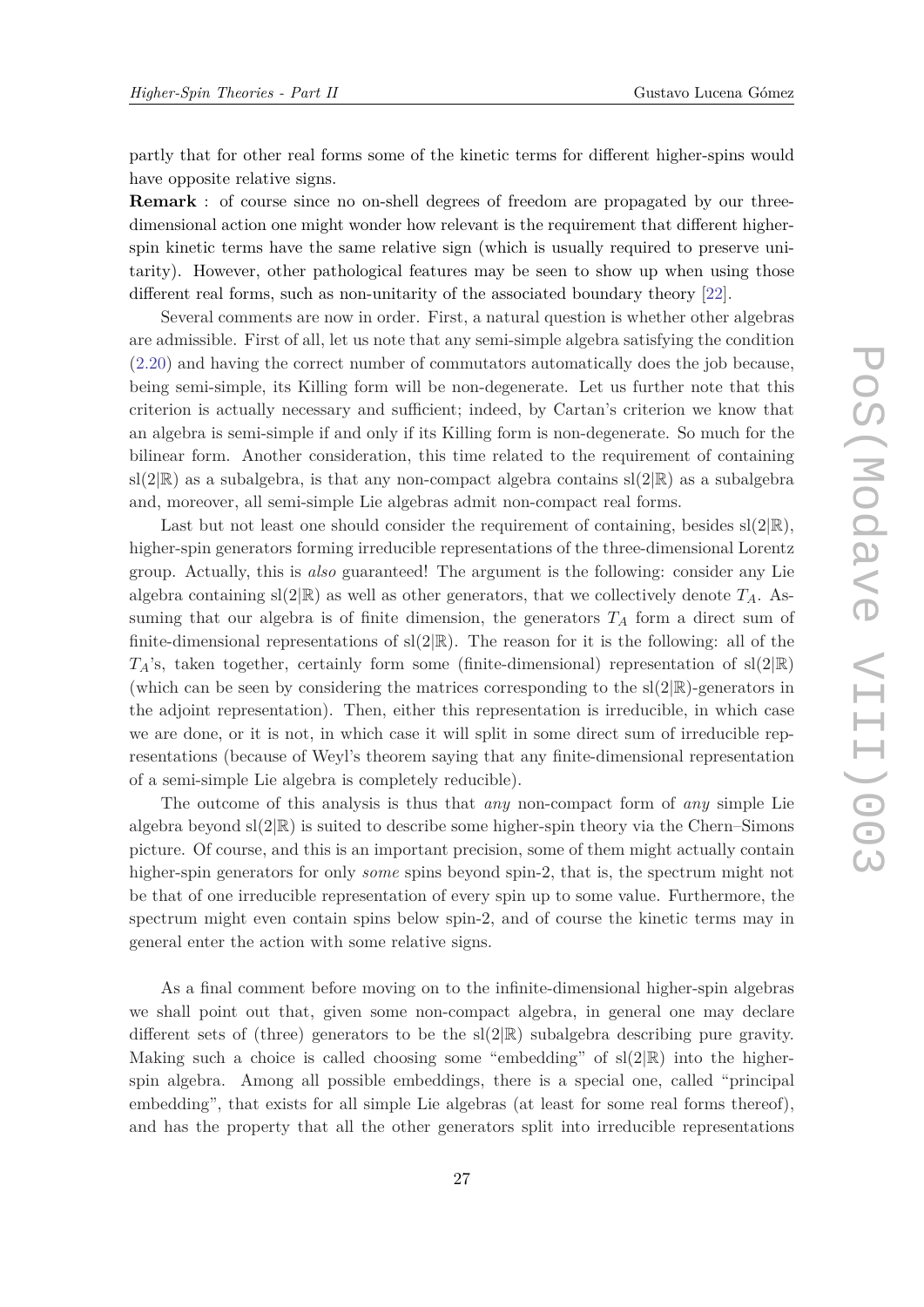partly that for other real forms some of the kinetic terms for different higher-spins would have opposite relative signs.

**Remark** : of course since no on-shell degrees of freedom are propagated by our three-dimensional action one might wonder how relevant is the requirement that different higher-spin kinetic terms have the same relative sign (which is usually required to preserve unitarity). However, other pathological features may be seen to show up when using those different real forms, such as non-unitarity of the associated boundary theory [22].

Several comments are now in order. First, a natural question is whether other algebras are admissible. First of all, let us note that any semi-simple algebra satisfying the condition (2.20) and having the correct number of commutators automatically does the job because, being semi-simple, its Killing form will be non-degenerate. Let us further note that this criterion is actually necessary and sufficient; indeed, by Cartan's criterion we know that an algebra is semi-simple if and only if its Killing form is non-degenerate. So much for the bilinear form. Another consideration, this time related to the requirement of containing $\mathrm{sl}(2|\mathbb{R})$ as a subalgebra, is that any non-compact algebra contains $\mathrm{sl}(2|\mathbb{R})$ as a subalgebra and, moreover, all semi-simple Lie algebras admit non-compact real forms.

Last but not least one should consider the requirement of containing, besides $\mathrm{sl}(2|\mathbb{R})$, higher-spin generators forming irreducible representations of the three-dimensional Lorentz group. Actually, this is *also* guaranteed! The argument is the following: consider any Lie algebra containing $\mathrm{sl}(2|\mathbb{R})$ as well as other generators, that we collectively denote $T_A$. Assuming that our algebra is of finite dimension, the generators $T_A$ form a direct sum of finite-dimensional representations of $\mathrm{sl}(2|\mathbb{R})$. The reason for it is the following: all of the $T_A$'s, taken together, certainly form some (finite-dimensional) representation of $\mathrm{sl}(2|\mathbb{R})$ (which can be seen by considering the matrices corresponding to the $\mathrm{sl}(2|\mathbb{R})$-generators in the adjoint representation). Then, either this representation is irreducible, in which case we are done, or it is not, in which case it will split in some direct sum of irreducible representations (because of Weyl's theorem saying that any finite-dimensional representation of a semi-simple Lie algebra is completely reducible).

The outcome of this analysis is thus that *any* non-compact form of *any* simple Lie algebra beyond $\mathrm{sl}(2|\mathbb{R})$ is suited to describe some higher-spin theory via the Chern–Simons picture. Of course, and this is an important precision, some of them might actually contain higher-spin generators for only *some* spins beyond spin-2, that is, the spectrum might not be that of one irreducible representation of every spin up to some value. Furthermore, the spectrum might even contain spins below spin-2, and of course the kinetic terms may in general enter the action with some relative signs.

As a final comment before moving on to the infinite-dimensional higher-spin algebras we shall point out that, given some non-compact algebra, in general one may declare different sets of (three) generators to be the $\mathrm{sl}(2|\mathbb{R})$ subalgebra describing pure gravity. Making such a choice is called choosing some "embedding" of $\mathrm{sl}(2|\mathbb{R})$ into the higher-spin algebra. Among all possible embeddings, there is a special one, called "principal embedding", that exists for all simple Lie algebras (at least for some real forms thereof), and has the property that all the other generators split into irreducible representations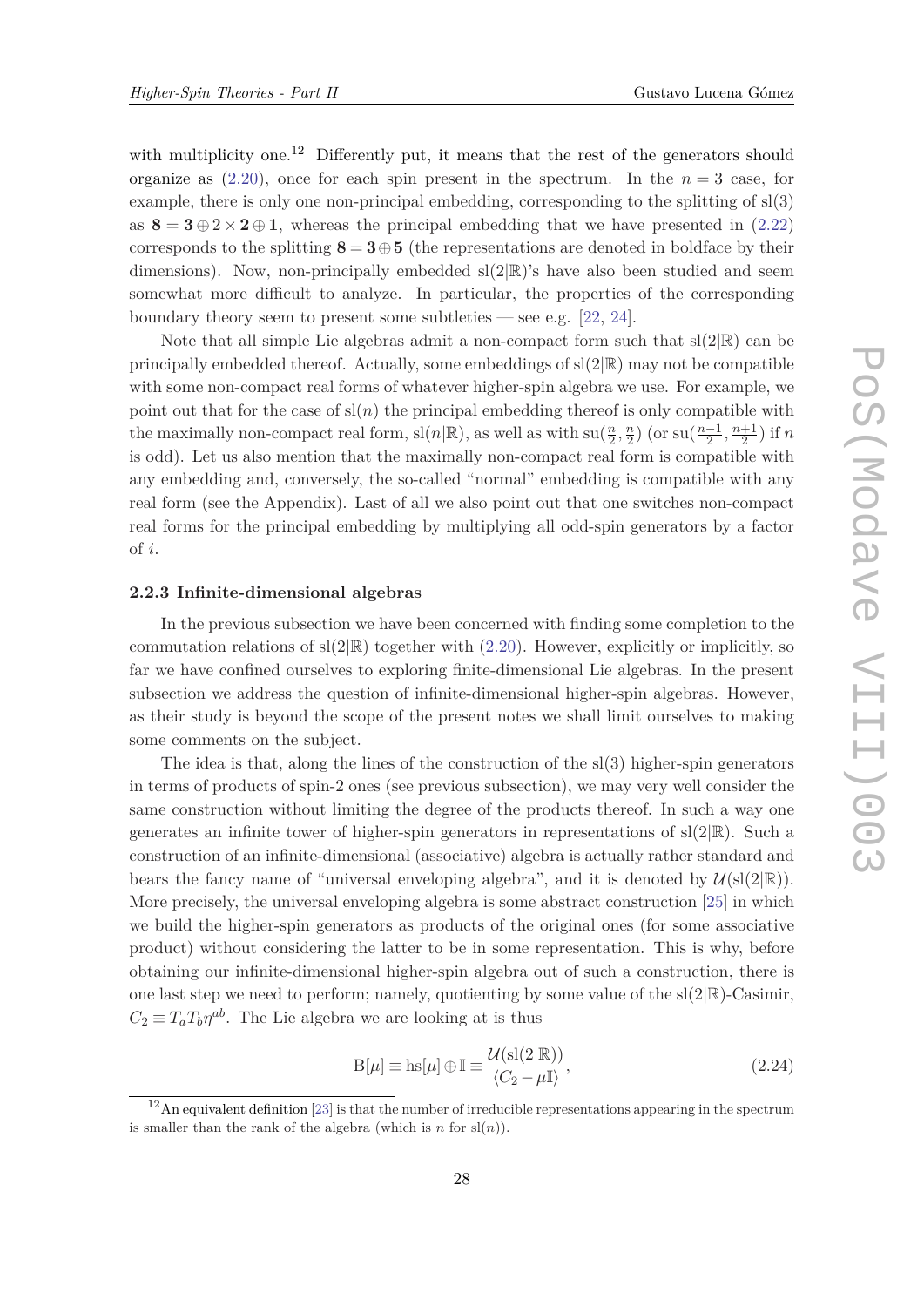with multiplicity one.[12] Differently put, it means that the rest of the generators should organize as (2.20), once for each spin present in the spectrum. In the $n = 3$ case, for example, there is only one non-principal embedding, corresponding to the splitting of sl(3) as $\mathbf{8} = \mathbf{3} \oplus 2 \times \mathbf{2} \oplus \mathbf{1}$, whereas the principal embedding that we have presented in (2.22) corresponds to the splitting $\mathbf{8} = \mathbf{3} \oplus \mathbf{5}$ (the representations are denoted in boldface by their dimensions). Now, non-principally embedded sl(2|ℝ)'s have also been studied and seem somewhat more difficult to analyze. In particular, the properties of the corresponding boundary theory seem to present some subtleties — see e.g. [22, 24].

Note that all simple Lie algebras admit a non-compact form such that sl(2|ℝ) can be principally embedded thereof. Actually, some embeddings of sl(2|ℝ) may not be compatible with some non-compact real forms of whatever higher-spin algebra we use. For example, we point out that for the case of sl($n$) the principal embedding thereof is only compatible with the maximally non-compact real form, sl($n$|ℝ), as well as with su($\frac{n}{2}, \frac{n}{2}$) (or su($\frac{n-1}{2}, \frac{n+1}{2}$) if $n$ is odd). Let us also mention that the maximally non-compact real form is compatible with any embedding and, conversely, the so-called "normal" embedding is compatible with any real form (see the Appendix). Last of all we also point out that one switches non-compact real forms for the principal embedding by multiplying all odd-spin generators by a factor of $i$.

### 2.2.3 Infinite-dimensional algebras

In the previous subsection we have been concerned with finding some completion to the commutation relations of sl(2|ℝ) together with (2.20). However, explicitly or implicitly, so far we have confined ourselves to exploring finite-dimensional Lie algebras. In the present subsection we address the question of infinite-dimensional higher-spin algebras. However, as their study is beyond the scope of the present notes we shall limit ourselves to making some comments on the subject.

The idea is that, along the lines of the construction of the sl(3) higher-spin generators in terms of products of spin-2 ones (see previous subsection), we may very well consider the same construction without limiting the degree of the products thereof. In such a way one generates an infinite tower of higher-spin generators in representations of sl(2|ℝ). Such a construction of an infinite-dimensional (associative) algebra is actually rather standard and bears the fancy name of "universal enveloping algebra", and it is denoted by $\mathcal{U}(\mathrm{sl}(2|\mathbb{R}))$. More precisely, the universal enveloping algebra is some abstract construction [25] in which we build the higher-spin generators as products of the original ones (for some associative product) without considering the latter to be in some representation. This is why, before obtaining our infinite-dimensional higher-spin algebra out of such a construction, there is one last step we need to perform; namely, quotienting by some value of the sl(2|ℝ)-Casimir, $C_2 \equiv T_a T_b \eta^{ab}$. The Lie algebra we are looking at is thus

$$\mathrm{B}[\mu] \equiv \mathrm{hs}[\mu] \oplus \mathbb{I} \equiv \frac{\mathcal{U}(\mathrm{sl}(2|\mathbb{R}))}{\langle C_2 - \mu \mathbb{I} \rangle}, \tag{2.24}$$

[12] An equivalent definition [23] is that the number of irreducible representations appearing in the spectrum is smaller than the rank of the algebra (which is $n$ for sl($n$)).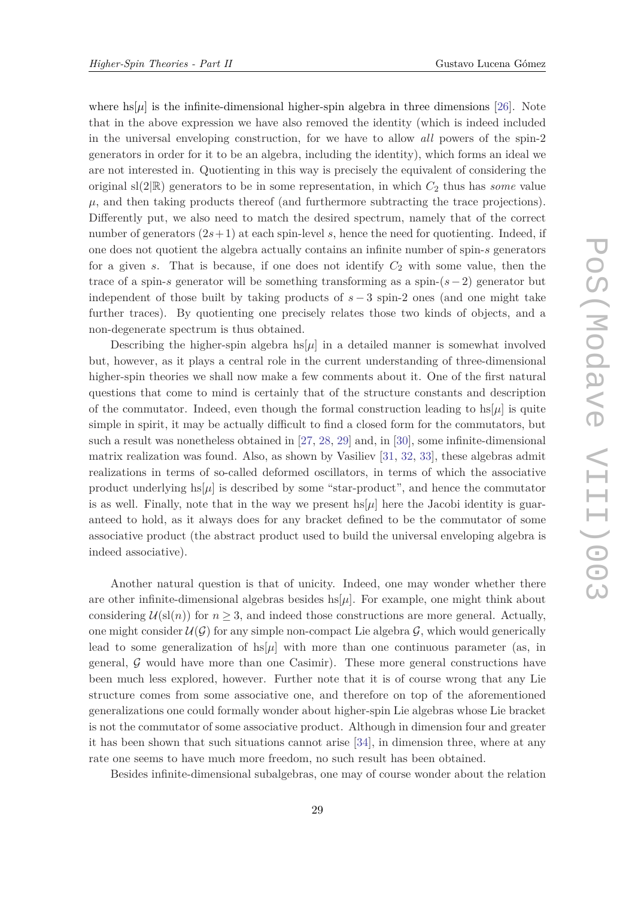where $\mathrm{hs}[\mu]$ is the infinite-dimensional higher-spin algebra in three dimensions [26]. Note that in the above expression we have also removed the identity (which is indeed included in the universal enveloping construction, for we have to allow *all* powers of the spin-2 generators in order for it to be an algebra, including the identity), which forms an ideal we are not interested in. Quotienting in this way is precisely the equivalent of considering the original $\mathrm{sl}(2|\mathbb{R})$ generators to be in some representation, in which $C_2$ thus has *some* value $\mu$, and then taking products thereof (and furthermore subtracting the trace projections). Differently put, we also need to match the desired spectrum, namely that of the correct number of generators $(2s+1)$ at each spin-level $s$, hence the need for quotienting. Indeed, if one does not quotient the algebra actually contains an infinite number of spin-$s$ generators for a given $s$. That is because, if one does not identify $C_2$ with some value, then the trace of a spin-$s$ generator will be something transforming as a spin-$(s-2)$ generator but independent of those built by taking products of $s-3$ spin-2 ones (and one might take further traces). By quotienting one precisely relates those two kinds of objects, and a non-degenerate spectrum is thus obtained.

Describing the higher-spin algebra $\mathrm{hs}[\mu]$ in a detailed manner is somewhat involved but, however, as it plays a central role in the current understanding of three-dimensional higher-spin theories we shall now make a few comments about it. One of the first natural questions that come to mind is certainly that of the structure constants and description of the commutator. Indeed, even though the formal construction leading to $\mathrm{hs}[\mu]$ is quite simple in spirit, it may be actually difficult to find a closed form for the commutators, but such a result was nonetheless obtained in [27, 28, 29] and, in [30], some infinite-dimensional matrix realization was found. Also, as shown by Vasiliev [31, 32, 33], these algebras admit realizations in terms of so-called deformed oscillators, in terms of which the associative product underlying $\mathrm{hs}[\mu]$ is described by some "star-product", and hence the commutator is as well. Finally, note that in the way we present $\mathrm{hs}[\mu]$ here the Jacobi identity is guaranteed to hold, as it always does for any bracket defined to be the commutator of some associative product (the abstract product used to build the universal enveloping algebra is indeed associative).

Another natural question is that of unicity. Indeed, one may wonder whether there are other infinite-dimensional algebras besides $\mathrm{hs}[\mu]$. For example, one might think about considering $\mathcal{U}(\mathrm{sl}(n))$ for $n \geq 3$, and indeed those constructions are more general. Actually, one might consider $\mathcal{U}(\mathcal{G})$ for any simple non-compact Lie algebra $\mathcal{G}$, which would generically lead to some generalization of $\mathrm{hs}[\mu]$ with more than one continuous parameter (as, in general, $\mathcal{G}$ would have more than one Casimir). These more general constructions have been much less explored, however. Further note that it is of course wrong that any Lie structure comes from some associative one, and therefore on top of the aforementioned generalizations one could formally wonder about higher-spin Lie algebras whose Lie bracket is not the commutator of some associative product. Although in dimension four and greater it has been shown that such situations cannot arise [34], in dimension three, where at any rate one seems to have much more freedom, no such result has been obtained.

Besides infinite-dimensional subalgebras, one may of course wonder about the relation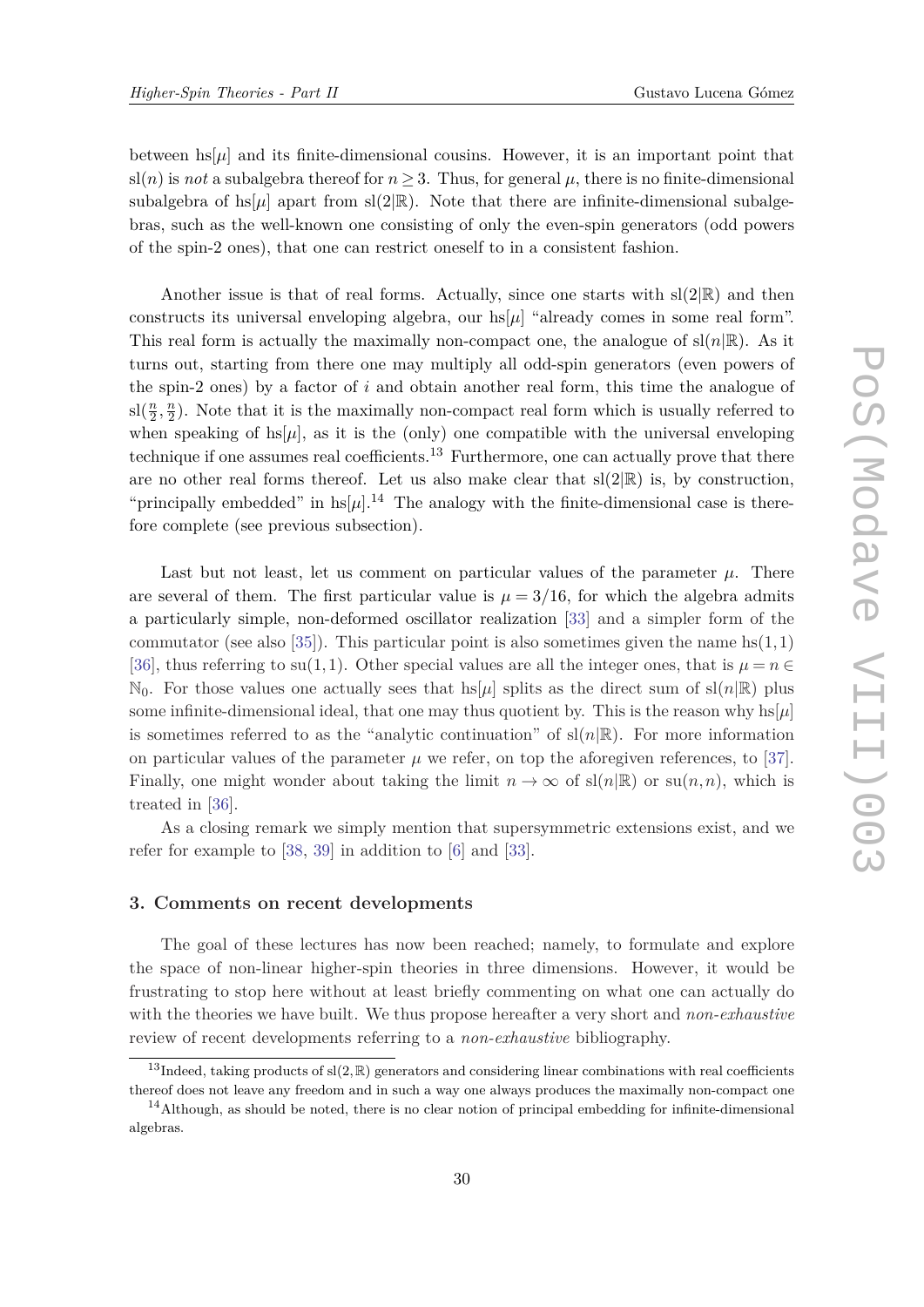between $\mathrm{hs}[\mu]$ and its finite-dimensional cousins. However, it is an important point that $\mathrm{sl}(n)$ is *not* a subalgebra thereof for $n \geq 3$. Thus, for general $\mu$, there is no finite-dimensional subalgebra of $\mathrm{hs}[\mu]$ apart from $\mathrm{sl}(2|\mathbb{R})$. Note that there are infinite-dimensional subalgebras, such as the well-known one consisting of only the even-spin generators (odd powers of the spin-2 ones), that one can restrict oneself to in a consistent fashion.

Another issue is that of real forms. Actually, since one starts with $\mathrm{sl}(2|\mathbb{R})$ and then constructs its universal enveloping algebra, our $\mathrm{hs}[\mu]$ "already comes in some real form". This real form is actually the maximally non-compact one, the analogue of $\mathrm{sl}(n|\mathbb{R})$. As it turns out, starting from there one may multiply all odd-spin generators (even powers of the spin-2 ones) by a factor of $i$ and obtain another real form, this time the analogue of $\mathrm{sl}(\frac{n}{2},\frac{n}{2})$. Note that it is the maximally non-compact real form which is usually referred to when speaking of $\mathrm{hs}[\mu]$, as it is the (only) one compatible with the universal enveloping technique if one assumes real coefficients.[13] Furthermore, one can actually prove that there are no other real forms thereof. Let us also make clear that $\mathrm{sl}(2|\mathbb{R})$ is, by construction, "principally embedded" in $\mathrm{hs}[\mu]$.[14] The analogy with the finite-dimensional case is therefore complete (see previous subsection).

Last but not least, let us comment on particular values of the parameter $\mu$. There are several of them. The first particular value is $\mu = 3/16$, for which the algebra admits a particularly simple, non-deformed oscillator realization [33] and a simpler form of the commutator (see also [35]). This particular point is also sometimes given the name $\mathrm{hs}(1,1)$ [36], thus referring to $\mathrm{su}(1,1)$. Other special values are all the integer ones, that is $\mu = n \in \mathbb{N}_0$. For those values one actually sees that $\mathrm{hs}[\mu]$ splits as the direct sum of $\mathrm{sl}(n|\mathbb{R})$ plus some infinite-dimensional ideal, that one may thus quotient by. This is the reason why $\mathrm{hs}[\mu]$ is sometimes referred to as the "analytic continuation" of $\mathrm{sl}(n|\mathbb{R})$. For more information on particular values of the parameter $\mu$ we refer, on top the aforegiven references, to [37]. Finally, one might wonder about taking the limit $n \to \infty$ of $\mathrm{sl}(n|\mathbb{R})$ or $\mathrm{su}(n,n)$, which is treated in [36].

As a closing remark we simply mention that supersymmetric extensions exist, and we refer for example to [38, 39] in addition to [6] and [33].

## 3. Comments on recent developments

The goal of these lectures has now been reached; namely, to formulate and explore the space of non-linear higher-spin theories in three dimensions. However, it would be frustrating to stop here without at least briefly commenting on what one can actually do with the theories we have built. We thus propose hereafter a very short and *non-exhaustive* review of recent developments referring to a *non-exhaustive* bibliography.

---

[13] Indeed, taking products of $\mathrm{sl}(2,\mathbb{R})$ generators and considering linear combinations with real coefficients thereof does not leave any freedom and in such a way one always produces the maximally non-compact one

[14] Although, as should be noted, there is no clear notion of principal embedding for infinite-dimensional algebras.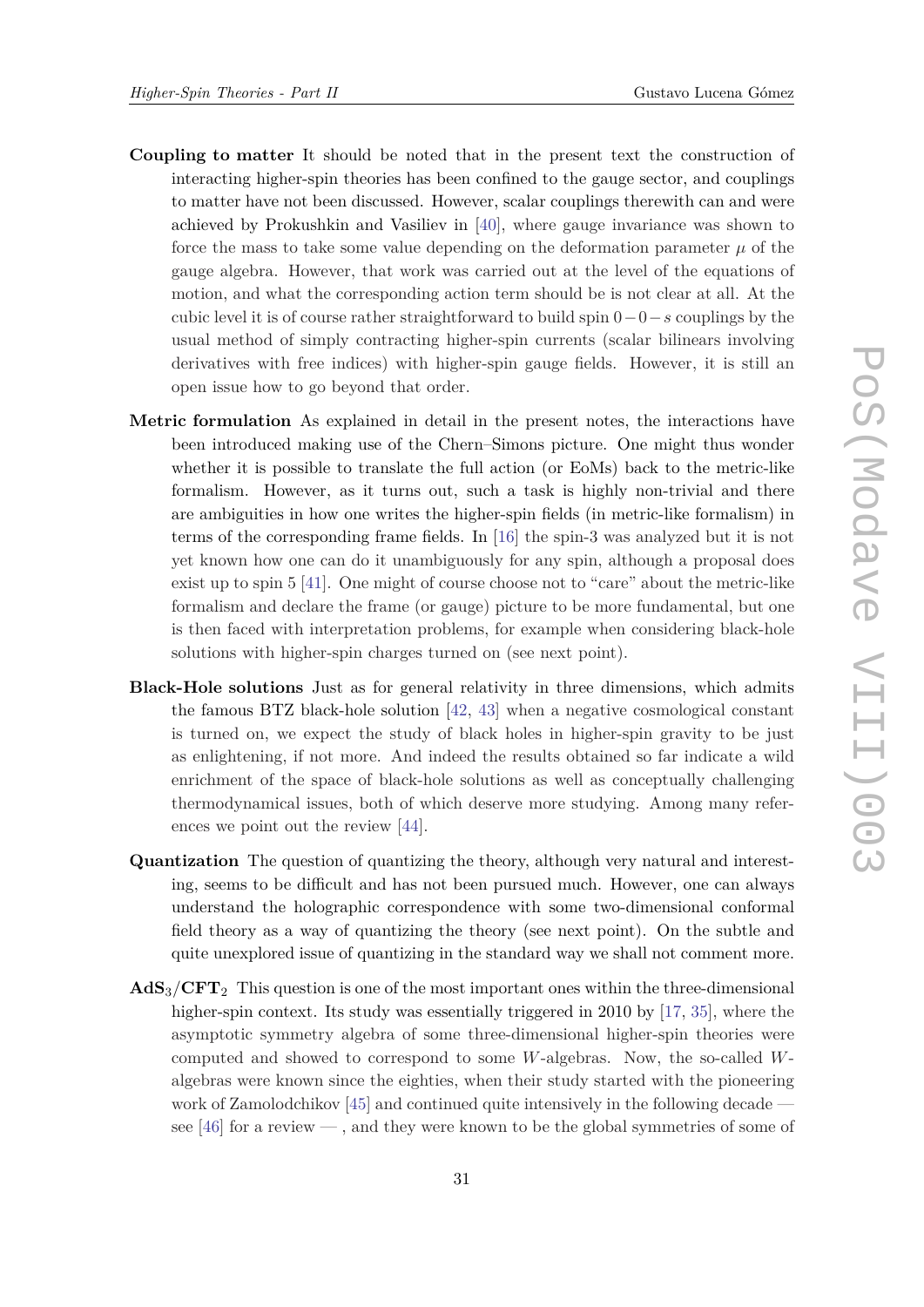**Coupling to matter** It should be noted that in the present text the construction of interacting higher-spin theories has been confined to the gauge sector, and couplings to matter have not been discussed. However, scalar couplings therewith can and were achieved by Prokushkin and Vasiliev in [40], where gauge invariance was shown to force the mass to take some value depending on the deformation parameter $\mu$ of the gauge algebra. However, that work was carried out at the level of the equations of motion, and what the corresponding action term should be is not clear at all. At the cubic level it is of course rather straightforward to build spin $0-0-s$ couplings by the usual method of simply contracting higher-spin currents (scalar bilinears involving derivatives with free indices) with higher-spin gauge fields. However, it is still an open issue how to go beyond that order.

**Metric formulation** As explained in detail in the present notes, the interactions have been introduced making use of the Chern–Simons picture. One might thus wonder whether it is possible to translate the full action (or EoMs) back to the metric-like formalism. However, as it turns out, such a task is highly non-trivial and there are ambiguities in how one writes the higher-spin fields (in metric-like formalism) in terms of the corresponding frame fields. In [16] the spin-3 was analyzed but it is not yet known how one can do it unambiguously for any spin, although a proposal does exist up to spin 5 [41]. One might of course choose not to "care" about the metric-like formalism and declare the frame (or gauge) picture to be more fundamental, but one is then faced with interpretation problems, for example when considering black-hole solutions with higher-spin charges turned on (see next point).

**Black-Hole solutions** Just as for general relativity in three dimensions, which admits the famous BTZ black-hole solution [42, 43] when a negative cosmological constant is turned on, we expect the study of black holes in higher-spin gravity to be just as enlightening, if not more. And indeed the results obtained so far indicate a wild enrichment of the space of black-hole solutions as well as conceptually challenging thermodynamical issues, both of which deserve more studying. Among many references we point out the review [44].

**Quantization** The question of quantizing the theory, although very natural and interesting, seems to be difficult and has not been pursued much. However, one can always understand the holographic correspondence with some two-dimensional conformal field theory as a way of quantizing the theory (see next point). On the subtle and quite unexplored issue of quantizing in the standard way we shall not comment more.

**$\mathbf{AdS_3/CFT_2}$** This question is one of the most important ones within the three-dimensional higher-spin context. Its study was essentially triggered in 2010 by [17, 35], where the asymptotic symmetry algebra of some three-dimensional higher-spin theories were computed and showed to correspond to some $W$-algebras. Now, the so-called $W$-algebras were known since the eighties, when their study started with the pioneering work of Zamolodchikov [45] and continued quite intensively in the following decade — see [46] for a review — , and they were known to be the global symmetries of some of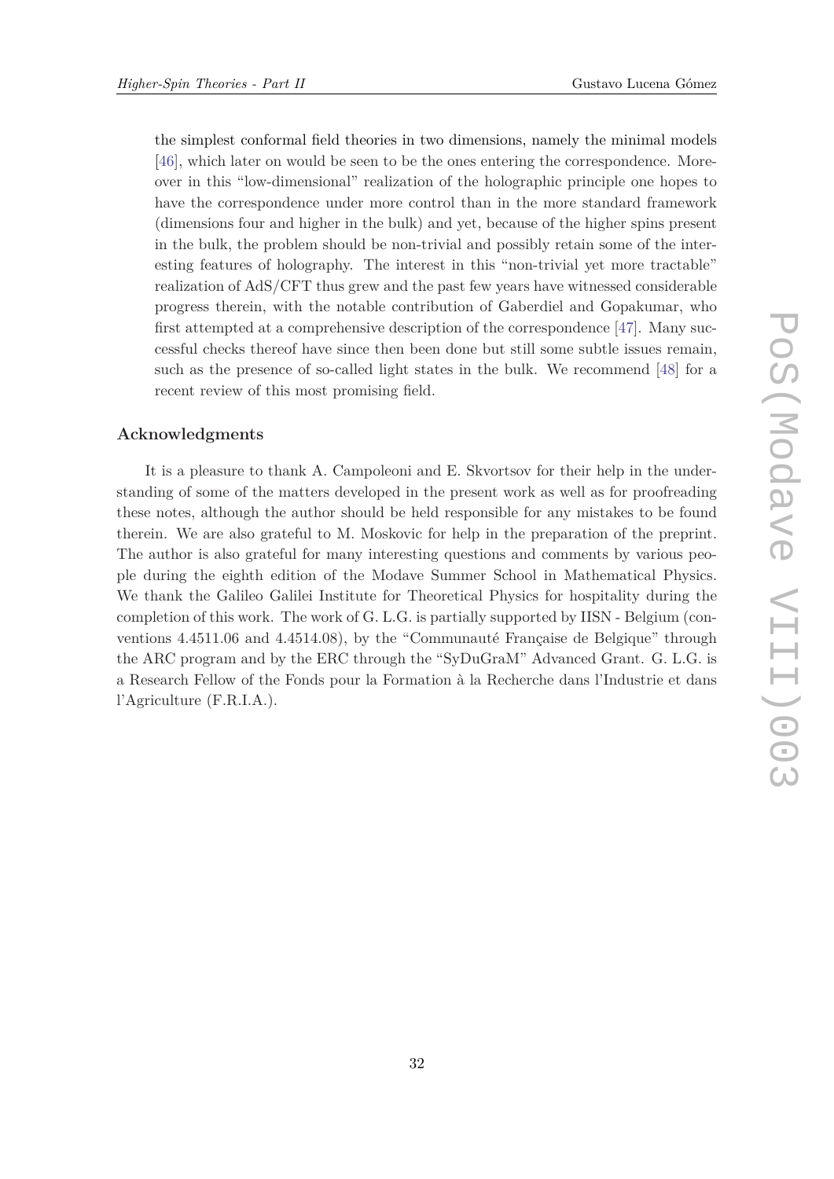the simplest conformal field theories in two dimensions, namely the minimal models [46], which later on would be seen to be the ones entering the correspondence. Moreover in this "low-dimensional" realization of the holographic principle one hopes to have the correspondence under more control than in the more standard framework (dimensions four and higher in the bulk) and yet, because of the higher spins present in the bulk, the problem should be non-trivial and possibly retain some of the interesting features of holography. The interest in this "non-trivial yet more tractable" realization of AdS/CFT thus grew and the past few years have witnessed considerable progress therein, with the notable contribution of Gaberdiel and Gopakumar, who first attempted at a comprehensive description of the correspondence [47]. Many successful checks thereof have since then been done but still some subtle issues remain, such as the presence of so-called light states in the bulk. We recommend [48] for a recent review of this most promising field.

### Acknowledgments

It is a pleasure to thank A. Campoleoni and E. Skvortsov for their help in the understanding of some of the matters developed in the present work as well as for proofreading these notes, although the author should be held responsible for any mistakes to be found therein. We are also grateful to M. Moskovic for help in the preparation of the preprint. The author is also grateful for many interesting questions and comments by various people during the eighth edition of the Modave Summer School in Mathematical Physics. We thank the Galileo Galilei Institute for Theoretical Physics for hospitality during the completion of this work. The work of G. L.G. is partially supported by IISN - Belgium (conventions 4.4511.06 and 4.4514.08), by the "Communauté Française de Belgique" through the ARC program and by the ERC through the "SyDuGraM" Advanced Grant. G. L.G. is a Research Fellow of the Fonds pour la Formation à la Recherche dans l'Industrie et dans l'Agriculture (F.R.I.A.).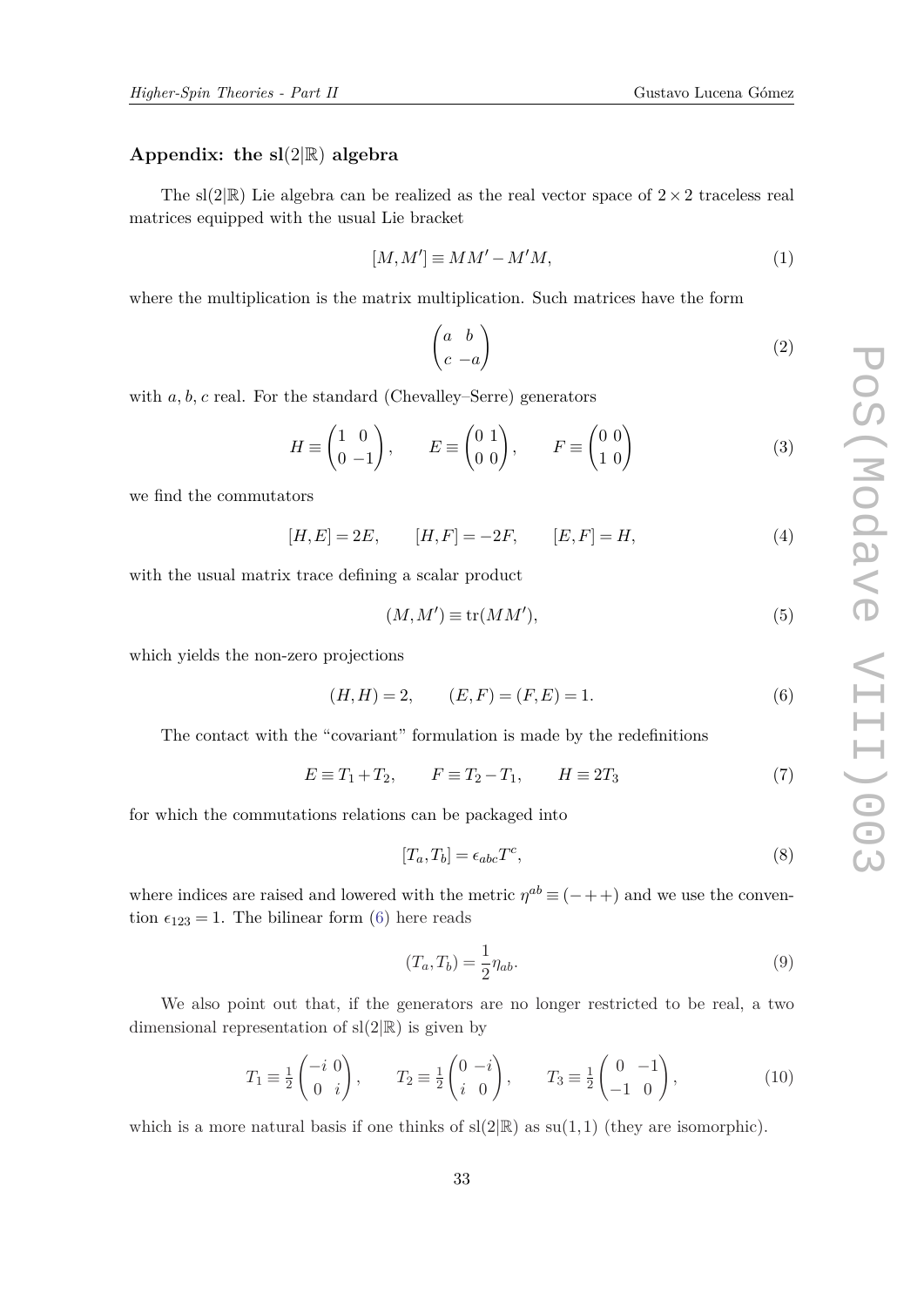### Appendix: the sl$(2|\mathbb{R})$ algebra

The sl$(2|\mathbb{R})$ Lie algebra can be realized as the real vector space of $2\times 2$ traceless real matrices equipped with the usual Lie bracket

$$[M, M'] \equiv MM' - M'M, \tag{1}$$

where the multiplication is the matrix multiplication. Such matrices have the form

$$\begin{pmatrix} a & b \\ c & -a \end{pmatrix} \tag{2}$$

with $a, b, c$ real. For the standard (Chevalley–Serre) generators

$$H \equiv \begin{pmatrix} 1 & 0 \\ 0 & -1 \end{pmatrix}, \qquad E \equiv \begin{pmatrix} 0 & 1 \\ 0 & 0 \end{pmatrix}, \qquad F \equiv \begin{pmatrix} 0 & 0 \\ 1 & 0 \end{pmatrix} \tag{3}$$

we find the commutators

$$[H, E] = 2E, \qquad [H, F] = -2F, \qquad [E, F] = H, \tag{4}$$

with the usual matrix trace defining a scalar product

$$(M, M') \equiv \mathrm{tr}(MM'), \tag{5}$$

which yields the non-zero projections

$$(H, H) = 2, \qquad (E, F) = (F, E) = 1. \tag{6}$$

The contact with the "covariant" formulation is made by the redefinitions

$$E \equiv T_1 + T_2, \qquad F \equiv T_2 - T_1, \qquad H \equiv 2T_3 \tag{7}$$

for which the commutations relations can be packaged into

$$[T_a, T_b] = \epsilon_{abc} T^c, \tag{8}$$

where indices are raised and lowered with the metric $\eta^{ab} \equiv (-++)$ and we use the convention $\epsilon_{123} = 1$. The bilinear form (6) here reads

$$(T_a, T_b) = \frac{1}{2}\eta_{ab}. \tag{9}$$

We also point out that, if the generators are no longer restricted to be real, a two dimensional representation of sl$(2|\mathbb{R})$ is given by

$$T_1 \equiv \tfrac{1}{2}\begin{pmatrix} -i & 0 \\ 0 & i \end{pmatrix}, \qquad T_2 \equiv \tfrac{1}{2}\begin{pmatrix} 0 & -i \\ i & 0 \end{pmatrix}, \qquad T_3 \equiv \tfrac{1}{2}\begin{pmatrix} 0 & -1 \\ -1 & 0 \end{pmatrix}, \tag{10}$$

which is a more natural basis if one thinks of sl$(2|\mathbb{R})$ as su$(1,1)$ (they are isomorphic).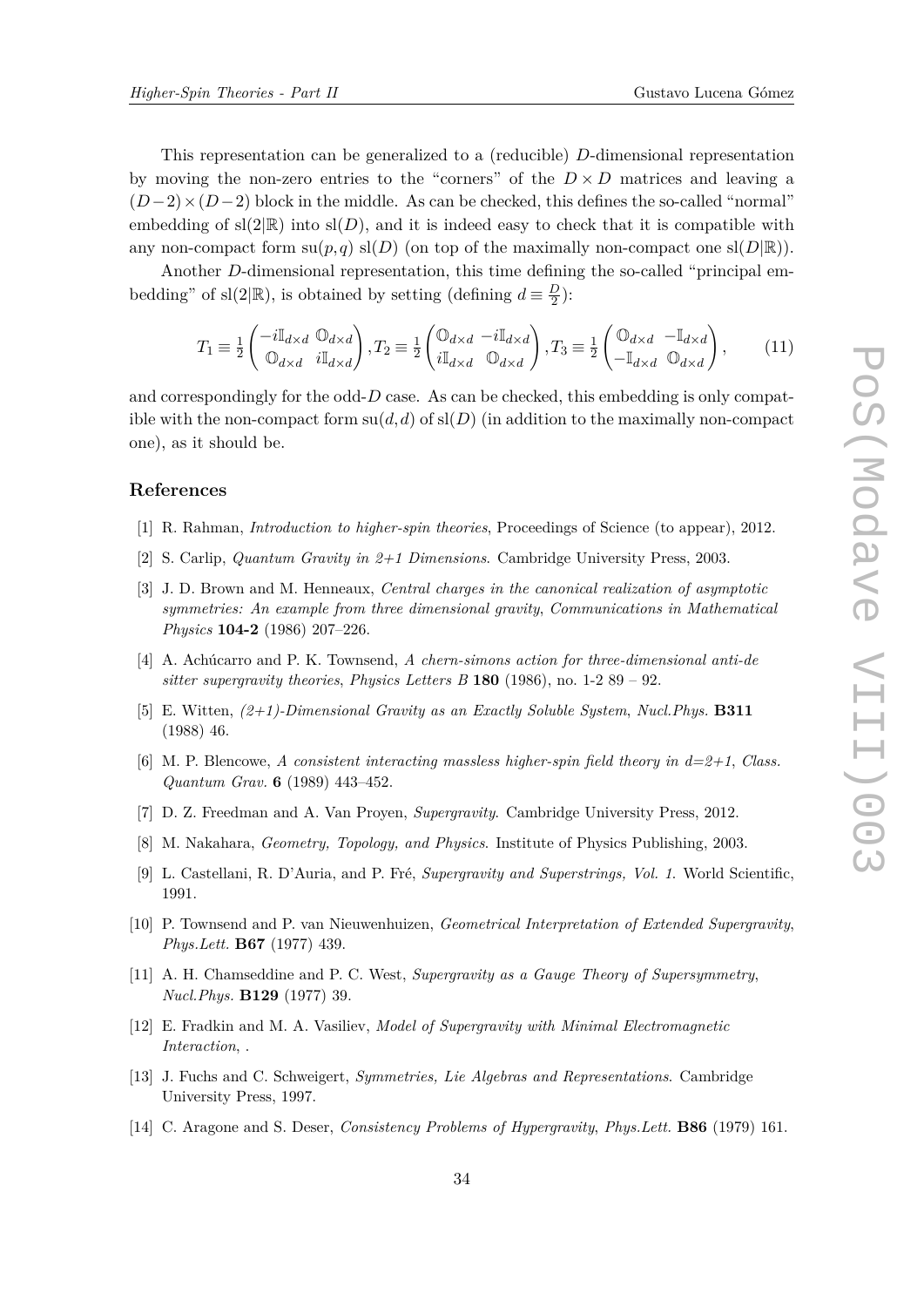This representation can be generalized to a (reducible) $D$-dimensional representation by moving the non-zero entries to the "corners" of the $D \times D$ matrices and leaving a $(D-2)\times(D-2)$ block in the middle. As can be checked, this defines the so-called "normal" embedding of $\mathrm{sl}(2|\mathbb{R})$ into $\mathrm{sl}(D)$, and it is indeed easy to check that it is compatible with any non-compact form $\mathrm{su}(p,q)$ $\mathrm{sl}(D)$ (on top of the maximally non-compact one $\mathrm{sl}(D|\mathbb{R})$).

Another $D$-dimensional representation, this time defining the so-called "principal embedding" of $\mathrm{sl}(2|\mathbb{R})$, is obtained by setting (defining $d \equiv \frac{D}{2}$):

$$T_1 \equiv \frac{1}{2}\begin{pmatrix} -i\mathbb{I}_{d\times d} & \mathbb{O}_{d\times d} \\ \mathbb{O}_{d\times d} & i\mathbb{I}_{d\times d} \end{pmatrix}, T_2 \equiv \frac{1}{2}\begin{pmatrix} \mathbb{O}_{d\times d} & -i\mathbb{I}_{d\times d} \\ i\mathbb{I}_{d\times d} & \mathbb{O}_{d\times d} \end{pmatrix}, T_3 \equiv \frac{1}{2}\begin{pmatrix} \mathbb{O}_{d\times d} & -\mathbb{I}_{d\times d} \\ -\mathbb{I}_{d\times d} & \mathbb{O}_{d\times d} \end{pmatrix}, \tag{11}$$

and correspondingly for the odd-$D$ case. As can be checked, this embedding is only compatible with the non-compact form $\mathrm{su}(d,d)$ of $\mathrm{sl}(D)$ (in addition to the maximally non-compact one), as it should be.

## References

[1] R. Rahman, *Introduction to higher-spin theories*, Proceedings of Science (to appear), 2012.

[2] S. Carlip, *Quantum Gravity in 2+1 Dimensions*. Cambridge University Press, 2003.

[3] J. D. Brown and M. Henneaux, *Central charges in the canonical realization of asymptotic symmetries: An example from three dimensional gravity*, *Communications in Mathematical Physics* **104-2** (1986) 207–226.

[4] A. Achúcarro and P. K. Townsend, *A chern-simons action for three-dimensional anti-de sitter supergravity theories*, *Physics Letters B* **180** (1986), no. 1-2 89 – 92.

[5] E. Witten, *(2+1)-Dimensional Gravity as an Exactly Soluble System*, *Nucl.Phys.* **B311** (1988) 46.

[6] M. P. Blencowe, *A consistent interacting massless higher-spin field theory in d=2+1*, *Class. Quantum Grav.* **6** (1989) 443–452.

[7] D. Z. Freedman and A. Van Proyen, *Supergravity*. Cambridge University Press, 2012.

[8] M. Nakahara, *Geometry, Topology, and Physics*. Institute of Physics Publishing, 2003.

[9] L. Castellani, R. D'Auria, and P. Fré, *Supergravity and Superstrings, Vol. 1.* World Scientific, 1991.

[10] P. Townsend and P. van Nieuwenhuizen, *Geometrical Interpretation of Extended Supergravity*, *Phys.Lett.* **B67** (1977) 439.

[11] A. H. Chamseddine and P. C. West, *Supergravity as a Gauge Theory of Supersymmetry*, *Nucl.Phys.* **B129** (1977) 39.

[12] E. Fradkin and M. A. Vasiliev, *Model of Supergravity with Minimal Electromagnetic Interaction*, .

[13] J. Fuchs and C. Schweigert, *Symmetries, Lie Algebras and Representations*. Cambridge University Press, 1997.

[14] C. Aragone and S. Deser, *Consistency Problems of Hypergravity*, *Phys.Lett.* **B86** (1979) 161.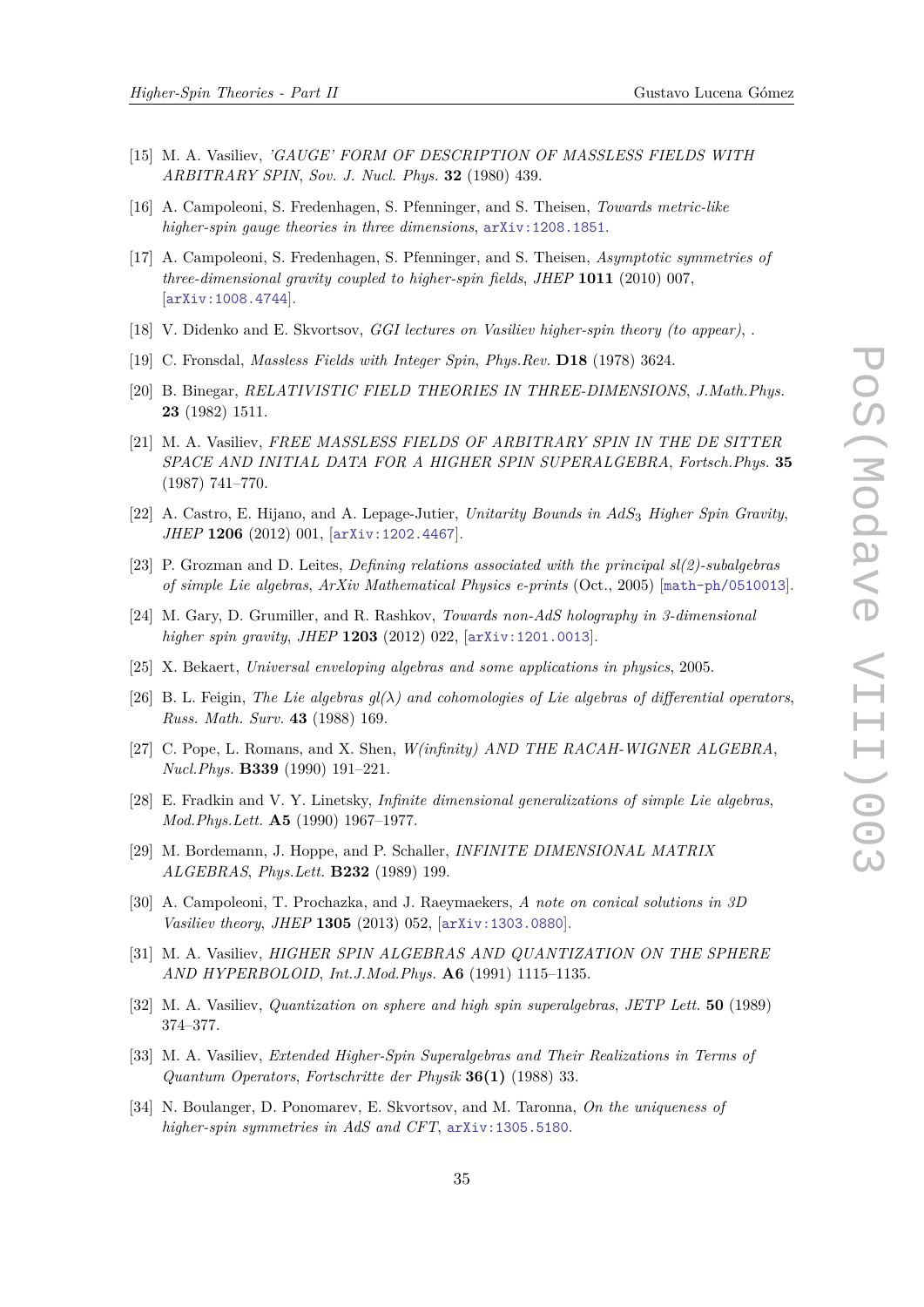[15] M. A. Vasiliev, *'GAUGE' FORM OF DESCRIPTION OF MASSLESS FIELDS WITH ARBITRARY SPIN*, *Sov. J. Nucl. Phys.* **32** (1980) 439.

[16] A. Campoleoni, S. Fredenhagen, S. Pfenninger, and S. Theisen, *Towards metric-like higher-spin gauge theories in three dimensions*, arXiv:1208.1851.

[17] A. Campoleoni, S. Fredenhagen, S. Pfenninger, and S. Theisen, *Asymptotic symmetries of three-dimensional gravity coupled to higher-spin fields*, *JHEP* **1011** (2010) 007, [arXiv:1008.4744].

[18] V. Didenko and E. Skvortsov, *GGI lectures on Vasiliev higher-spin theory (to appear)*, .

[19] C. Fronsdal, *Massless Fields with Integer Spin*, *Phys.Rev.* **D18** (1978) 3624.

[20] B. Binegar, *RELATIVISTIC FIELD THEORIES IN THREE-DIMENSIONS*, *J.Math.Phys.* **23** (1982) 1511.

[21] M. A. Vasiliev, *FREE MASSLESS FIELDS OF ARBITRARY SPIN IN THE DE SITTER SPACE AND INITIAL DATA FOR A HIGHER SPIN SUPERALGEBRA*, *Fortsch.Phys.* **35** (1987) 741–770.

[22] A. Castro, E. Hijano, and A. Lepage-Jutier, *Unitarity Bounds in $AdS_3$ Higher Spin Gravity*, *JHEP* **1206** (2012) 001, [arXiv:1202.4467].

[23] P. Grozman and D. Leites, *Defining relations associated with the principal sl(2)-subalgebras of simple Lie algebras*, *ArXiv Mathematical Physics e-prints* (Oct., 2005) [math-ph/0510013].

[24] M. Gary, D. Grumiller, and R. Rashkov, *Towards non-AdS holography in 3-dimensional higher spin gravity*, *JHEP* **1203** (2012) 022, [arXiv:1201.0013].

[25] X. Bekaert, *Universal enveloping algebras and some applications in physics*, 2005.

[26] B. L. Feigin, *The Lie algebras $gl(\lambda)$ and cohomologies of Lie algebras of differential operators*, *Russ. Math. Surv.* **43** (1988) 169.

[27] C. Pope, L. Romans, and X. Shen, *W(infinity) AND THE RACAH-WIGNER ALGEBRA*, *Nucl.Phys.* **B339** (1990) 191–221.

[28] E. Fradkin and V. Y. Linetsky, *Infinite dimensional generalizations of simple Lie algebras*, *Mod.Phys.Lett.* **A5** (1990) 1967–1977.

[29] M. Bordemann, J. Hoppe, and P. Schaller, *INFINITE DIMENSIONAL MATRIX ALGEBRAS*, *Phys.Lett.* **B232** (1989) 199.

[30] A. Campoleoni, T. Prochazka, and J. Raeymaekers, *A note on conical solutions in 3D Vasiliev theory*, *JHEP* **1305** (2013) 052, [arXiv:1303.0880].

[31] M. A. Vasiliev, *HIGHER SPIN ALGEBRAS AND QUANTIZATION ON THE SPHERE AND HYPERBOLOID*, *Int.J.Mod.Phys.* **A6** (1991) 1115–1135.

[32] M. A. Vasiliev, *Quantization on sphere and high spin superalgebras*, *JETP Lett.* **50** (1989) 374–377.

[33] M. A. Vasiliev, *Extended Higher-Spin Superalgebras and Their Realizations in Terms of Quantum Operators*, *Fortschritte der Physik* **36(1)** (1988) 33.

[34] N. Boulanger, D. Ponomarev, E. Skvortsov, and M. Taronna, *On the uniqueness of higher-spin symmetries in AdS and CFT*, arXiv:1305.5180.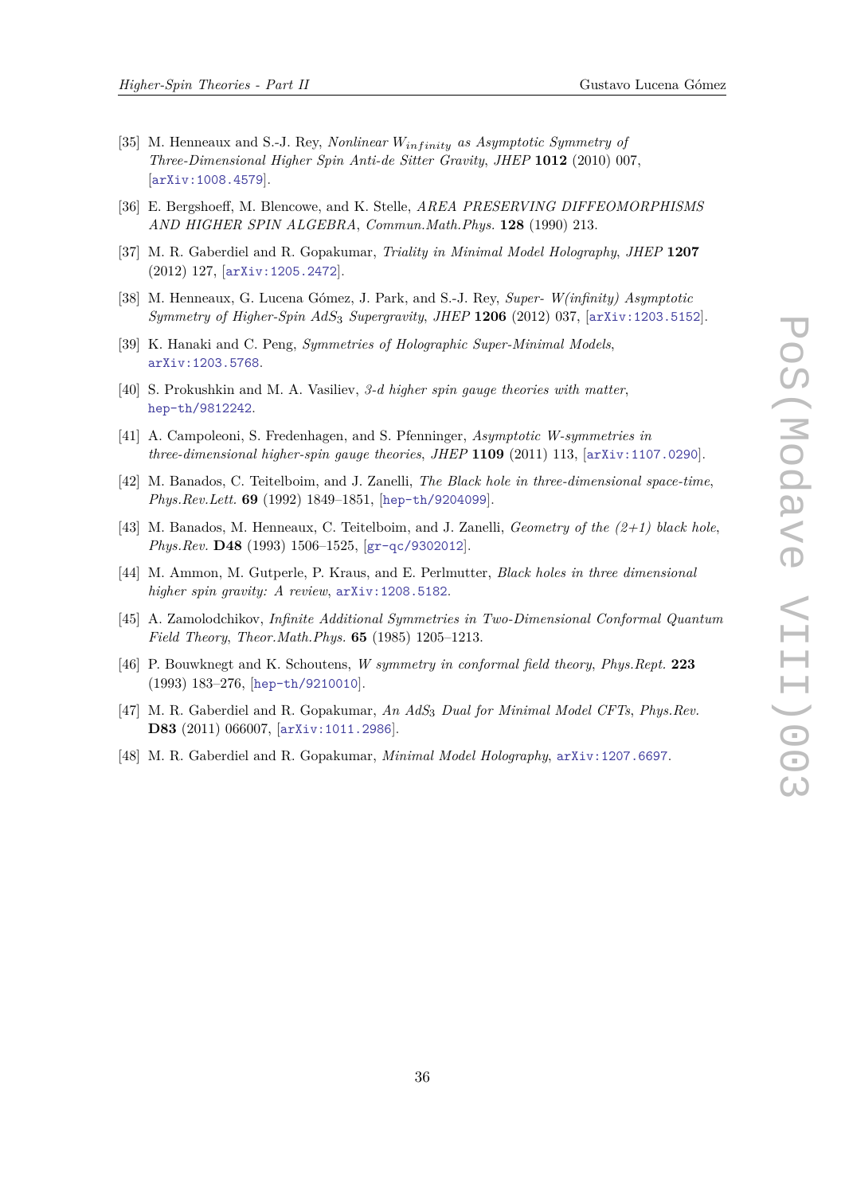[35] M. Henneaux and S.-J. Rey, *Nonlinear $W_{infinity}$ as Asymptotic Symmetry of Three-Dimensional Higher Spin Anti-de Sitter Gravity*, *JHEP* **1012** (2010) 007, [arXiv:1008.4579].

[36] E. Bergshoeff, M. Blencowe, and K. Stelle, *AREA PRESERVING DIFFEOMORPHISMS AND HIGHER SPIN ALGEBRA*, *Commun.Math.Phys.* **128** (1990) 213.

[37] M. R. Gaberdiel and R. Gopakumar, *Triality in Minimal Model Holography*, *JHEP* **1207** (2012) 127, [arXiv:1205.2472].

[38] M. Henneaux, G. Lucena Gómez, J. Park, and S.-J. Rey, *Super- W(infinity) Asymptotic Symmetry of Higher-Spin $AdS_3$ Supergravity*, *JHEP* **1206** (2012) 037, [arXiv:1203.5152].

[39] K. Hanaki and C. Peng, *Symmetries of Holographic Super-Minimal Models*, arXiv:1203.5768.

[40] S. Prokushkin and M. A. Vasiliev, *3-d higher spin gauge theories with matter*, hep-th/9812242.

[41] A. Campoleoni, S. Fredenhagen, and S. Pfenninger, *Asymptotic W-symmetries in three-dimensional higher-spin gauge theories*, *JHEP* **1109** (2011) 113, [arXiv:1107.0290].

[42] M. Banados, C. Teitelboim, and J. Zanelli, *The Black hole in three-dimensional space-time*, *Phys.Rev.Lett.* **69** (1992) 1849–1851, [hep-th/9204099].

[43] M. Banados, M. Henneaux, C. Teitelboim, and J. Zanelli, *Geometry of the (2+1) black hole*, *Phys.Rev.* **D48** (1993) 1506–1525, [gr-qc/9302012].

[44] M. Ammon, M. Gutperle, P. Kraus, and E. Perlmutter, *Black holes in three dimensional higher spin gravity: A review*, arXiv:1208.5182.

[45] A. Zamolodchikov, *Infinite Additional Symmetries in Two-Dimensional Conformal Quantum Field Theory*, *Theor.Math.Phys.* **65** (1985) 1205–1213.

[46] P. Bouwknegt and K. Schoutens, *W symmetry in conformal field theory*, *Phys.Rept.* **223** (1993) 183–276, [hep-th/9210010].

[47] M. R. Gaberdiel and R. Gopakumar, *An $AdS_3$ Dual for Minimal Model CFTs*, *Phys.Rev.* **D83** (2011) 066007, [arXiv:1011.2986].

[48] M. R. Gaberdiel and R. Gopakumar, *Minimal Model Holography*, arXiv:1207.6697.